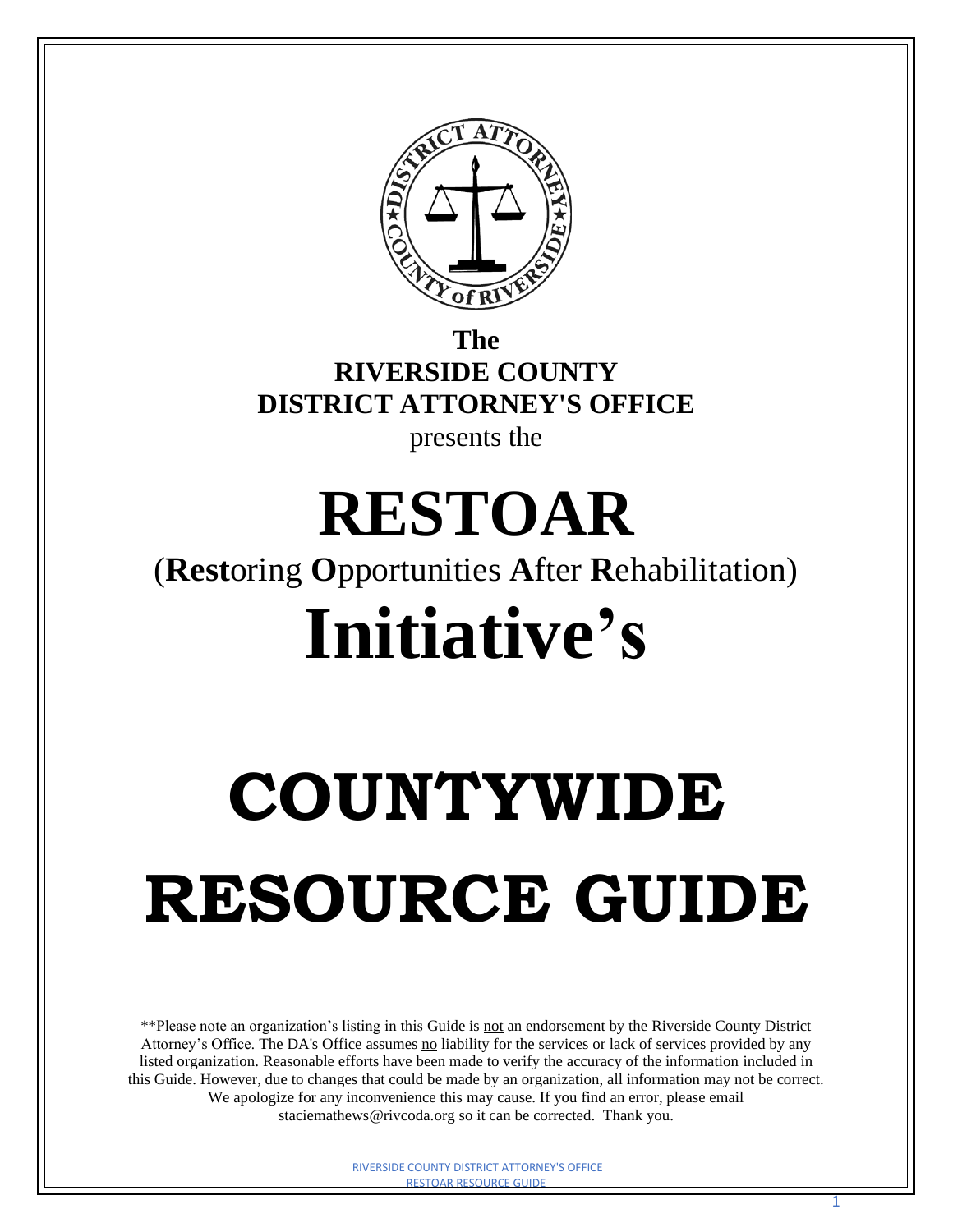**The**
**RIVERSIDE COUNTY**
**DISTRICT ATTORNEY'S OFFICE**
presents the

# RESTOAR

(**Rest**oring **O**pportunities **A**fter **R**ehabilitation)

# Initiative's

# COUNTYWIDE RESOURCE GUIDE

**Please note an organization's listing in this Guide is not an endorsement by the Riverside County District Attorney's Office. The DA's Office assumes no liability for the services or lack of services provided by any listed organization. Reasonable efforts have been made to verify the accuracy of the information included in this Guide. However, due to changes that could be made by an organization, all information may not be correct. We apologize for any inconvenience this may cause. If you find an error, please email staciemathews@rivcoda.org so it can be corrected. Thank you.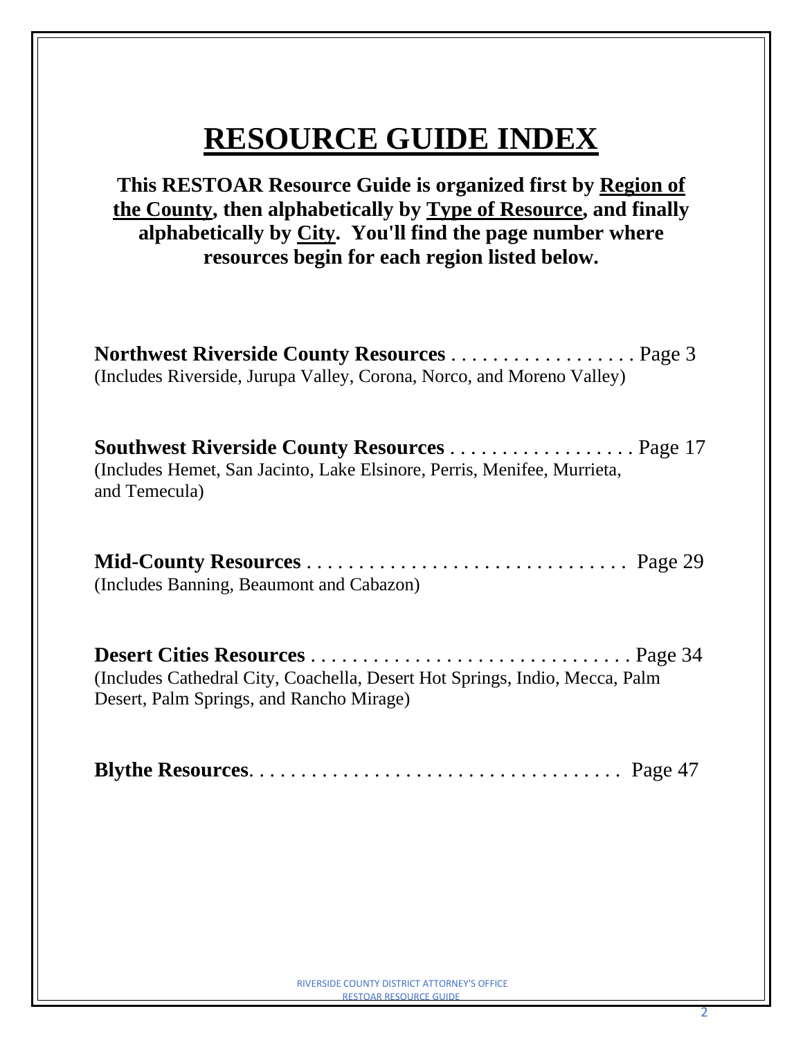# RESOURCE GUIDE INDEX

**This RESTOAR Resource Guide is organized first by Region of the County, then alphabetically by Type of Resource, and finally alphabetically by City. You'll find the page number where resources begin for each region listed below.**

**Northwest Riverside County Resources** . . . . . . . . . . . . . . . . . . Page 3
(Includes Riverside, Jurupa Valley, Corona, Norco, and Moreno Valley)

**Southwest Riverside County Resources** . . . . . . . . . . . . . . . . . . Page 17
(Includes Hemet, San Jacinto, Lake Elsinore, Perris, Menifee, Murrieta, and Temecula)

**Mid-County Resources** . . . . . . . . . . . . . . . . . . . . . . . . . . . . . . . Page 29
(Includes Banning, Beaumont and Cabazon)

**Desert Cities Resources** . . . . . . . . . . . . . . . . . . . . . . . . . . . . . . Page 34
(Includes Cathedral City, Coachella, Desert Hot Springs, Indio, Mecca, Palm Desert, Palm Springs, and Rancho Mirage)

**Blythe Resources**. . . . . . . . . . . . . . . . . . . . . . . . . . . . . . . . . . . Page 47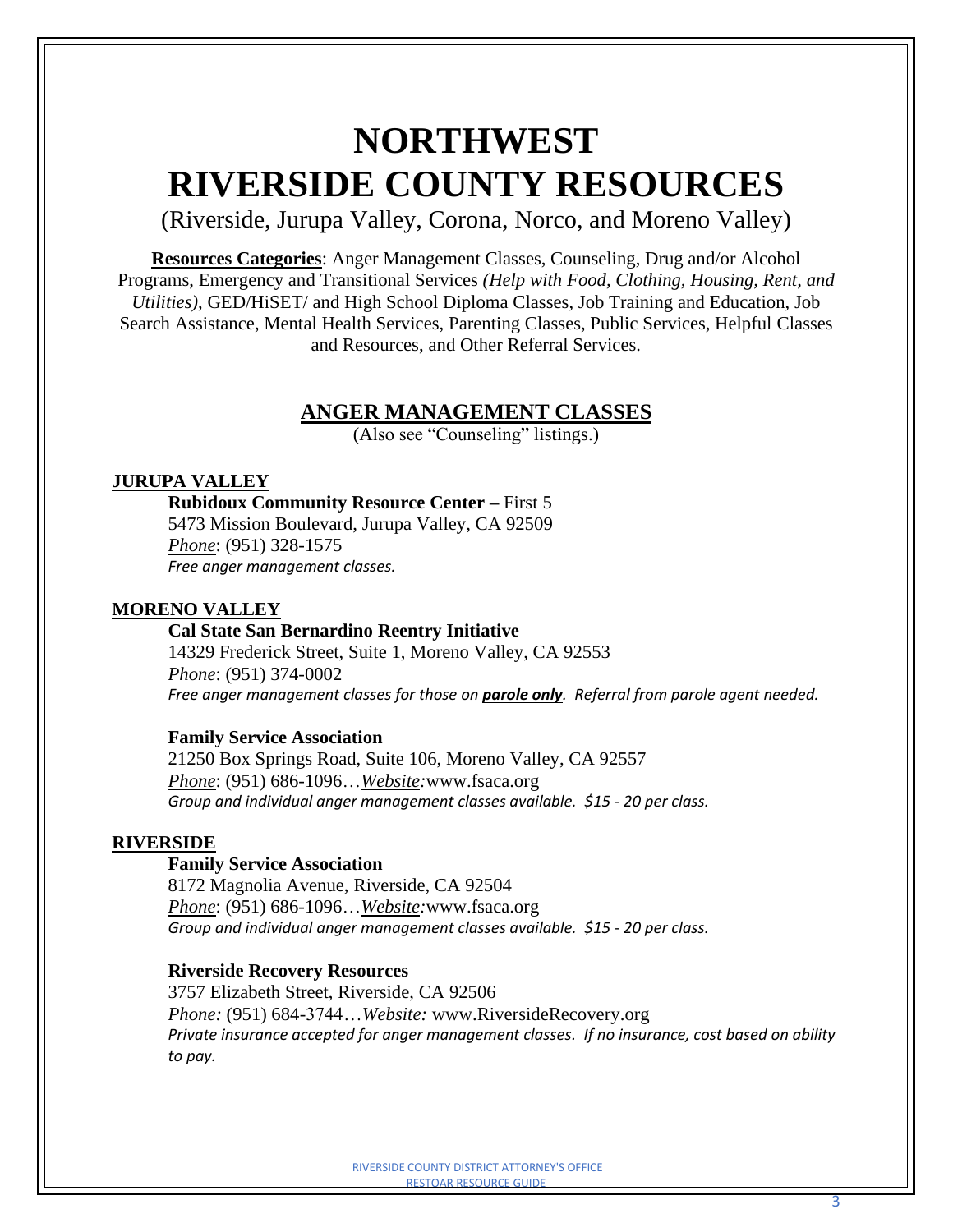# NORTHWEST RIVERSIDE COUNTY RESOURCES

(Riverside, Jurupa Valley, Corona, Norco, and Moreno Valley)

**Resources Categories**: Anger Management Classes, Counseling, Drug and/or Alcohol Programs, Emergency and Transitional Services *(Help with Food, Clothing, Housing, Rent, and Utilities)*, GED/HiSET/ and High School Diploma Classes, Job Training and Education, Job Search Assistance, Mental Health Services, Parenting Classes, Public Services, Helpful Classes and Resources, and Other Referral Services.

## ANGER MANAGEMENT CLASSES

(Also see "Counseling" listings.)

### JURUPA VALLEY

**Rubidoux Community Resource Center –** First 5
5473 Mission Boulevard, Jurupa Valley, CA 92509
*Phone*: (951) 328-1575
*Free anger management classes.*

### MORENO VALLEY

**Cal State San Bernardino Reentry Initiative**
14329 Frederick Street, Suite 1, Moreno Valley, CA 92553
*Phone*: (951) 374-0002
*Free anger management classes for those on **parole only**. Referral from parole agent needed.*

**Family Service Association**
21250 Box Springs Road, Suite 106, Moreno Valley, CA 92557
*Phone*: (951) 686-1096…*Website:*www.fsaca.org
*Group and individual anger management classes available. $15 - 20 per class.*

### RIVERSIDE

**Family Service Association**
8172 Magnolia Avenue, Riverside, CA 92504
*Phone*: (951) 686-1096…*Website:*www.fsaca.org
*Group and individual anger management classes available. $15 - 20 per class.*

**Riverside Recovery Resources**
3757 Elizabeth Street, Riverside, CA 92506
*Phone:* (951) 684-3744…*Website:* www.RiversideRecovery.org
*Private insurance accepted for anger management classes. If no insurance, cost based on ability to pay.*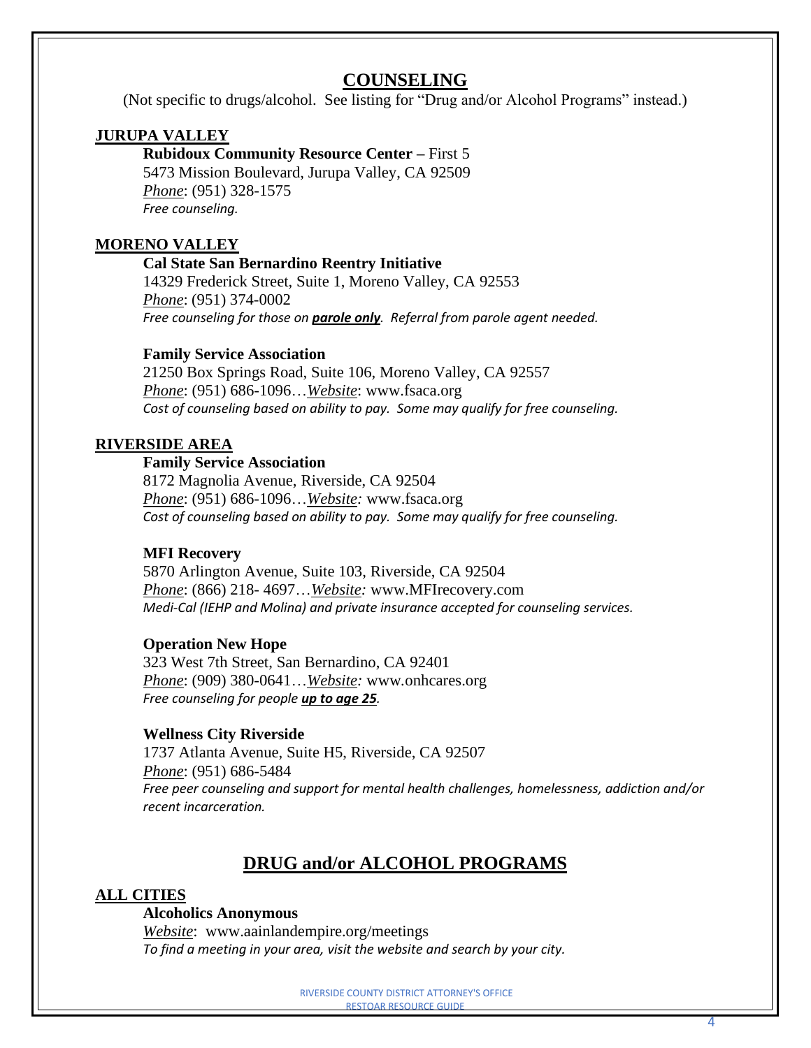# COUNSELING

(Not specific to drugs/alcohol. See listing for "Drug and/or Alcohol Programs" instead.)

## JURUPA VALLEY

**Rubidoux Community Resource Center –** First 5
5473 Mission Boulevard, Jurupa Valley, CA 92509
*Phone*: (951) 328-1575
*Free counseling.*

## MORENO VALLEY

**Cal State San Bernardino Reentry Initiative**
14329 Frederick Street, Suite 1, Moreno Valley, CA 92553
*Phone*: (951) 374-0002
*Free counseling for those on* ***parole only****. Referral from parole agent needed.*

**Family Service Association**
21250 Box Springs Road, Suite 106, Moreno Valley, CA 92557
*Phone*: (951) 686-1096…*Website*: www.fsaca.org
*Cost of counseling based on ability to pay. Some may qualify for free counseling.*

## RIVERSIDE AREA

**Family Service Association**
8172 Magnolia Avenue, Riverside, CA 92504
*Phone*: (951) 686-1096…*Website:* www.fsaca.org
*Cost of counseling based on ability to pay. Some may qualify for free counseling.*

**MFI Recovery**
5870 Arlington Avenue, Suite 103, Riverside, CA 92504
*Phone*: (866) 218- 4697…*Website:* www.MFIrecovery.com
*Medi-Cal (IEHP and Molina) and private insurance accepted for counseling services.*

**Operation New Hope**
323 West 7th Street, San Bernardino, CA 92401
*Phone*: (909) 380-0641…*Website:* www.onhcares.org
*Free counseling for people* ***up to age 25****.*

**Wellness City Riverside**
1737 Atlanta Avenue, Suite H5, Riverside, CA 92507
*Phone*: (951) 686-5484
*Free peer counseling and support for mental health challenges, homelessness, addiction and/or recent incarceration.*

# DRUG and/or ALCOHOL PROGRAMS

## ALL CITIES

**Alcoholics Anonymous**
*Website*: www.aainlandempire.org/meetings
*To find a meeting in your area, visit the website and search by your city.*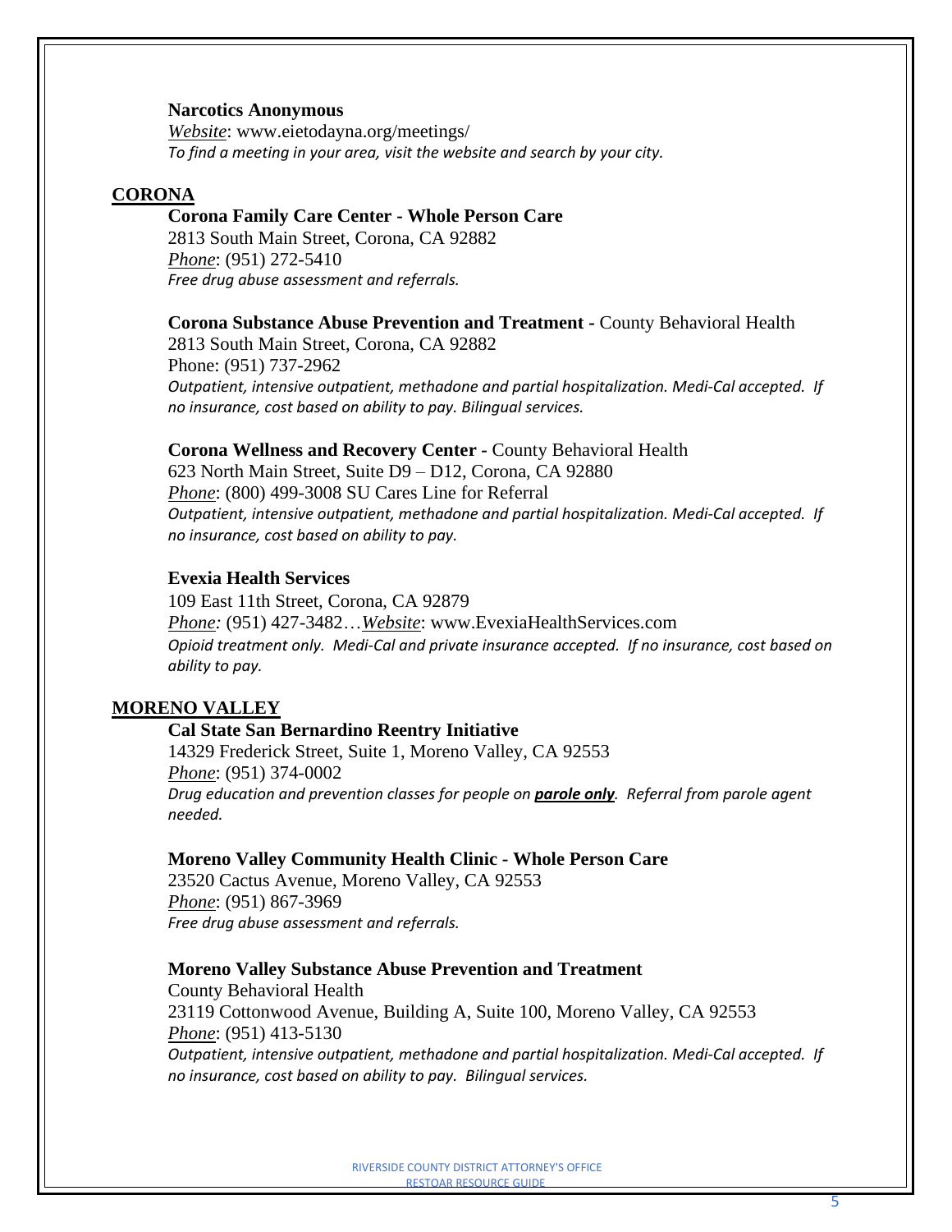**Narcotics Anonymous**
*Website*: www.eietodayna.org/meetings/
*To find a meeting in your area, visit the website and search by your city.*

## CORONA

**Corona Family Care Center - Whole Person Care**
2813 South Main Street, Corona, CA 92882
*Phone*: (951) 272-5410
*Free drug abuse assessment and referrals.*

**Corona Substance Abuse Prevention and Treatment -** County Behavioral Health
2813 South Main Street, Corona, CA 92882
Phone: (951) 737-2962
*Outpatient, intensive outpatient, methadone and partial hospitalization. Medi-Cal accepted. If no insurance, cost based on ability to pay. Bilingual services.*

**Corona Wellness and Recovery Center -** County Behavioral Health
623 North Main Street, Suite D9 – D12, Corona, CA 92880
*Phone*: (800) 499-3008 SU Cares Line for Referral
*Outpatient, intensive outpatient, methadone and partial hospitalization. Medi-Cal accepted. If no insurance, cost based on ability to pay.*

**Evexia Health Services**
109 East 11th Street, Corona, CA 92879
*Phone:* (951) 427-3482…*Website*: www.EvexiaHealthServices.com
*Opioid treatment only. Medi-Cal and private insurance accepted. If no insurance, cost based on ability to pay.*

## MORENO VALLEY

**Cal State San Bernardino Reentry Initiative**
14329 Frederick Street, Suite 1, Moreno Valley, CA 92553
*Phone*: (951) 374-0002
*Drug education and prevention classes for people on* ***parole only****. Referral from parole agent needed.*

**Moreno Valley Community Health Clinic - Whole Person Care**
23520 Cactus Avenue, Moreno Valley, CA 92553
*Phone*: (951) 867-3969
*Free drug abuse assessment and referrals.*

**Moreno Valley Substance Abuse Prevention and Treatment**
County Behavioral Health
23119 Cottonwood Avenue, Building A, Suite 100, Moreno Valley, CA 92553
*Phone*: (951) 413-5130
*Outpatient, intensive outpatient, methadone and partial hospitalization. Medi-Cal accepted. If no insurance, cost based on ability to pay. Bilingual services.*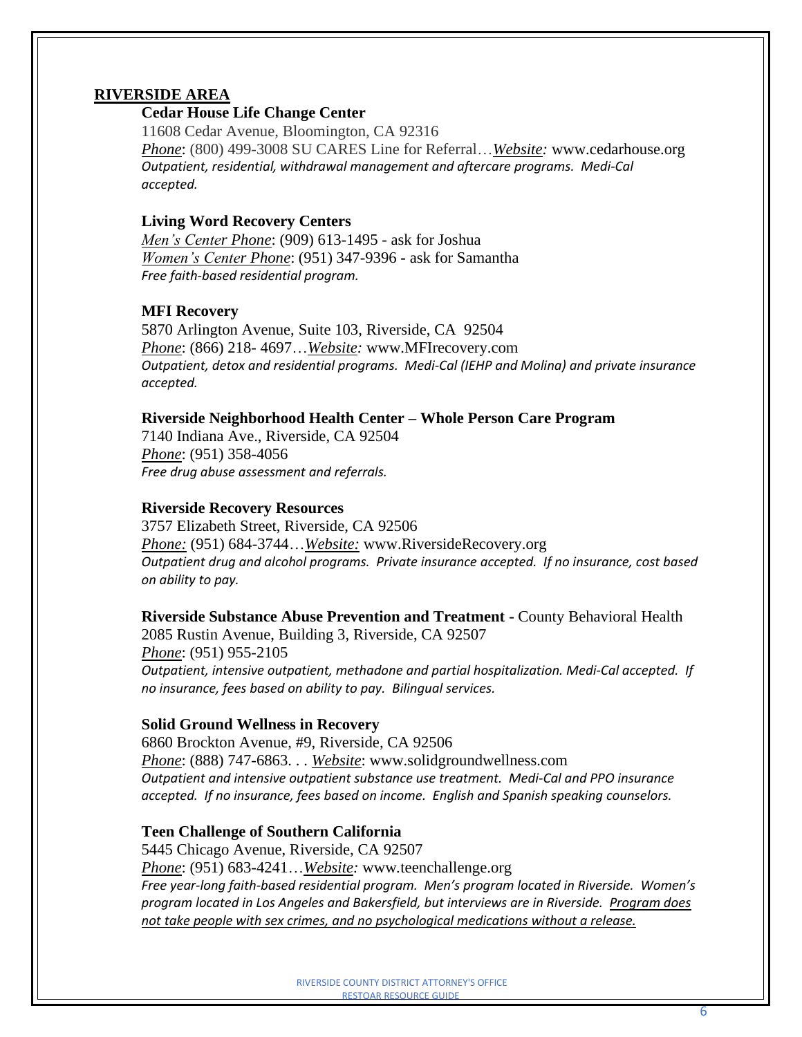## RIVERSIDE AREA

### Cedar House Life Change Center

11608 Cedar Avenue, Bloomington, CA 92316

*Phone*: (800) 499-3008 SU CARES Line for Referral…*Website:* www.cedarhouse.org

*Outpatient, residential, withdrawal management and aftercare programs. Medi-Cal accepted.*

### Living Word Recovery Centers

*Men's Center Phone*: (909) 613-1495 - ask for Joshua

*Women's Center Phone*: (951) 347-9396 - ask for Samantha

*Free faith-based residential program.*

### MFI Recovery

5870 Arlington Avenue, Suite 103, Riverside, CA 92504

*Phone*: (866) 218- 4697…*Website:* www.MFIrecovery.com

*Outpatient, detox and residential programs. Medi-Cal (IEHP and Molina) and private insurance accepted.*

### Riverside Neighborhood Health Center – Whole Person Care Program

7140 Indiana Ave., Riverside, CA 92504

*Phone*: (951) 358-4056

*Free drug abuse assessment and referrals.*

### Riverside Recovery Resources

3757 Elizabeth Street, Riverside, CA 92506

*Phone:* (951) 684-3744…*Website:* www.RiversideRecovery.org

*Outpatient drug and alcohol programs. Private insurance accepted. If no insurance, cost based on ability to pay.*

### Riverside Substance Abuse Prevention and Treatment - County Behavioral Health

2085 Rustin Avenue, Building 3, Riverside, CA 92507

*Phone*: (951) 955-2105

*Outpatient, intensive outpatient, methadone and partial hospitalization. Medi-Cal accepted. If no insurance, fees based on ability to pay. Bilingual services.*

### Solid Ground Wellness in Recovery

6860 Brockton Avenue, #9, Riverside, CA 92506

*Phone*: (888) 747-6863. . . *Website*: www.solidgroundwellness.com

*Outpatient and intensive outpatient substance use treatment. Medi-Cal and PPO insurance accepted. If no insurance, fees based on income. English and Spanish speaking counselors.*

### Teen Challenge of Southern California

5445 Chicago Avenue, Riverside, CA 92507

*Phone*: (951) 683-4241…*Website:* www.teenchallenge.org

*Free year-long faith-based residential program. Men's program located in Riverside. Women's program located in Los Angeles and Bakersfield, but interviews are in Riverside. Program does not take people with sex crimes, and no psychological medications without a release.*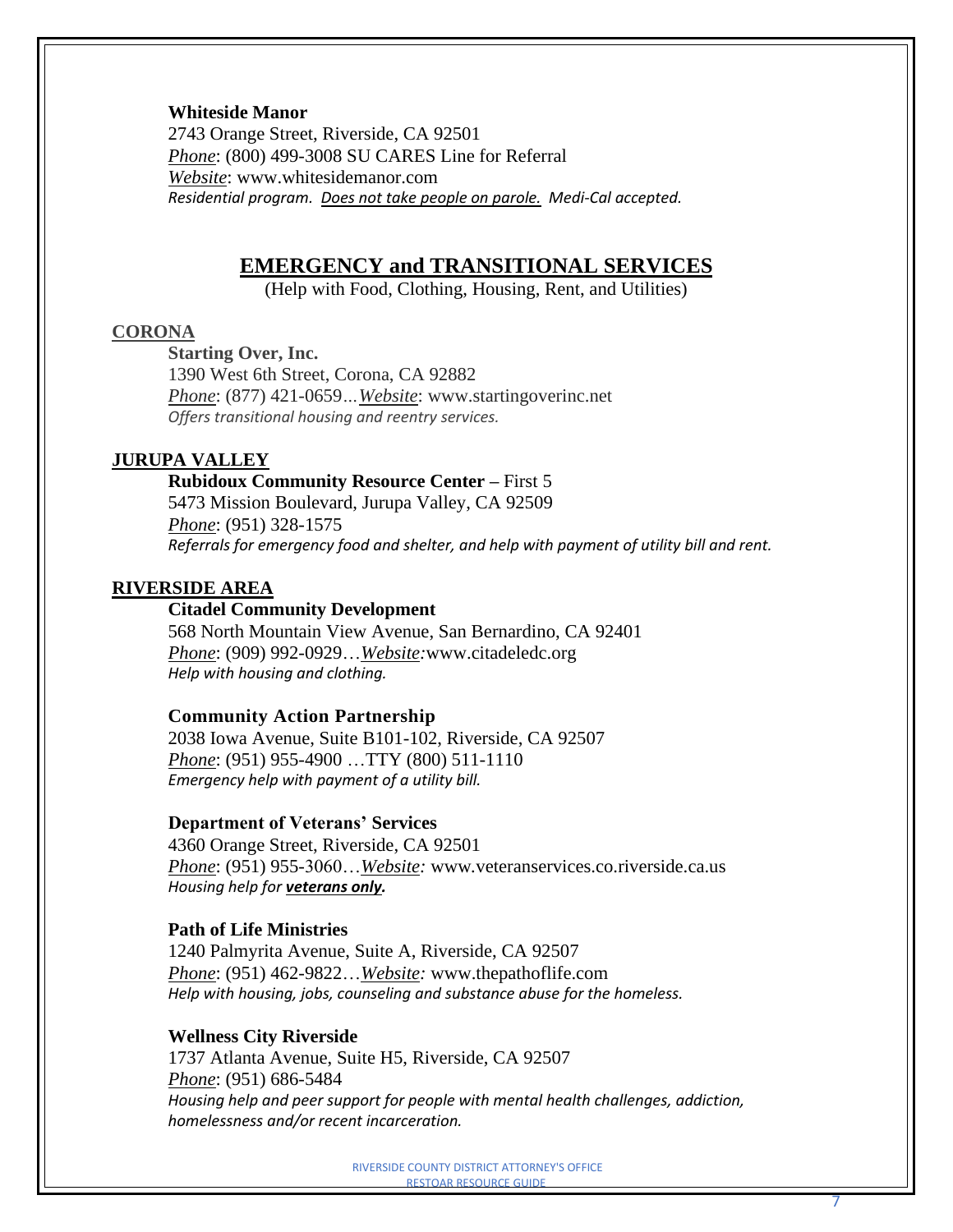**Whiteside Manor**
2743 Orange Street, Riverside, CA 92501
*Phone*: (800) 499-3008 SU CARES Line for Referral
*Website*: www.whitesidemanor.com
*Residential program. Does not take people on parole. Medi-Cal accepted.*

## EMERGENCY and TRANSITIONAL SERVICES

(Help with Food, Clothing, Housing, Rent, and Utilities)

### CORONA

**Starting Over, Inc.**
1390 West 6th Street, Corona, CA 92882
*Phone*: (877) 421-0659…*Website*: www.startingoverinc.net
*Offers transitional housing and reentry services.*

### JURUPA VALLEY

**Rubidoux Community Resource Center –** First 5
5473 Mission Boulevard, Jurupa Valley, CA 92509
*Phone*: (951) 328-1575
*Referrals for emergency food and shelter, and help with payment of utility bill and rent.*

### RIVERSIDE AREA

**Citadel Community Development**
568 North Mountain View Avenue, San Bernardino, CA 92401
*Phone*: (909) 992-0929…*Website:*www.citadeledc.org
*Help with housing and clothing.*

**Community Action Partnership**
2038 Iowa Avenue, Suite B101-102, Riverside, CA 92507
*Phone*: (951) 955-4900 …TTY (800) 511-1110
*Emergency help with payment of a utility bill.*

**Department of Veterans' Services**
4360 Orange Street, Riverside, CA 92501
*Phone*: (951) 955-3060…*Website:* www.veteranservices.co.riverside.ca.us
*Housing help for **veterans only.***

**Path of Life Ministries**
1240 Palmyrita Avenue, Suite A, Riverside, CA 92507
*Phone*: (951) 462-9822…*Website:* www.thepathoflife.com
*Help with housing, jobs, counseling and substance abuse for the homeless.*

**Wellness City Riverside**
1737 Atlanta Avenue, Suite H5, Riverside, CA 92507
*Phone*: (951) 686-5484
*Housing help and peer support for people with mental health challenges, addiction, homelessness and/or recent incarceration.*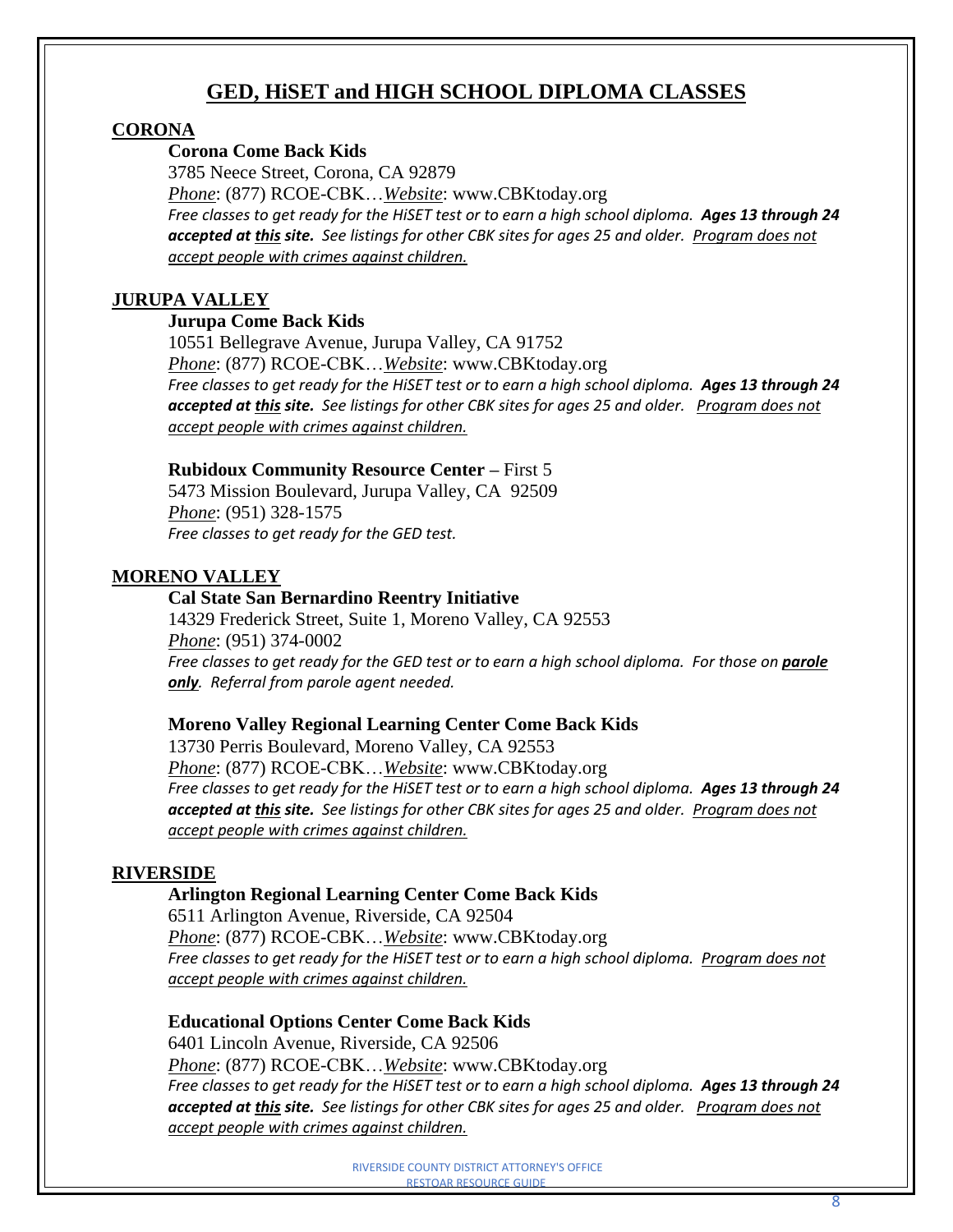# GED, HiSET and HIGH SCHOOL DIPLOMA CLASSES

## CORONA

**Corona Come Back Kids**
3785 Neece Street, Corona, CA 92879
*Phone*: (877) RCOE-CBK…*Website*: www.CBKtoday.org
*Free classes to get ready for the HiSET test or to earn a high school diploma.* ***Ages 13 through 24 accepted at this site.*** *See listings for other CBK sites for ages 25 and older. Program does not accept people with crimes against children.*

## JURUPA VALLEY

**Jurupa Come Back Kids**
10551 Bellegrave Avenue, Jurupa Valley, CA 91752
*Phone*: (877) RCOE-CBK…*Website*: www.CBKtoday.org
*Free classes to get ready for the HiSET test or to earn a high school diploma.* ***Ages 13 through 24 accepted at this site.*** *See listings for other CBK sites for ages 25 and older. Program does not accept people with crimes against children.*

**Rubidoux Community Resource Center –** First 5
5473 Mission Boulevard, Jurupa Valley, CA 92509
*Phone*: (951) 328-1575
*Free classes to get ready for the GED test.*

## MORENO VALLEY

**Cal State San Bernardino Reentry Initiative**
14329 Frederick Street, Suite 1, Moreno Valley, CA 92553
*Phone*: (951) 374-0002
*Free classes to get ready for the GED test or to earn a high school diploma. For those on* ***parole only****. Referral from parole agent needed.*

**Moreno Valley Regional Learning Center Come Back Kids**
13730 Perris Boulevard, Moreno Valley, CA 92553
*Phone*: (877) RCOE-CBK…*Website*: www.CBKtoday.org
*Free classes to get ready for the HiSET test or to earn a high school diploma.* ***Ages 13 through 24 accepted at this site.*** *See listings for other CBK sites for ages 25 and older. Program does not accept people with crimes against children.*

## RIVERSIDE

**Arlington Regional Learning Center Come Back Kids**
6511 Arlington Avenue, Riverside, CA 92504
*Phone*: (877) RCOE-CBK…*Website*: www.CBKtoday.org
*Free classes to get ready for the HiSET test or to earn a high school diploma. Program does not accept people with crimes against children.*

**Educational Options Center Come Back Kids**
6401 Lincoln Avenue, Riverside, CA 92506
*Phone*: (877) RCOE-CBK…*Website*: www.CBKtoday.org
*Free classes to get ready for the HiSET test or to earn a high school diploma.* ***Ages 13 through 24 accepted at this site.*** *See listings for other CBK sites for ages 25 and older. Program does not accept people with crimes against children.*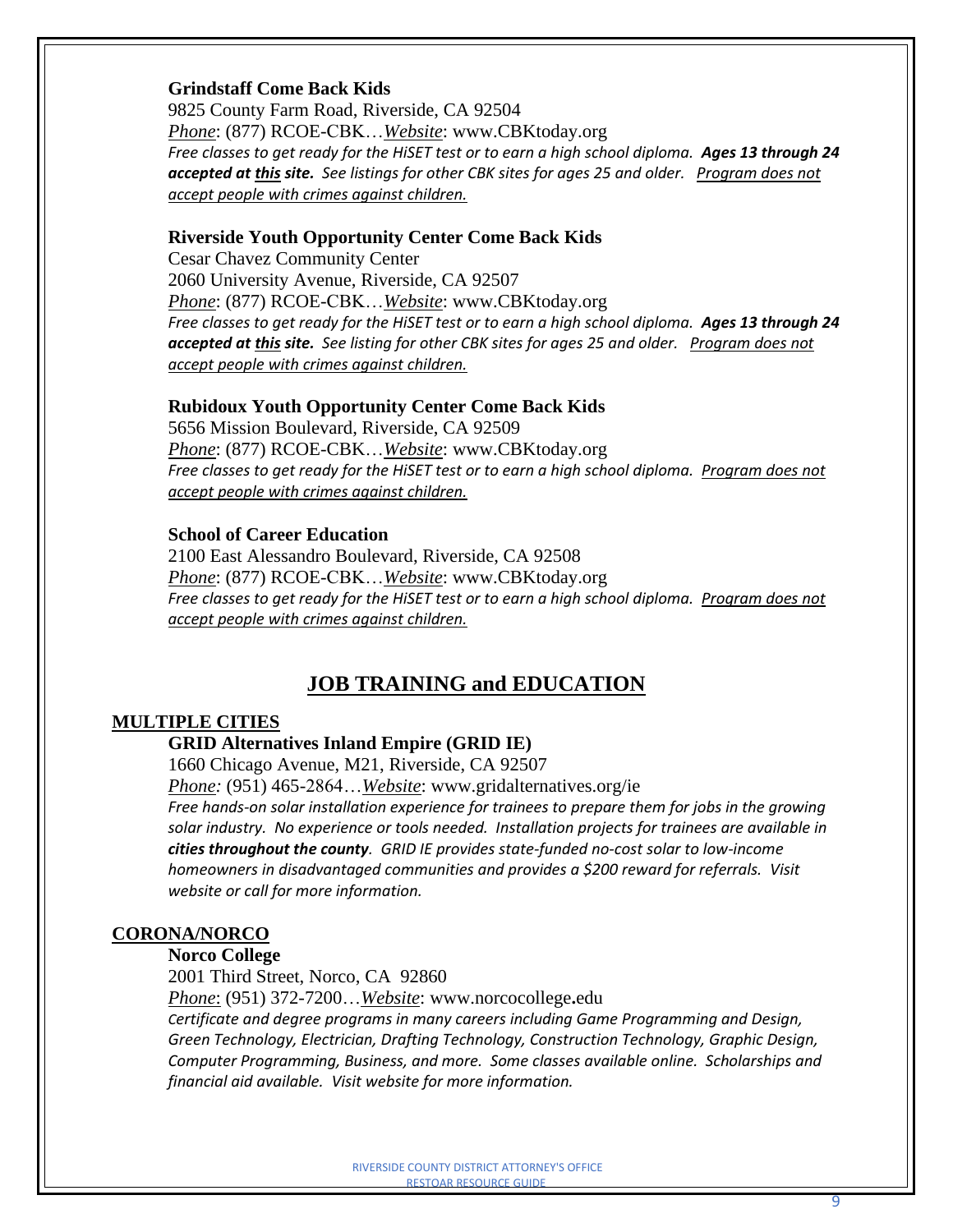**Grindstaff Come Back Kids**
9825 County Farm Road, Riverside, CA 92504
*Phone*: (877) RCOE-CBK…*Website*: www.CBKtoday.org
*Free classes to get ready for the HiSET test or to earn a high school diploma.* ***Ages 13 through 24 accepted at this site.*** *See listings for other CBK sites for ages 25 and older. Program does not accept people with crimes against children.*

**Riverside Youth Opportunity Center Come Back Kids**
Cesar Chavez Community Center
2060 University Avenue, Riverside, CA 92507
*Phone*: (877) RCOE-CBK…*Website*: www.CBKtoday.org
*Free classes to get ready for the HiSET test or to earn a high school diploma.* ***Ages 13 through 24 accepted at this site.*** *See listing for other CBK sites for ages 25 and older. Program does not accept people with crimes against children.*

**Rubidoux Youth Opportunity Center Come Back Kids**
5656 Mission Boulevard, Riverside, CA 92509
*Phone*: (877) RCOE-CBK…*Website*: www.CBKtoday.org
*Free classes to get ready for the HiSET test or to earn a high school diploma. Program does not accept people with crimes against children.*

**School of Career Education**
2100 East Alessandro Boulevard, Riverside, CA 92508
*Phone*: (877) RCOE-CBK…*Website*: www.CBKtoday.org
*Free classes to get ready for the HiSET test or to earn a high school diploma. Program does not accept people with crimes against children.*

# JOB TRAINING and EDUCATION

## MULTIPLE CITIES

**GRID Alternatives Inland Empire (GRID IE)**
1660 Chicago Avenue, M21, Riverside, CA 92507
*Phone:* (951) 465-2864…*Website*: www.gridalternatives.org/ie
*Free hands-on solar installation experience for trainees to prepare them for jobs in the growing solar industry. No experience or tools needed. Installation projects for trainees are available in* ***cities throughout the county****. GRID IE provides state-funded no-cost solar to low-income homeowners in disadvantaged communities and provides a $200 reward for referrals. Visit website or call for more information.*

## CORONA/NORCO

**Norco College**
2001 Third Street, Norco, CA 92860
*Phone*: (951) 372-7200…*Website*: www.norcocollege.edu
*Certificate and degree programs in many careers including Game Programming and Design, Green Technology, Electrician, Drafting Technology, Construction Technology, Graphic Design, Computer Programming, Business, and more. Some classes available online. Scholarships and financial aid available. Visit website for more information.*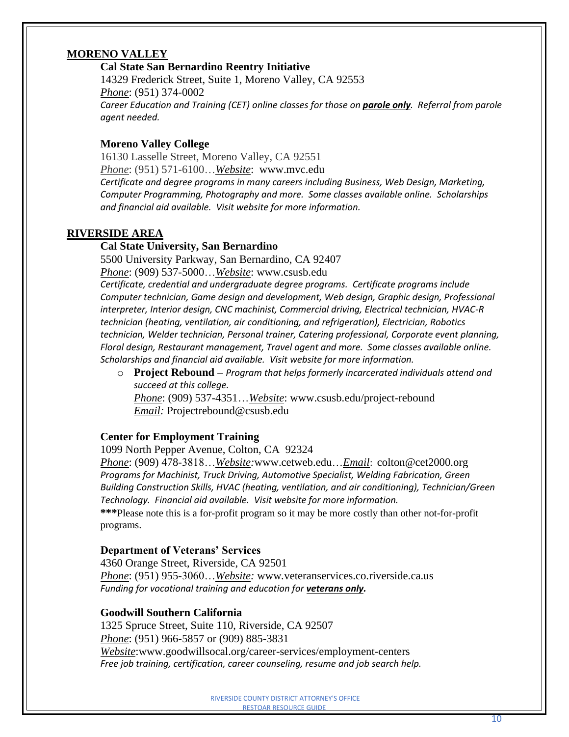## MORENO VALLEY

### Cal State San Bernardino Reentry Initiative

14329 Frederick Street, Suite 1, Moreno Valley, CA 92553
*Phone*: (951) 374-0002
*Career Education and Training (CET) online classes for those on* ***parole only****. Referral from parole agent needed.*

### Moreno Valley College

16130 Lasselle Street, Moreno Valley, CA 92551
*Phone*: (951) 571-6100…*Website*: www.mvc.edu
*Certificate and degree programs in many careers including Business, Web Design, Marketing, Computer Programming, Photography and more. Some classes available online. Scholarships and financial aid available. Visit website for more information.*

## RIVERSIDE AREA

### Cal State University, San Bernardino

5500 University Parkway, San Bernardino, CA 92407
*Phone*: (909) 537-5000…*Website*: www.csusb.edu
*Certificate, credential and undergraduate degree programs. Certificate programs include Computer technician, Game design and development, Web design, Graphic design, Professional interpreter, Interior design, CNC machinist, Commercial driving, Electrical technician, HVAC-R technician (heating, ventilation, air conditioning, and refrigeration), Electrician, Robotics technician, Welder technician, Personal trainer, Catering professional, Corporate event planning, Floral design, Restaurant management, Travel agent and more. Some classes available online. Scholarships and financial aid available. Visit website for more information.*

- **Project Rebound** – *Program that helps formerly incarcerated individuals attend and succeed at this college.*
  *Phone*: (909) 537-4351…*Website*: www.csusb.edu/project-rebound
  *Email:* Projectrebound@csusb.edu

### Center for Employment Training

1099 North Pepper Avenue, Colton, CA 92324
*Phone*: (909) 478-3818…*Website:*www.cetweb.edu…*Email*: colton@cet2000.org
*Programs for Machinist, Truck Driving, Automotive Specialist, Welding Fabrication, Green Building Construction Skills, HVAC (heating, ventilation, and air conditioning), Technician/Green Technology. Financial aid available. Visit website for more information.*
**\*\*\***Please note this is a for-profit program so it may be more costly than other not-for-profit programs.

### Department of Veterans' Services

4360 Orange Street, Riverside, CA 92501
*Phone*: (951) 955-3060…*Website:* www.veteranservices.co.riverside.ca.us
*Funding for vocational training and education for* ***veterans only****.*

### Goodwill Southern California

1325 Spruce Street, Suite 110, Riverside, CA 92507
*Phone*: (951) 966-5857 or (909) 885-3831
*Website*:www.goodwillsocal.org/career-services/employment-centers
*Free job training, certification, career counseling, resume and job search help.*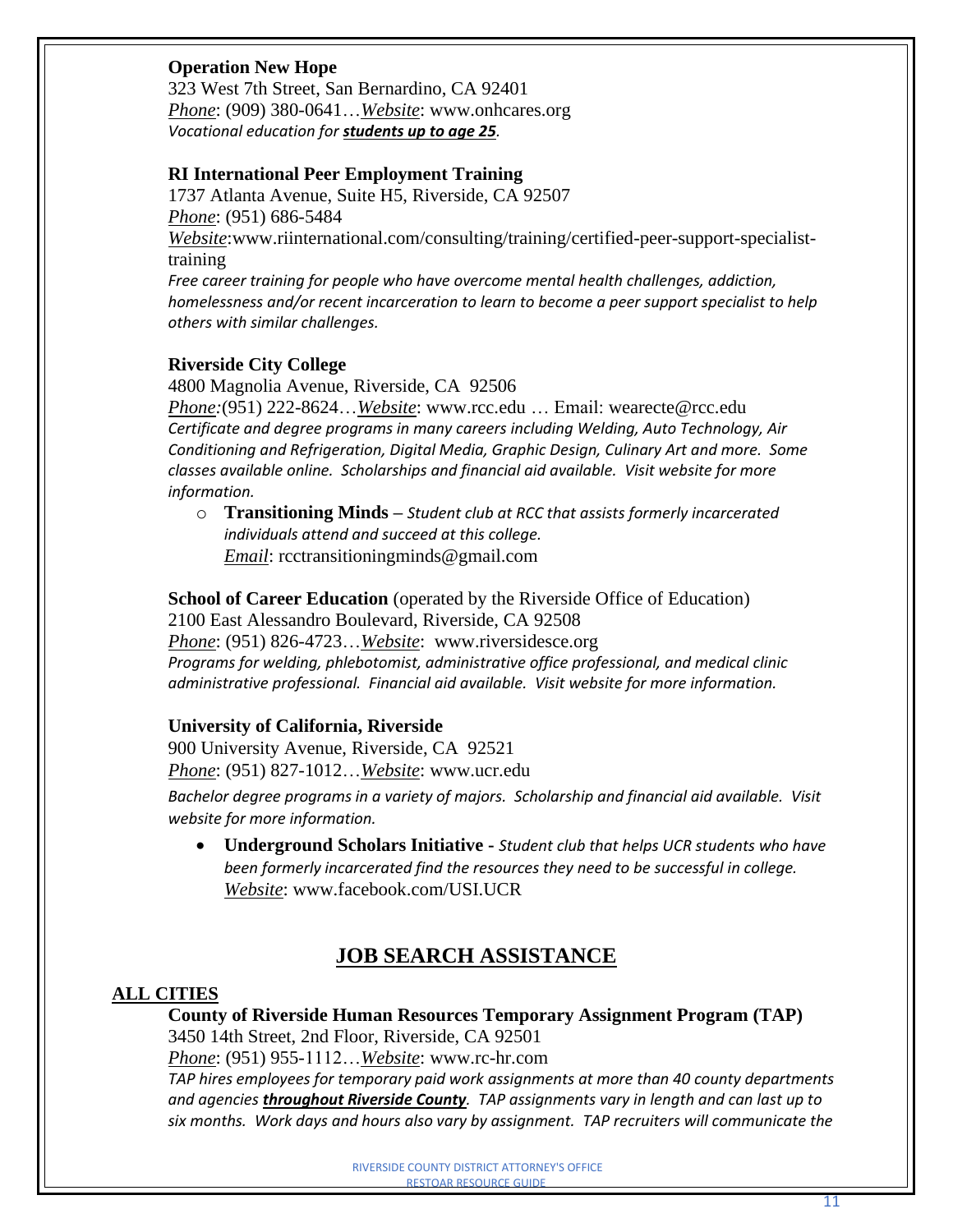**Operation New Hope**
323 West 7th Street, San Bernardino, CA 92401
*Phone*: (909) 380-0641…*Website*: www.onhcares.org
*Vocational education for* ***students up to age 25****.*

**RI International Peer Employment Training**
1737 Atlanta Avenue, Suite H5, Riverside, CA 92507
*Phone*: (951) 686-5484
*Website*:www.riinternational.com/consulting/training/certified-peer-support-specialist-training
*Free career training for people who have overcome mental health challenges, addiction, homelessness and/or recent incarceration to learn to become a peer support specialist to help others with similar challenges.*

**Riverside City College**
4800 Magnolia Avenue, Riverside, CA 92506
*Phone:*(951) 222-8624…*Website*: www.rcc.edu … Email: wearecte@rcc.edu
*Certificate and degree programs in many careers including Welding, Auto Technology, Air Conditioning and Refrigeration, Digital Media, Graphic Design, Culinary Art and more. Some classes available online. Scholarships and financial aid available. Visit website for more information.*

- **Transitioning Minds** – *Student club at RCC that assists formerly incarcerated individuals attend and succeed at this college.*
  *Email*: rcctransitioningminds@gmail.com

**School of Career Education** (operated by the Riverside Office of Education)
2100 East Alessandro Boulevard, Riverside, CA 92508
*Phone*: (951) 826-4723…*Website*: www.riversidesce.org
*Programs for welding, phlebotomist, administrative office professional, and medical clinic administrative professional. Financial aid available. Visit website for more information.*

**University of California, Riverside**
900 University Avenue, Riverside, CA 92521
*Phone*: (951) 827-1012…*Website*: www.ucr.edu
*Bachelor degree programs in a variety of majors. Scholarship and financial aid available. Visit website for more information.*

- **Underground Scholars Initiative** - *Student club that helps UCR students who have been formerly incarcerated find the resources they need to be successful in college.*
  *Website*: www.facebook.com/USI.UCR

## JOB SEARCH ASSISTANCE

### ALL CITIES

**County of Riverside Human Resources Temporary Assignment Program (TAP)**
3450 14th Street, 2nd Floor, Riverside, CA 92501
*Phone*: (951) 955-1112…*Website*: www.rc-hr.com
*TAP hires employees for temporary paid work assignments at more than 40 county departments and agencies* ***throughout Riverside County****. TAP assignments vary in length and can last up to six months. Work days and hours also vary by assignment. TAP recruiters will communicate the*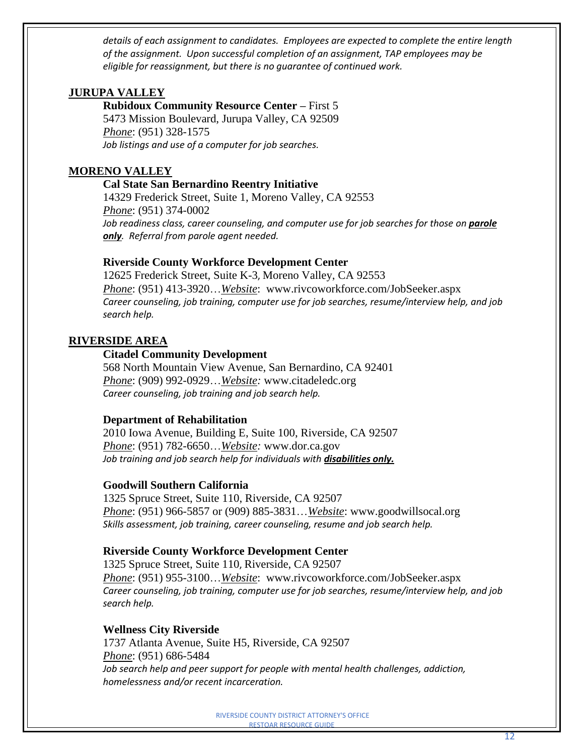*details of each assignment to candidates. Employees are expected to complete the entire length of the assignment. Upon successful completion of an assignment, TAP employees may be eligible for reassignment, but there is no guarantee of continued work.*

## JURUPA VALLEY

**Rubidoux Community Resource Center –** First 5
5473 Mission Boulevard, Jurupa Valley, CA 92509
*Phone*: (951) 328-1575
*Job listings and use of a computer for job searches.*

## MORENO VALLEY

**Cal State San Bernardino Reentry Initiative**
14329 Frederick Street, Suite 1, Moreno Valley, CA 92553
*Phone*: (951) 374-0002
*Job readiness class, career counseling, and computer use for job searches for those on **parole only**. Referral from parole agent needed.*

**Riverside County Workforce Development Center**
12625 Frederick Street, Suite K-3, Moreno Valley, CA 92553
*Phone*: (951) 413-3920…*Website*: www.rivcoworkforce.com/JobSeeker.aspx
*Career counseling, job training, computer use for job searches, resume/interview help, and job search help.*

## RIVERSIDE AREA

**Citadel Community Development**
568 North Mountain View Avenue, San Bernardino, CA 92401
*Phone*: (909) 992-0929…*Website:* www.citadeledc.org
*Career counseling, job training and job search help.*

**Department of Rehabilitation**
2010 Iowa Avenue, Building E, Suite 100, Riverside, CA 92507
*Phone*: (951) 782-6650…*Website:* www.dor.ca.gov
*Job training and job search help for individuals with **disabilities only.***

**Goodwill Southern California**
1325 Spruce Street, Suite 110, Riverside, CA 92507
*Phone*: (951) 966-5857 or (909) 885-3831…*Website*: www.goodwillsocal.org
*Skills assessment, job training, career counseling, resume and job search help.*

**Riverside County Workforce Development Center**
1325 Spruce Street, Suite 110, Riverside, CA 92507
*Phone*: (951) 955-3100…*Website*: www.rivcoworkforce.com/JobSeeker.aspx
*Career counseling, job training, computer use for job searches, resume/interview help, and job search help.*

**Wellness City Riverside**
1737 Atlanta Avenue, Suite H5, Riverside, CA 92507
*Phone*: (951) 686-5484
*Job search help and peer support for people with mental health challenges, addiction, homelessness and/or recent incarceration.*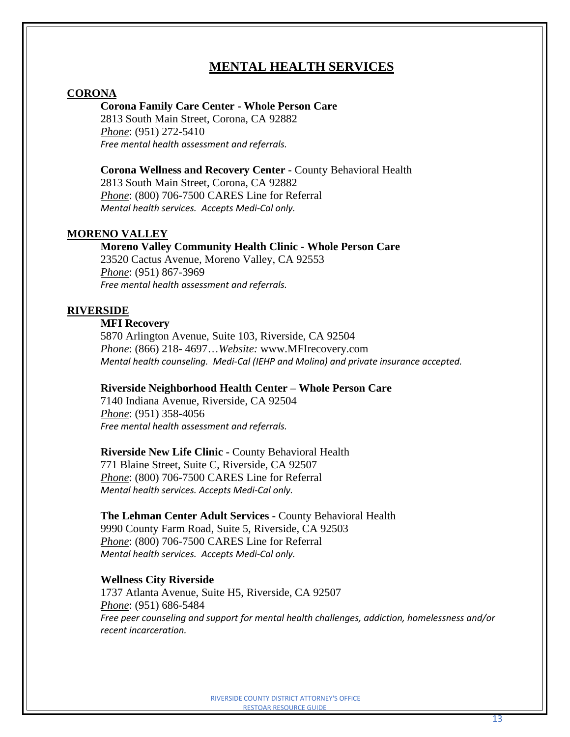# MENTAL HEALTH SERVICES

## CORONA

**Corona Family Care Center - Whole Person Care**
2813 South Main Street, Corona, CA 92882
*Phone*: (951) 272-5410
*Free mental health assessment and referrals.*

**Corona Wellness and Recovery Center -** County Behavioral Health
2813 South Main Street, Corona, CA 92882
*Phone*: (800) 706-7500 CARES Line for Referral
*Mental health services. Accepts Medi-Cal only.*

## MORENO VALLEY

**Moreno Valley Community Health Clinic - Whole Person Care**
23520 Cactus Avenue, Moreno Valley, CA 92553
*Phone*: (951) 867-3969
*Free mental health assessment and referrals.*

## RIVERSIDE

**MFI Recovery**
5870 Arlington Avenue, Suite 103, Riverside, CA 92504
*Phone*: (866) 218- 4697…*Website:* www.MFIrecovery.com
*Mental health counseling. Medi-Cal (IEHP and Molina) and private insurance accepted.*

**Riverside Neighborhood Health Center – Whole Person Care**
7140 Indiana Avenue, Riverside, CA 92504
*Phone*: (951) 358-4056
*Free mental health assessment and referrals.*

**Riverside New Life Clinic -** County Behavioral Health
771 Blaine Street, Suite C, Riverside, CA 92507
*Phone*: (800) 706-7500 CARES Line for Referral
*Mental health services. Accepts Medi-Cal only.*

**The Lehman Center Adult Services -** County Behavioral Health
9990 County Farm Road, Suite 5, Riverside, CA 92503
*Phone*: (800) 706-7500 CARES Line for Referral
*Mental health services. Accepts Medi-Cal only.*

**Wellness City Riverside**
1737 Atlanta Avenue, Suite H5, Riverside, CA 92507
*Phone*: (951) 686-5484
*Free peer counseling and support for mental health challenges, addiction, homelessness and/or recent incarceration.*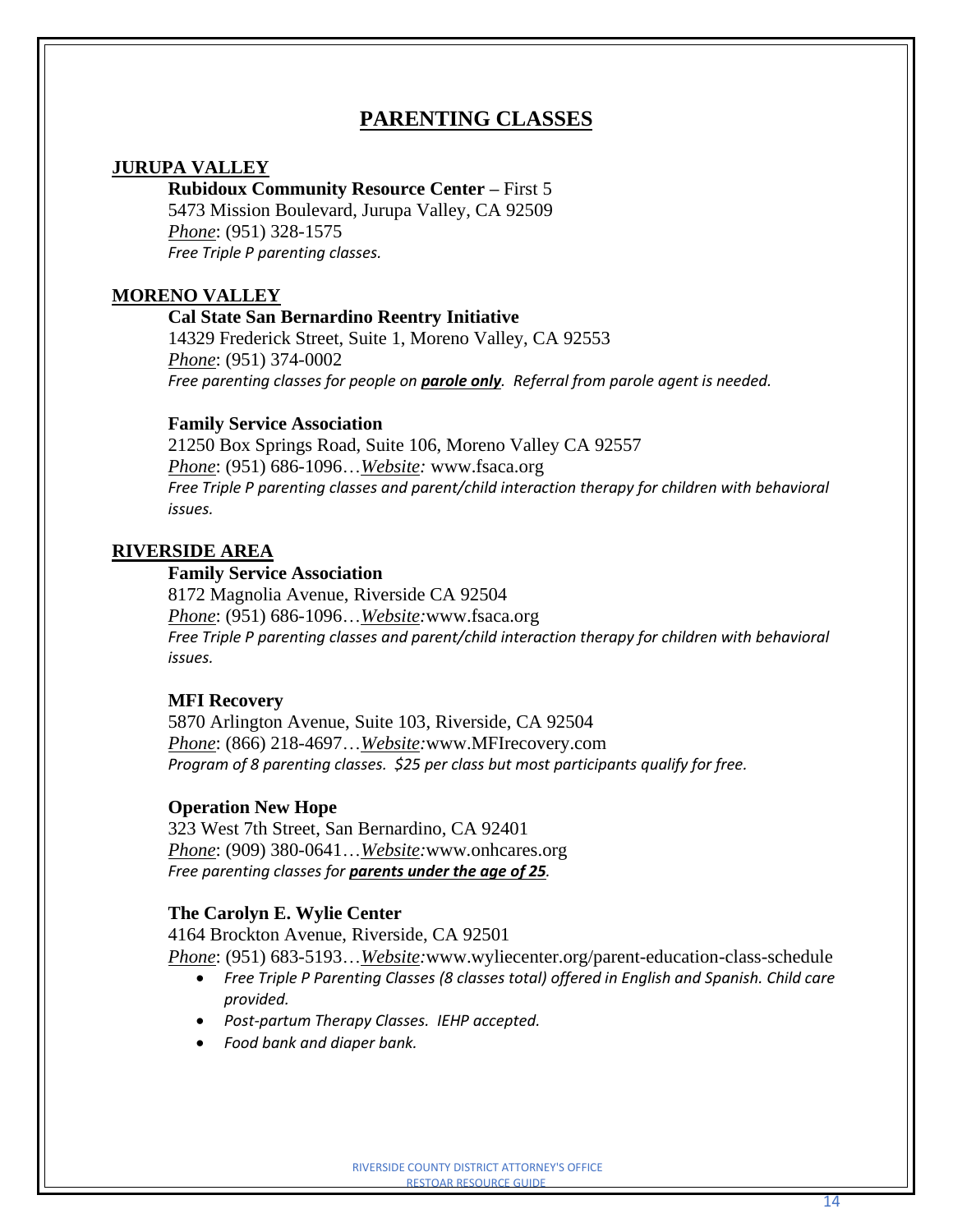# PARENTING CLASSES

## JURUPA VALLEY

**Rubidoux Community Resource Center –** First 5
5473 Mission Boulevard, Jurupa Valley, CA 92509
*Phone*: (951) 328-1575
*Free Triple P parenting classes.*

## MORENO VALLEY

**Cal State San Bernardino Reentry Initiative**
14329 Frederick Street, Suite 1, Moreno Valley, CA 92553
*Phone*: (951) 374-0002
*Free parenting classes for people on* ***parole only****. Referral from parole agent is needed.*

**Family Service Association**
21250 Box Springs Road, Suite 106, Moreno Valley CA 92557
*Phone*: (951) 686-1096…*Website:* www.fsaca.org
*Free Triple P parenting classes and parent/child interaction therapy for children with behavioral issues.*

## RIVERSIDE AREA

**Family Service Association**
8172 Magnolia Avenue, Riverside CA 92504
*Phone*: (951) 686-1096…*Website:*www.fsaca.org
*Free Triple P parenting classes and parent/child interaction therapy for children with behavioral issues.*

**MFI Recovery**
5870 Arlington Avenue, Suite 103, Riverside, CA 92504
*Phone*: (866) 218-4697…*Website:*www.MFIrecovery.com
*Program of 8 parenting classes. $25 per class but most participants qualify for free.*

**Operation New Hope**
323 West 7th Street, San Bernardino, CA 92401
*Phone*: (909) 380-0641…*Website:*www.onhcares.org
*Free parenting classes for* ***parents under the age of 25****.*

**The Carolyn E. Wylie Center**
4164 Brockton Avenue, Riverside, CA 92501
*Phone*: (951) 683-5193…*Website:*www.wyliecenter.org/parent-education-class-schedule

- *Free Triple P Parenting Classes (8 classes total) offered in English and Spanish. Child care provided.*
- *Post-partum Therapy Classes. IEHP accepted.*
- *Food bank and diaper bank.*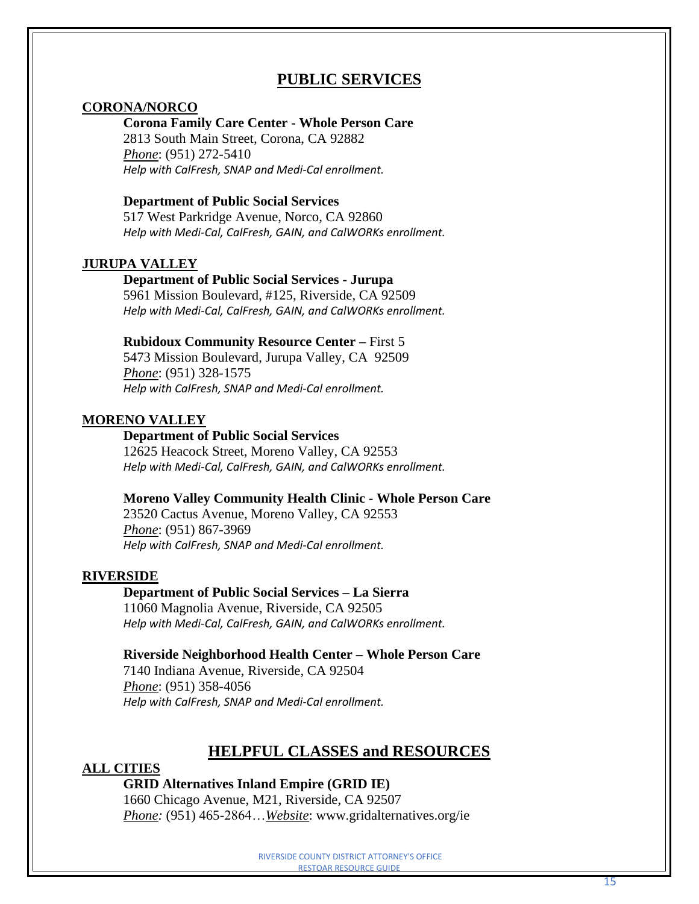# PUBLIC SERVICES

## CORONA/NORCO

**Corona Family Care Center - Whole Person Care**
2813 South Main Street, Corona, CA 92882
*Phone*: (951) 272-5410
*Help with CalFresh, SNAP and Medi-Cal enrollment.*

**Department of Public Social Services**
517 West Parkridge Avenue, Norco, CA 92860
*Help with Medi-Cal, CalFresh, GAIN, and CalWORKs enrollment.*

## JURUPA VALLEY

**Department of Public Social Services - Jurupa**
5961 Mission Boulevard, #125, Riverside, CA 92509
*Help with Medi-Cal, CalFresh, GAIN, and CalWORKs enrollment.*

**Rubidoux Community Resource Center –** First 5
5473 Mission Boulevard, Jurupa Valley, CA 92509
*Phone*: (951) 328-1575
*Help with CalFresh, SNAP and Medi-Cal enrollment.*

## MORENO VALLEY

**Department of Public Social Services**
12625 Heacock Street, Moreno Valley, CA 92553
*Help with Medi-Cal, CalFresh, GAIN, and CalWORKs enrollment.*

**Moreno Valley Community Health Clinic - Whole Person Care**
23520 Cactus Avenue, Moreno Valley, CA 92553
*Phone*: (951) 867-3969
*Help with CalFresh, SNAP and Medi-Cal enrollment.*

## RIVERSIDE

**Department of Public Social Services – La Sierra**
11060 Magnolia Avenue, Riverside, CA 92505
*Help with Medi-Cal, CalFresh, GAIN, and CalWORKs enrollment.*

**Riverside Neighborhood Health Center – Whole Person Care**
7140 Indiana Avenue, Riverside, CA 92504
*Phone*: (951) 358-4056
*Help with CalFresh, SNAP and Medi-Cal enrollment.*

# HELPFUL CLASSES and RESOURCES

## ALL CITIES

**GRID Alternatives Inland Empire (GRID IE)**
1660 Chicago Avenue, M21, Riverside, CA 92507
*Phone:* (951) 465-2864…*Website*: www.gridalternatives.org/ie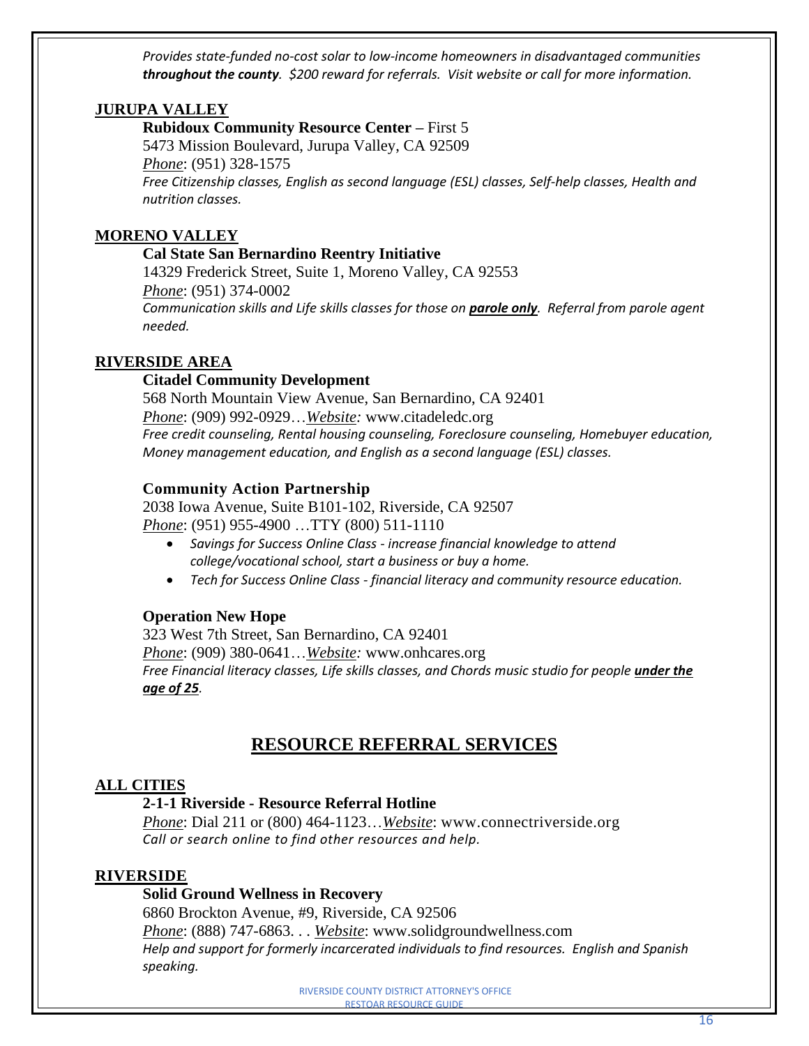*Provides state-funded no-cost solar to low-income homeowners in disadvantaged communities **throughout the county**. $200 reward for referrals. Visit website or call for more information.*

**JURUPA VALLEY**

**Rubidoux Community Resource Center –** First 5
5473 Mission Boulevard, Jurupa Valley, CA 92509
*Phone*: (951) 328-1575
*Free Citizenship classes, English as second language (ESL) classes, Self-help classes, Health and nutrition classes.*

**MORENO VALLEY**

**Cal State San Bernardino Reentry Initiative**
14329 Frederick Street, Suite 1, Moreno Valley, CA 92553
*Phone*: (951) 374-0002
*Communication skills and Life skills classes for those on **parole only**. Referral from parole agent needed.*

**RIVERSIDE AREA**

**Citadel Community Development**
568 North Mountain View Avenue, San Bernardino, CA 92401
*Phone*: (909) 992-0929…*Website:* www.citadeledc.org
*Free credit counseling, Rental housing counseling, Foreclosure counseling, Homebuyer education, Money management education, and English as a second language (ESL) classes.*

**Community Action Partnership**
2038 Iowa Avenue, Suite B101-102, Riverside, CA 92507
*Phone*: (951) 955-4900 …TTY (800) 511-1110

- *Savings for Success Online Class - increase financial knowledge to attend college/vocational school, start a business or buy a home.*
- *Tech for Success Online Class - financial literacy and community resource education.*

**Operation New Hope**
323 West 7th Street, San Bernardino, CA 92401
*Phone*: (909) 380-0641…*Website:* www.onhcares.org
*Free Financial literacy classes, Life skills classes, and Chords music studio for people **under the age of 25**.*

## RESOURCE REFERRAL SERVICES

**ALL CITIES**

**2-1-1 Riverside - Resource Referral Hotline**
*Phone*: Dial 211 or (800) 464-1123…*Website*: www.connectriverside.org
*Call or search online to find other resources and help.*

**RIVERSIDE**

**Solid Ground Wellness in Recovery**
6860 Brockton Avenue, #9, Riverside, CA 92506
*Phone*: (888) 747-6863. . . *Website*: www.solidgroundwellness.com
*Help and support for formerly incarcerated individuals to find resources. English and Spanish speaking.*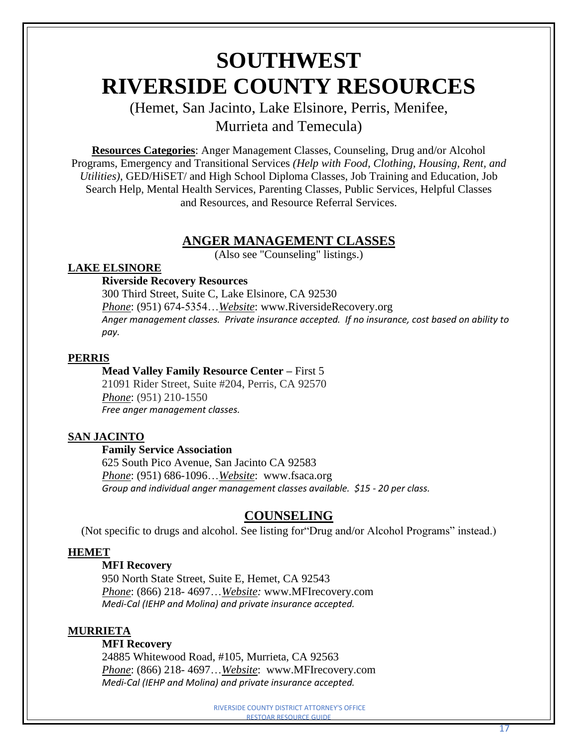# SOUTHWEST RIVERSIDE COUNTY RESOURCES

(Hemet, San Jacinto, Lake Elsinore, Perris, Menifee, Murrieta and Temecula)

**Resources Categories**: Anger Management Classes, Counseling, Drug and/or Alcohol Programs, Emergency and Transitional Services *(Help with Food, Clothing, Housing, Rent, and Utilities)*, GED/HiSET/ and High School Diploma Classes, Job Training and Education, Job Search Help, Mental Health Services, Parenting Classes, Public Services, Helpful Classes and Resources, and Resource Referral Services.

## ANGER MANAGEMENT CLASSES

(Also see "Counseling" listings.)

### LAKE ELSINORE

**Riverside Recovery Resources**
300 Third Street, Suite C, Lake Elsinore, CA 92530
*Phone*: (951) 674-5354…*Website*: www.RiversideRecovery.org
*Anger management classes. Private insurance accepted. If no insurance, cost based on ability to pay.*

### PERRIS

**Mead Valley Family Resource Center –** First 5
21091 Rider Street, Suite #204, Perris, CA 92570
*Phone*: (951) 210-1550
*Free anger management classes.*

### SAN JACINTO

**Family Service Association**
625 South Pico Avenue, San Jacinto CA 92583
*Phone*: (951) 686-1096…*Website*: www.fsaca.org
*Group and individual anger management classes available. $15 - 20 per class.*

## COUNSELING

(Not specific to drugs and alcohol. See listing for"Drug and/or Alcohol Programs" instead.)

### HEMET

**MFI Recovery**
950 North State Street, Suite E, Hemet, CA 92543
*Phone*: (866) 218- 4697…*Website:* www.MFIrecovery.com
*Medi-Cal (IEHP and Molina) and private insurance accepted.*

### MURRIETA

**MFI Recovery**
24885 Whitewood Road, #105, Murrieta, CA 92563
*Phone*: (866) 218- 4697…*Website*: www.MFIrecovery.com
*Medi-Cal (IEHP and Molina) and private insurance accepted.*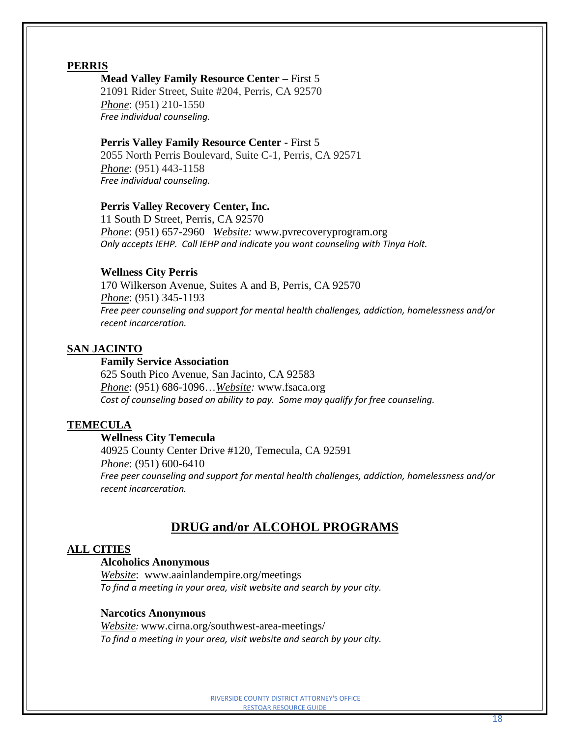**PERRIS**

**Mead Valley Family Resource Center –** First 5
21091 Rider Street, Suite #204, Perris, CA 92570
*Phone*: (951) 210-1550
*Free individual counseling.*

**Perris Valley Family Resource Center -** First 5
2055 North Perris Boulevard, Suite C-1, Perris, CA 92571
*Phone*: (951) 443-1158
*Free individual counseling.*

**Perris Valley Recovery Center, Inc.**
11 South D Street, Perris, CA 92570
*Phone*: (951) 657-2960 *Website:* www.pvrecoveryprogram.org
*Only accepts IEHP. Call IEHP and indicate you want counseling with Tinya Holt.*

**Wellness City Perris**
170 Wilkerson Avenue, Suites A and B, Perris, CA 92570
*Phone*: (951) 345-1193
*Free peer counseling and support for mental health challenges, addiction, homelessness and/or recent incarceration.*

**SAN JACINTO**

**Family Service Association**
625 South Pico Avenue, San Jacinto, CA 92583
*Phone*: (951) 686-1096…*Website:* www.fsaca.org
*Cost of counseling based on ability to pay. Some may qualify for free counseling.*

**TEMECULA**

**Wellness City Temecula**
40925 County Center Drive #120, Temecula, CA 92591
*Phone*: (951) 600-6410
*Free peer counseling and support for mental health challenges, addiction, homelessness and/or recent incarceration.*

## DRUG and/or ALCOHOL PROGRAMS

**ALL CITIES**

**Alcoholics Anonymous**
*Website*: www.aainlandempire.org/meetings
*To find a meeting in your area, visit website and search by your city.*

**Narcotics Anonymous**
*Website:* www.cirna.org/southwest-area-meetings/
*To find a meeting in your area, visit website and search by your city.*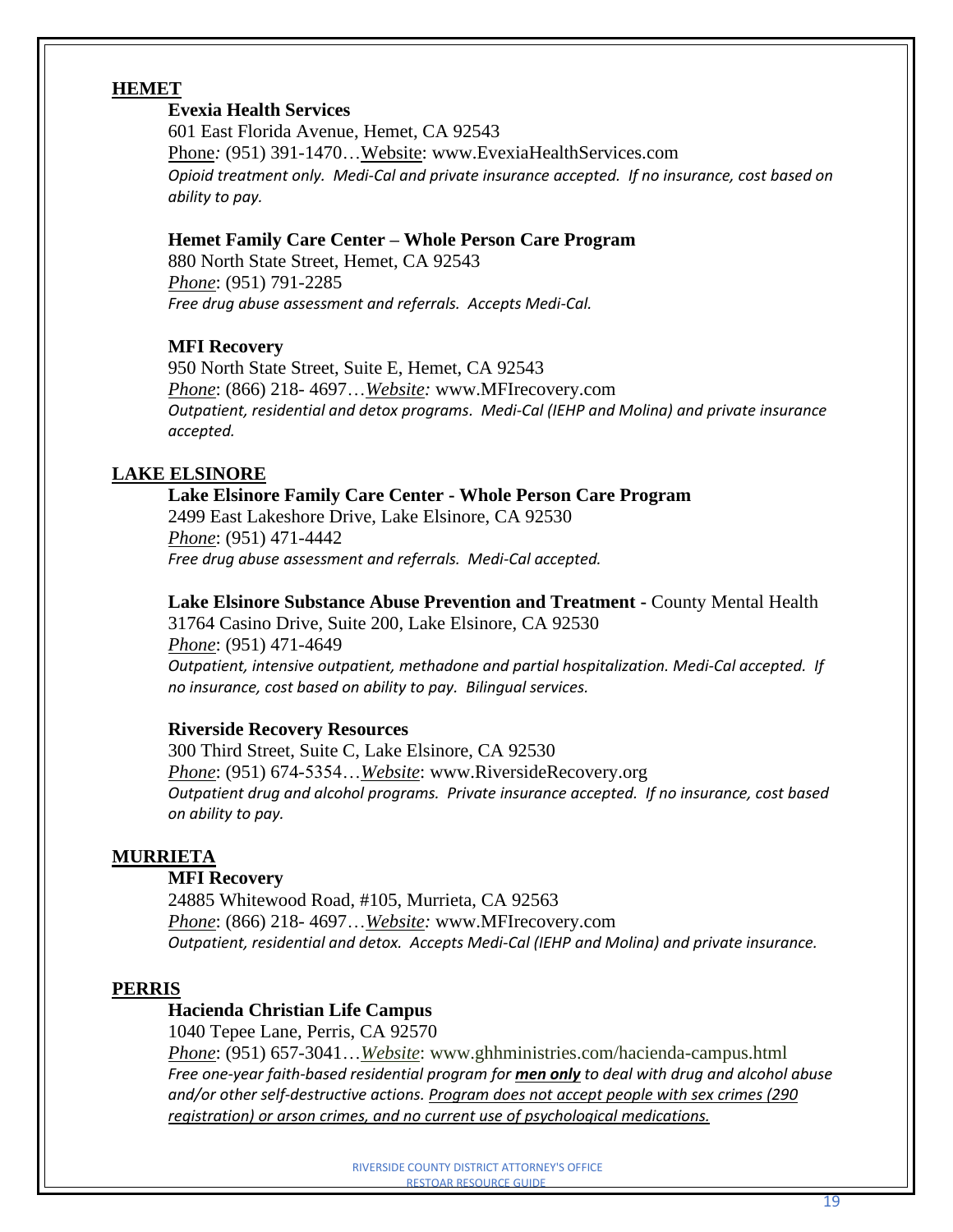## HEMET

**Evexia Health Services**
601 East Florida Avenue, Hemet, CA 92543
Phone: (951) 391-1470…Website: www.EvexiaHealthServices.com
*Opioid treatment only. Medi-Cal and private insurance accepted. If no insurance, cost based on ability to pay.*

**Hemet Family Care Center – Whole Person Care Program**
880 North State Street, Hemet, CA 92543
*Phone*: (951) 791-2285
*Free drug abuse assessment and referrals. Accepts Medi-Cal.*

**MFI Recovery**
950 North State Street, Suite E, Hemet, CA 92543
*Phone*: (866) 218- 4697…*Website:* www.MFIrecovery.com
*Outpatient, residential and detox programs. Medi-Cal (IEHP and Molina) and private insurance accepted.*

## LAKE ELSINORE

**Lake Elsinore Family Care Center - Whole Person Care Program**
2499 East Lakeshore Drive, Lake Elsinore, CA 92530
*Phone*: (951) 471-4442
*Free drug abuse assessment and referrals. Medi-Cal accepted.*

**Lake Elsinore Substance Abuse Prevention and Treatment** - County Mental Health
31764 Casino Drive, Suite 200, Lake Elsinore, CA 92530
*Phone*: (951) 471-4649
*Outpatient, intensive outpatient, methadone and partial hospitalization. Medi-Cal accepted. If no insurance, cost based on ability to pay. Bilingual services.*

**Riverside Recovery Resources**
300 Third Street, Suite C, Lake Elsinore, CA 92530
*Phone*: (951) 674-5354…*Website*: www.RiversideRecovery.org
*Outpatient drug and alcohol programs. Private insurance accepted. If no insurance, cost based on ability to pay.*

## MURRIETA

**MFI Recovery**
24885 Whitewood Road, #105, Murrieta, CA 92563
*Phone*: (866) 218- 4697…*Website:* www.MFIrecovery.com
*Outpatient, residential and detox. Accepts Medi-Cal (IEHP and Molina) and private insurance.*

## PERRIS

**Hacienda Christian Life Campus**
1040 Tepee Lane, Perris, CA 92570
*Phone*: (951) 657-3041…*Website*: www.ghhministries.com/hacienda-campus.html
*Free one-year faith-based residential program for* ***men only*** *to deal with drug and alcohol abuse and/or other self-destructive actions. Program does not accept people with sex crimes (290 registration) or arson crimes, and no current use of psychological medications.*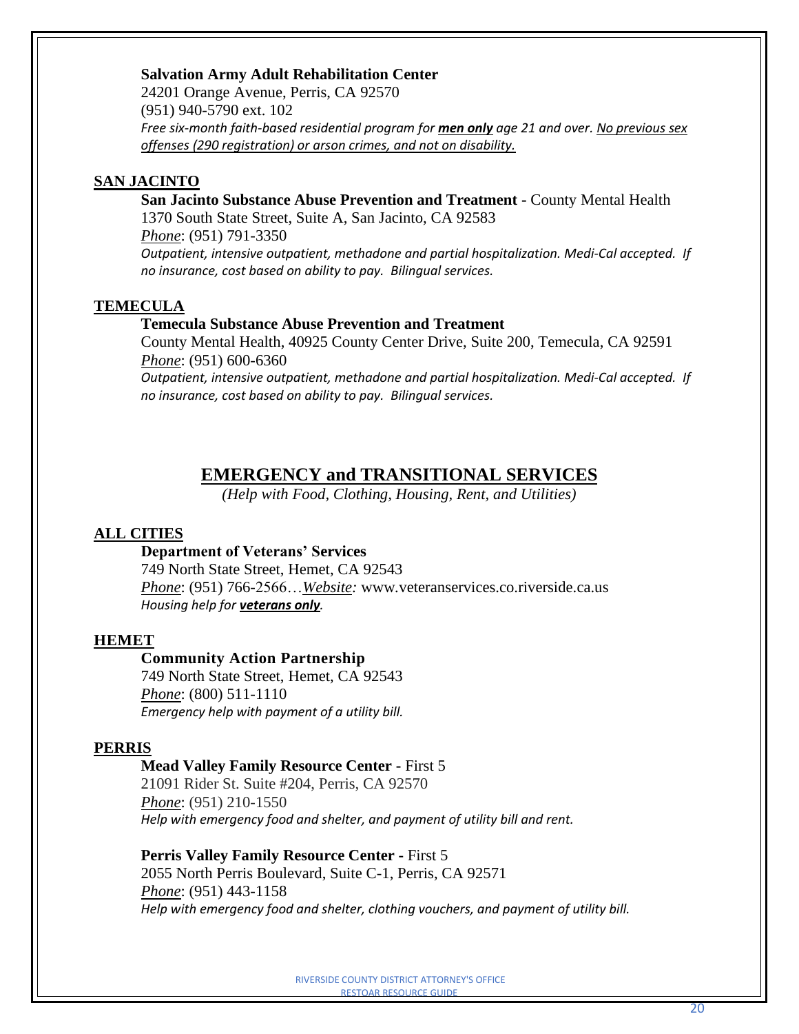**Salvation Army Adult Rehabilitation Center**
24201 Orange Avenue, Perris, CA 92570
(951) 940-5790 ext. 102
*Free six-month faith-based residential program for **men only** age 21 and over. No previous sex offenses (290 registration) or arson crimes, and not on disability.*

## SAN JACINTO

**San Jacinto Substance Abuse Prevention and Treatment -** County Mental Health
1370 South State Street, Suite A, San Jacinto, CA 92583
*Phone*: (951) 791-3350
*Outpatient, intensive outpatient, methadone and partial hospitalization. Medi-Cal accepted. If no insurance, cost based on ability to pay. Bilingual services.*

## TEMECULA

**Temecula Substance Abuse Prevention and Treatment**
County Mental Health, 40925 County Center Drive, Suite 200, Temecula, CA 92591
*Phone*: (951) 600-6360
*Outpatient, intensive outpatient, methadone and partial hospitalization. Medi-Cal accepted. If no insurance, cost based on ability to pay. Bilingual services.*

# EMERGENCY and TRANSITIONAL SERVICES

*(Help with Food, Clothing, Housing, Rent, and Utilities)*

## ALL CITIES

**Department of Veterans' Services**
749 North State Street, Hemet, CA 92543
*Phone*: (951) 766-2566…*Website:* www.veteranservices.co.riverside.ca.us
*Housing help for **veterans only**.*

## HEMET

**Community Action Partnership**
749 North State Street, Hemet, CA 92543
*Phone*: (800) 511-1110
*Emergency help with payment of a utility bill.*

## PERRIS

**Mead Valley Family Resource Center -** First 5
21091 Rider St. Suite #204, Perris, CA 92570
*Phone*: (951) 210-1550
*Help with emergency food and shelter, and payment of utility bill and rent.*

**Perris Valley Family Resource Center -** First 5
2055 North Perris Boulevard, Suite C-1, Perris, CA 92571
*Phone*: (951) 443-1158
*Help with emergency food and shelter, clothing vouchers, and payment of utility bill.*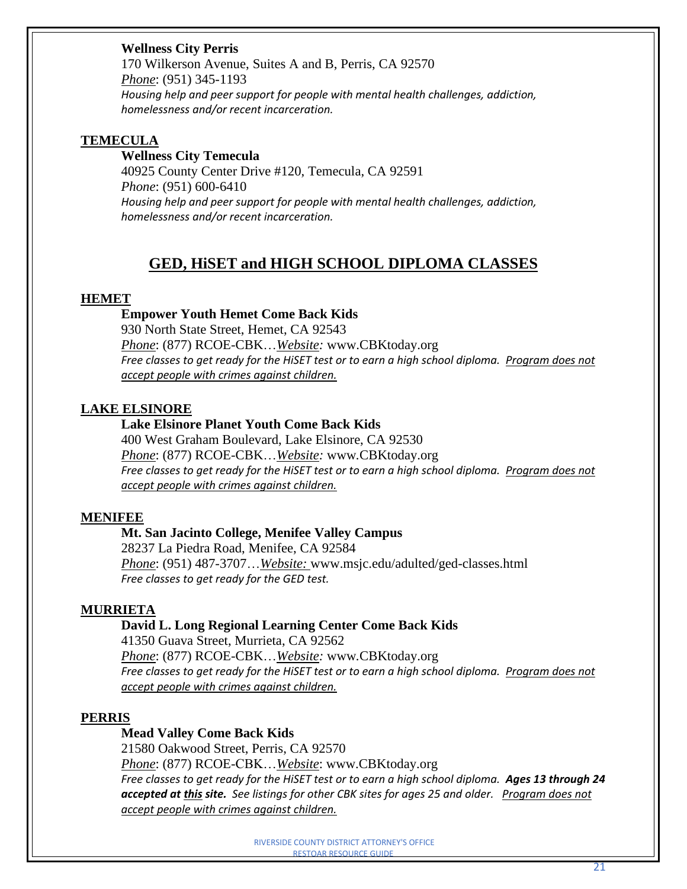**Wellness City Perris**
170 Wilkerson Avenue, Suites A and B, Perris, CA 92570
*Phone*: (951) 345-1193
*Housing help and peer support for people with mental health challenges, addiction, homelessness and/or recent incarceration.*

**TEMECULA**

**Wellness City Temecula**
40925 County Center Drive #120, Temecula, CA 92591
*Phone*: (951) 600-6410
*Housing help and peer support for people with mental health challenges, addiction, homelessness and/or recent incarceration.*

## GED, HiSET and HIGH SCHOOL DIPLOMA CLASSES

**HEMET**

**Empower Youth Hemet Come Back Kids**
930 North State Street, Hemet, CA 92543
*Phone*: (877) RCOE-CBK…*Website:* www.CBKtoday.org
*Free classes to get ready for the HiSET test or to earn a high school diploma. Program does not accept people with crimes against children.*

**LAKE ELSINORE**

**Lake Elsinore Planet Youth Come Back Kids**
400 West Graham Boulevard, Lake Elsinore, CA 92530
*Phone*: (877) RCOE-CBK…*Website:* www.CBKtoday.org
*Free classes to get ready for the HiSET test or to earn a high school diploma. Program does not accept people with crimes against children.*

**MENIFEE**

**Mt. San Jacinto College, Menifee Valley Campus**
28237 La Piedra Road, Menifee, CA 92584
*Phone*: (951) 487-3707…*Website:* www.msjc.edu/adulted/ged-classes.html
*Free classes to get ready for the GED test.*

**MURRIETA**

**David L. Long Regional Learning Center Come Back Kids**
41350 Guava Street, Murrieta, CA 92562
*Phone*: (877) RCOE-CBK…*Website:* www.CBKtoday.org
*Free classes to get ready for the HiSET test or to earn a high school diploma. Program does not accept people with crimes against children.*

**PERRIS**

**Mead Valley Come Back Kids**
21580 Oakwood Street, Perris, CA 92570
*Phone*: (877) RCOE-CBK…*Website*: www.CBKtoday.org
*Free classes to get ready for the HiSET test or to earn a high school diploma.* ***Ages 13 through 24 accepted at this site.*** *See listings for other CBK sites for ages 25 and older. Program does not accept people with crimes against children.*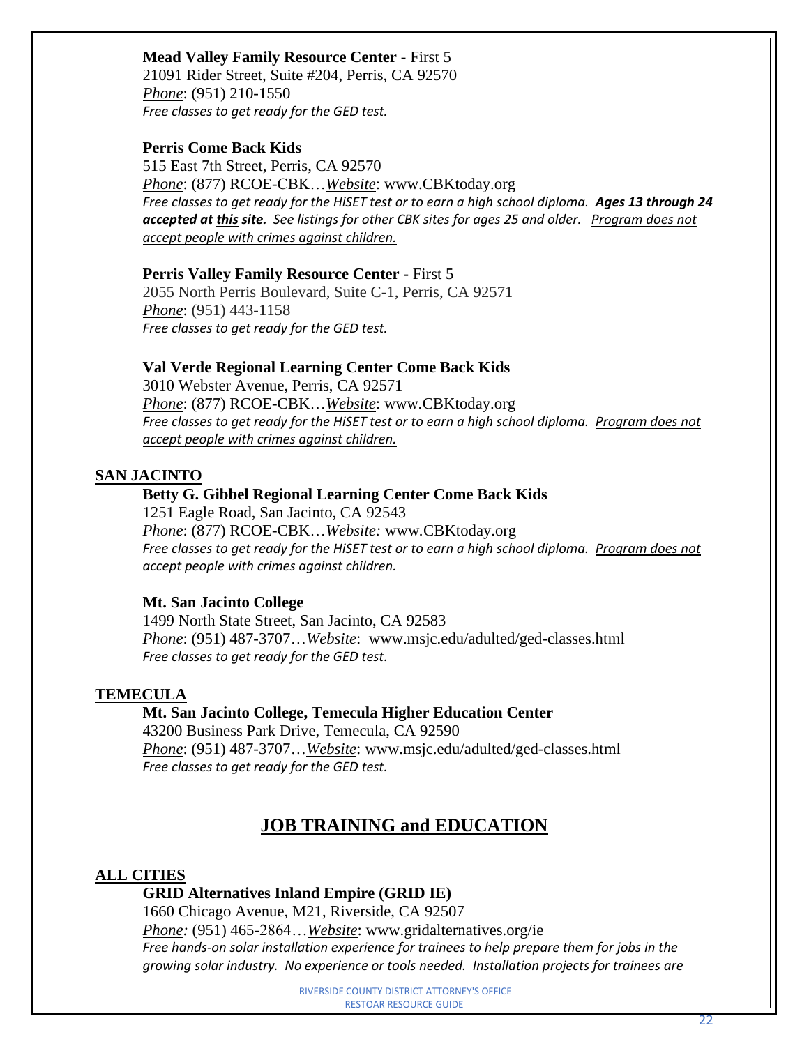**Mead Valley Family Resource Center -** First 5
21091 Rider Street, Suite #204, Perris, CA 92570
*Phone*: (951) 210-1550
*Free classes to get ready for the GED test.*

**Perris Come Back Kids**
515 East 7th Street, Perris, CA 92570
*Phone*: (877) RCOE-CBK…*Website*: www.CBKtoday.org
*Free classes to get ready for the HiSET test or to earn a high school diploma.* ***Ages 13 through 24 accepted at this site.*** *See listings for other CBK sites for ages 25 and older.* *Program does not accept people with crimes against children.*

**Perris Valley Family Resource Center -** First 5
2055 North Perris Boulevard, Suite C-1, Perris, CA 92571
*Phone*: (951) 443-1158
*Free classes to get ready for the GED test.*

**Val Verde Regional Learning Center Come Back Kids**
3010 Webster Avenue, Perris, CA 92571
*Phone*: (877) RCOE-CBK…*Website*: www.CBKtoday.org
*Free classes to get ready for the HiSET test or to earn a high school diploma.* *Program does not accept people with crimes against children.*

## SAN JACINTO

**Betty G. Gibbel Regional Learning Center Come Back Kids**
1251 Eagle Road, San Jacinto, CA 92543
*Phone*: (877) RCOE-CBK…*Website:* www.CBKtoday.org
*Free classes to get ready for the HiSET test or to earn a high school diploma.* *Program does not accept people with crimes against children.*

**Mt. San Jacinto College**
1499 North State Street, San Jacinto, CA 92583
*Phone*: (951) 487-3707…*Website*: www.msjc.edu/adulted/ged-classes.html
*Free classes to get ready for the GED test.*

## TEMECULA

**Mt. San Jacinto College, Temecula Higher Education Center**
43200 Business Park Drive, Temecula, CA 92590
*Phone*: (951) 487-3707…*Website*: www.msjc.edu/adulted/ged-classes.html
*Free classes to get ready for the GED test.*

# JOB TRAINING and EDUCATION

## ALL CITIES

**GRID Alternatives Inland Empire (GRID IE)**
1660 Chicago Avenue, M21, Riverside, CA 92507
*Phone:* (951) 465-2864…*Website*: www.gridalternatives.org/ie
*Free hands-on solar installation experience for trainees to help prepare them for jobs in the growing solar industry. No experience or tools needed. Installation projects for trainees are*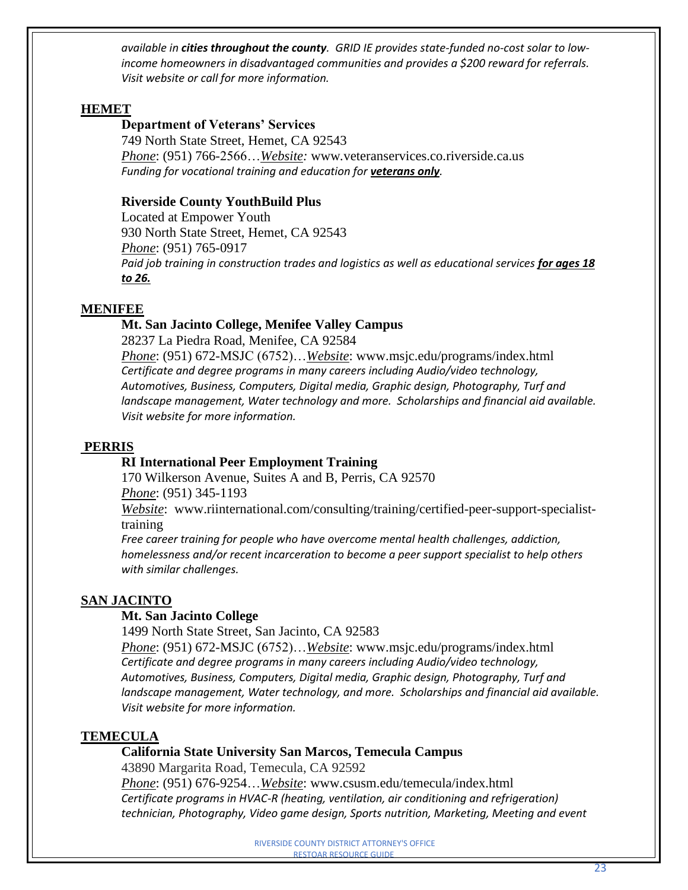*available in **cities throughout the county**. GRID IE provides state-funded no-cost solar to low-income homeowners in disadvantaged communities and provides a $200 reward for referrals. Visit website or call for more information.*

## HEMET

### Department of Veterans' Services

749 North State Street, Hemet, CA 92543
*Phone*: (951) 766-2566…*Website:* www.veteranservices.co.riverside.ca.us
*Funding for vocational training and education for **veterans only**.*

### Riverside County YouthBuild Plus

Located at Empower Youth
930 North State Street, Hemet, CA 92543
*Phone*: (951) 765-0917
*Paid job training in construction trades and logistics as well as educational services **for ages 18 to 26.***

## MENIFEE

### Mt. San Jacinto College, Menifee Valley Campus

28237 La Piedra Road, Menifee, CA 92584
*Phone*: (951) 672-MSJC (6752)…*Website*: www.msjc.edu/programs/index.html
*Certificate and degree programs in many careers including Audio/video technology, Automotives, Business, Computers, Digital media, Graphic design, Photography, Turf and landscape management, Water technology and more. Scholarships and financial aid available. Visit website for more information.*

## PERRIS

### RI International Peer Employment Training

170 Wilkerson Avenue, Suites A and B, Perris, CA 92570
*Phone*: (951) 345-1193
*Website*: www.riinternational.com/consulting/training/certified-peer-support-specialist-training
*Free career training for people who have overcome mental health challenges, addiction, homelessness and/or recent incarceration to become a peer support specialist to help others with similar challenges.*

## SAN JACINTO

### Mt. San Jacinto College

1499 North State Street, San Jacinto, CA 92583
*Phone*: (951) 672-MSJC (6752)…*Website*: www.msjc.edu/programs/index.html
*Certificate and degree programs in many careers including Audio/video technology, Automotives, Business, Computers, Digital media, Graphic design, Photography, Turf and landscape management, Water technology, and more. Scholarships and financial aid available. Visit website for more information.*

## TEMECULA

### California State University San Marcos, Temecula Campus

43890 Margarita Road, Temecula, CA 92592
*Phone*: (951) 676-9254…*Website*: www.csusm.edu/temecula/index.html
*Certificate programs in HVAC-R (heating, ventilation, air conditioning and refrigeration) technician, Photography, Video game design, Sports nutrition, Marketing, Meeting and event*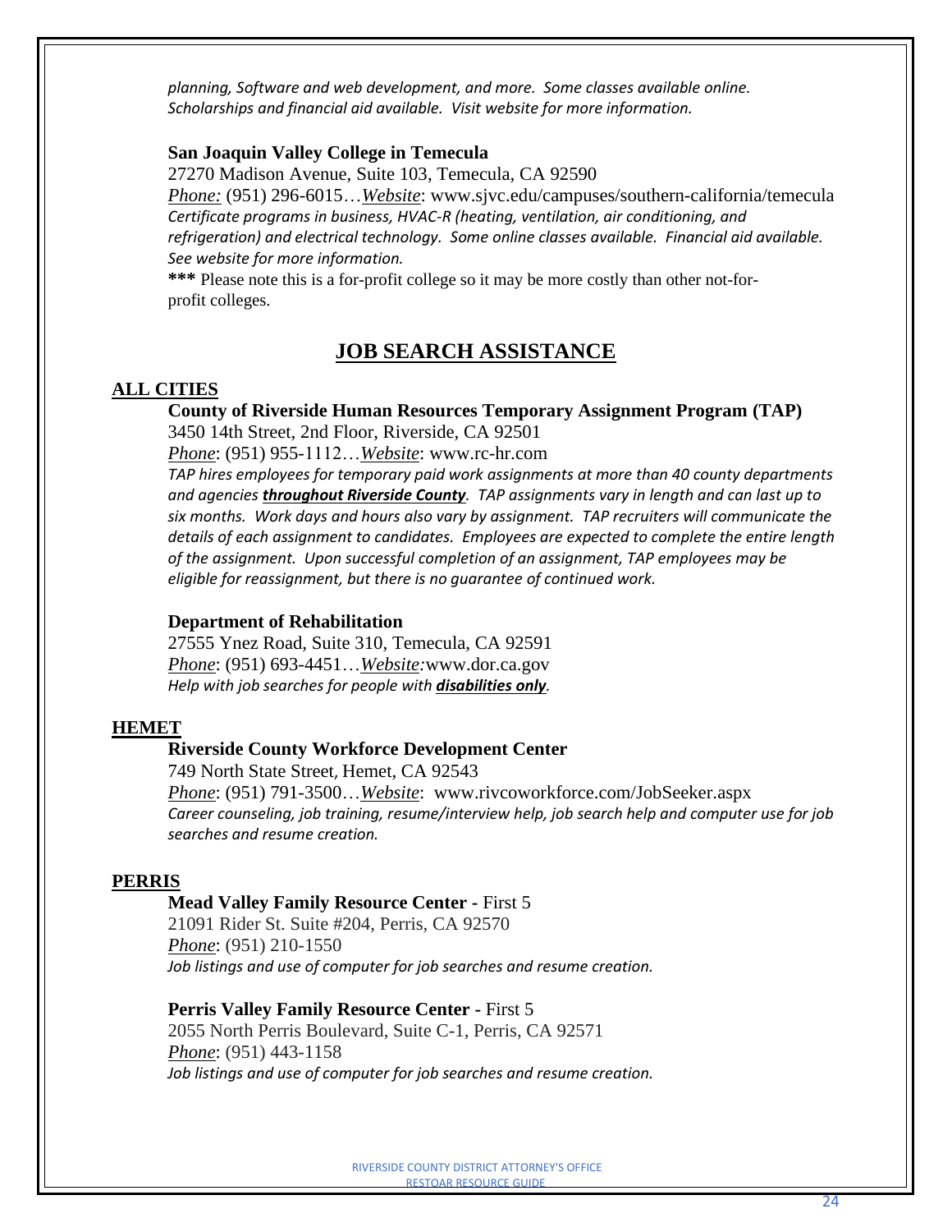*planning, Software and web development, and more. Some classes available online. Scholarships and financial aid available. Visit website for more information.*

**San Joaquin Valley College in Temecula**
27270 Madison Avenue, Suite 103, Temecula, CA 92590
*Phone:* (951) 296-6015…*Website*: www.sjvc.edu/campuses/southern-california/temecula
*Certificate programs in business, HVAC-R (heating, ventilation, air conditioning, and refrigeration) and electrical technology. Some online classes available. Financial aid available. See website for more information.*
**\*\*\*** Please note this is a for-profit college so it may be more costly than other not-for-profit colleges.

## JOB SEARCH ASSISTANCE

### ALL CITIES

**County of Riverside Human Resources Temporary Assignment Program (TAP)**
3450 14th Street, 2nd Floor, Riverside, CA 92501
*Phone*: (951) 955-1112…*Website*: www.rc-hr.com
*TAP hires employees for temporary paid work assignments at more than 40 county departments and agencies **throughout Riverside County**. TAP assignments vary in length and can last up to six months. Work days and hours also vary by assignment. TAP recruiters will communicate the details of each assignment to candidates. Employees are expected to complete the entire length of the assignment. Upon successful completion of an assignment, TAP employees may be eligible for reassignment, but there is no guarantee of continued work.*

**Department of Rehabilitation**
27555 Ynez Road, Suite 310, Temecula, CA 92591
*Phone*: (951) 693-4451…*Website:*www.dor.ca.gov
*Help with job searches for people with **disabilities only**.*

### HEMET

**Riverside County Workforce Development Center**
749 North State Street, Hemet, CA 92543
*Phone*: (951) 791-3500…*Website*: www.rivcoworkforce.com/JobSeeker.aspx
*Career counseling, job training, resume/interview help, job search help and computer use for job searches and resume creation.*

### PERRIS

**Mead Valley Family Resource Center -** First 5
21091 Rider St. Suite #204, Perris, CA 92570
*Phone*: (951) 210-1550
*Job listings and use of computer for job searches and resume creation.*

**Perris Valley Family Resource Center -** First 5
2055 North Perris Boulevard, Suite C-1, Perris, CA 92571
*Phone*: (951) 443-1158
*Job listings and use of computer for job searches and resume creation.*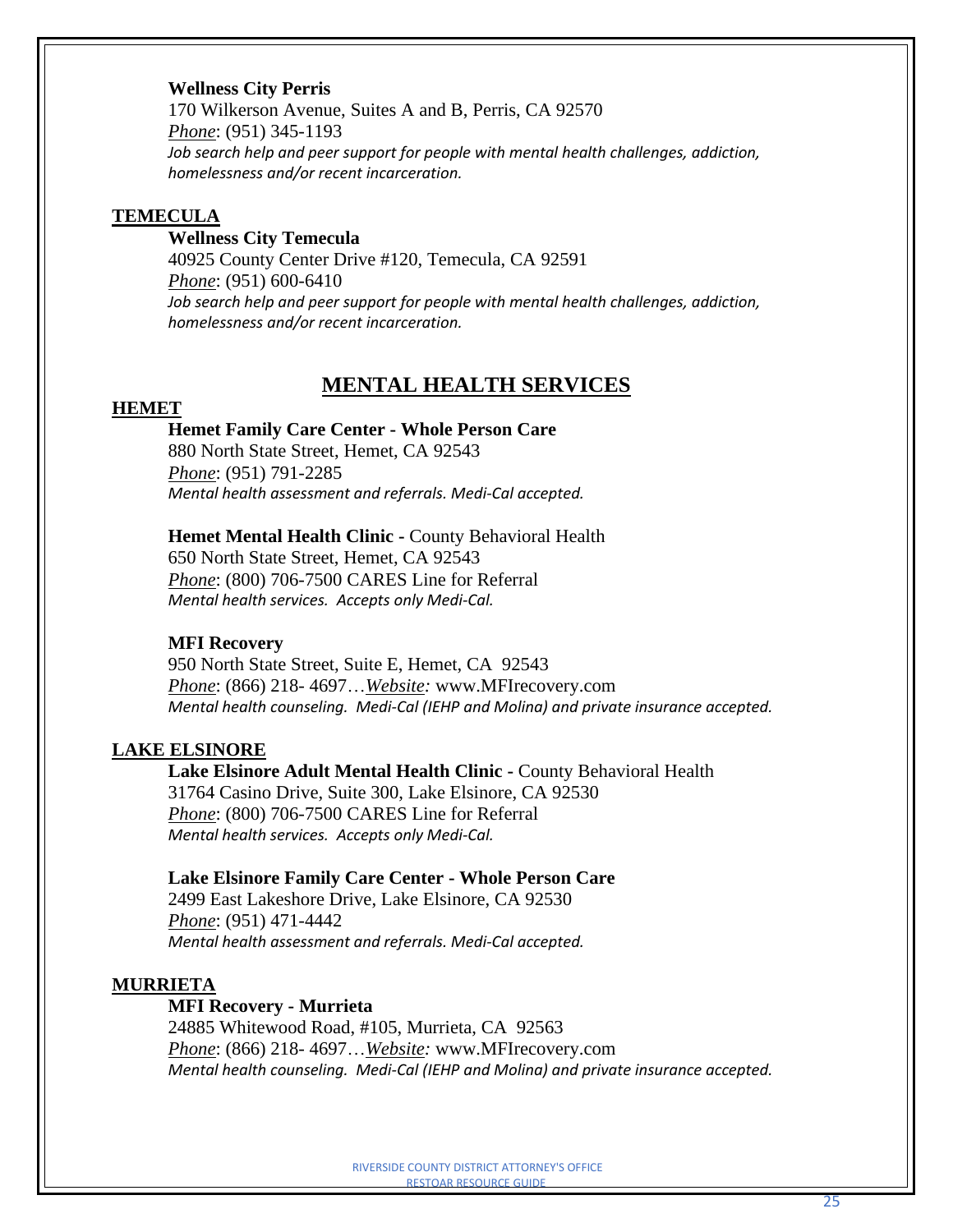**Wellness City Perris**
170 Wilkerson Avenue, Suites A and B, Perris, CA 92570
*Phone*: (951) 345-1193
*Job search help and peer support for people with mental health challenges, addiction, homelessness and/or recent incarceration.*

**TEMECULA**

**Wellness City Temecula**
40925 County Center Drive #120, Temecula, CA 92591
*Phone*: (951) 600-6410
*Job search help and peer support for people with mental health challenges, addiction, homelessness and/or recent incarceration.*

## MENTAL HEALTH SERVICES

**HEMET**

**Hemet Family Care Center - Whole Person Care**
880 North State Street, Hemet, CA 92543
*Phone*: (951) 791-2285
*Mental health assessment and referrals. Medi-Cal accepted.*

**Hemet Mental Health Clinic -** County Behavioral Health
650 North State Street, Hemet, CA 92543
*Phone*: (800) 706-7500 CARES Line for Referral
*Mental health services. Accepts only Medi-Cal.*

**MFI Recovery**
950 North State Street, Suite E, Hemet, CA 92543
*Phone*: (866) 218- 4697…*Website:* www.MFIrecovery.com
*Mental health counseling. Medi-Cal (IEHP and Molina) and private insurance accepted.*

**LAKE ELSINORE**

**Lake Elsinore Adult Mental Health Clinic -** County Behavioral Health
31764 Casino Drive, Suite 300, Lake Elsinore, CA 92530
*Phone*: (800) 706-7500 CARES Line for Referral
*Mental health services. Accepts only Medi-Cal.*

**Lake Elsinore Family Care Center - Whole Person Care**
2499 East Lakeshore Drive, Lake Elsinore, CA 92530
*Phone*: (951) 471-4442
*Mental health assessment and referrals. Medi-Cal accepted.*

**MURRIETA**

**MFI Recovery - Murrieta**
24885 Whitewood Road, #105, Murrieta, CA 92563
*Phone*: (866) 218- 4697…*Website:* www.MFIrecovery.com
*Mental health counseling. Medi-Cal (IEHP and Molina) and private insurance accepted.*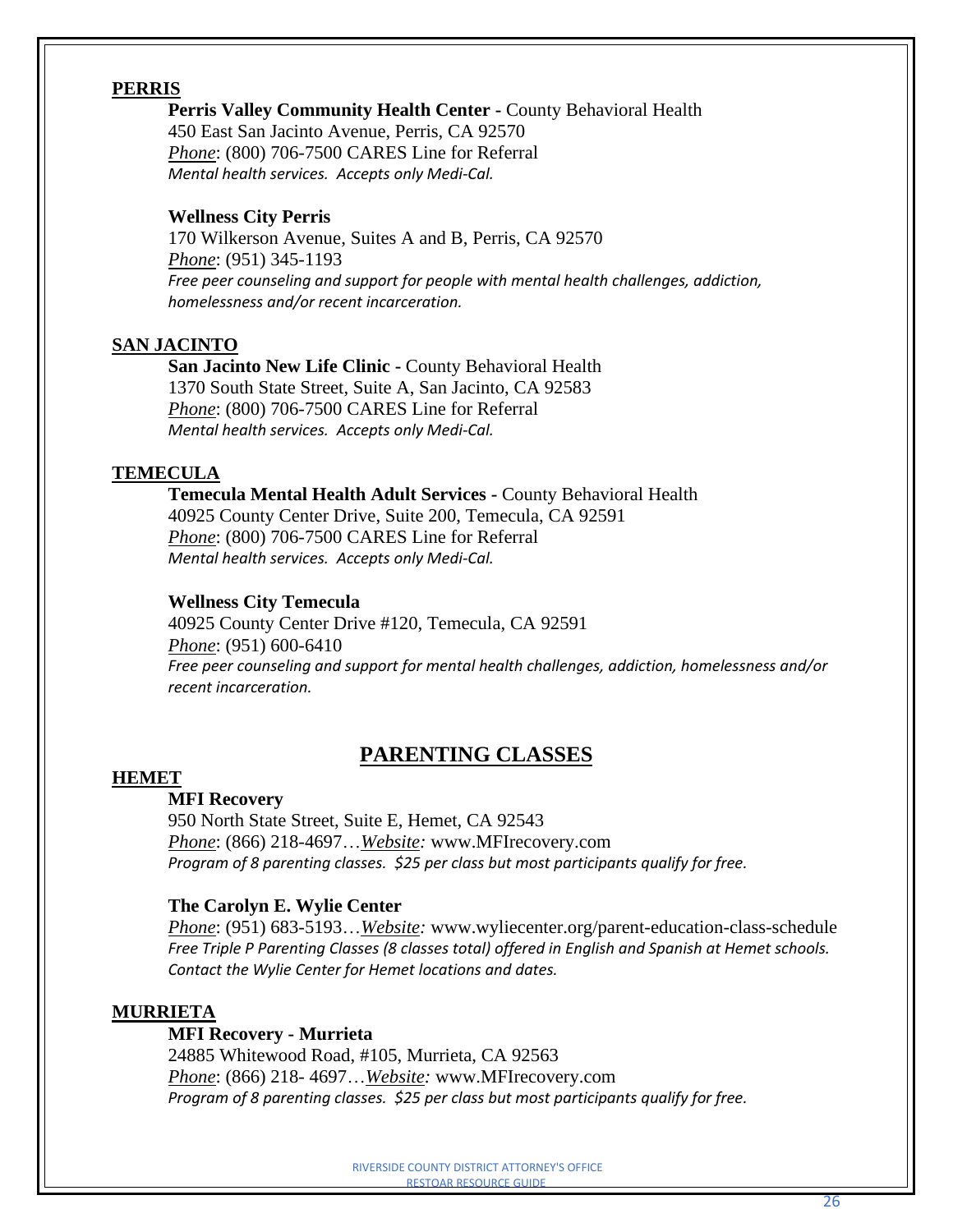**PERRIS**

**Perris Valley Community Health Center -** County Behavioral Health
450 East San Jacinto Avenue, Perris, CA 92570
*Phone*: (800) 706-7500 CARES Line for Referral
*Mental health services. Accepts only Medi-Cal.*

**Wellness City Perris**
170 Wilkerson Avenue, Suites A and B, Perris, CA 92570
*Phone*: (951) 345-1193
*Free peer counseling and support for people with mental health challenges, addiction, homelessness and/or recent incarceration.*

**SAN JACINTO**

**San Jacinto New Life Clinic -** County Behavioral Health
1370 South State Street, Suite A, San Jacinto, CA 92583
*Phone*: (800) 706-7500 CARES Line for Referral
*Mental health services. Accepts only Medi-Cal.*

**TEMECULA**

**Temecula Mental Health Adult Services -** County Behavioral Health
40925 County Center Drive, Suite 200, Temecula, CA 92591
*Phone*: (800) 706-7500 CARES Line for Referral
*Mental health services. Accepts only Medi-Cal.*

**Wellness City Temecula**
40925 County Center Drive #120, Temecula, CA 92591
*Phone*: (951) 600-6410
*Free peer counseling and support for mental health challenges, addiction, homelessness and/or recent incarceration.*

## PARENTING CLASSES

**HEMET**

**MFI Recovery**
950 North State Street, Suite E, Hemet, CA 92543
*Phone*: (866) 218-4697…*Website:* www.MFIrecovery.com
*Program of 8 parenting classes. $25 per class but most participants qualify for free.*

**The Carolyn E. Wylie Center**
*Phone*: (951) 683-5193…*Website:* www.wyliecenter.org/parent-education-class-schedule
*Free Triple P Parenting Classes (8 classes total) offered in English and Spanish at Hemet schools. Contact the Wylie Center for Hemet locations and dates.*

**MURRIETA**

**MFI Recovery - Murrieta**
24885 Whitewood Road, #105, Murrieta, CA 92563
*Phone*: (866) 218- 4697…*Website:* www.MFIrecovery.com
*Program of 8 parenting classes. $25 per class but most participants qualify for free.*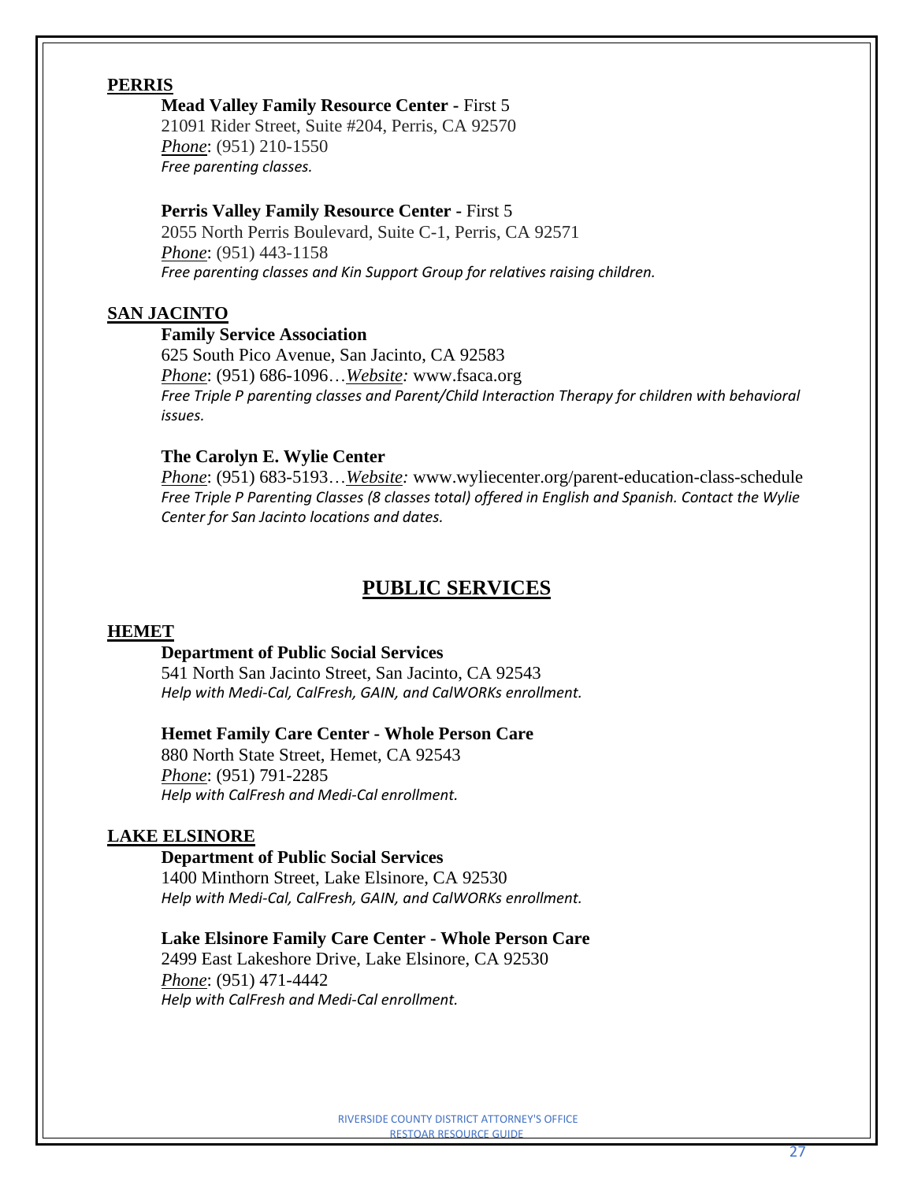**PERRIS**

**Mead Valley Family Resource Center -** First 5
21091 Rider Street, Suite #204, Perris, CA 92570
*Phone*: (951) 210-1550
*Free parenting classes.*

**Perris Valley Family Resource Center -** First 5
2055 North Perris Boulevard, Suite C-1, Perris, CA 92571
*Phone*: (951) 443-1158
*Free parenting classes and Kin Support Group for relatives raising children.*

**SAN JACINTO**

**Family Service Association**
625 South Pico Avenue, San Jacinto, CA 92583
*Phone*: (951) 686-1096…*Website:* www.fsaca.org
*Free Triple P parenting classes and Parent/Child Interaction Therapy for children with behavioral issues.*

**The Carolyn E. Wylie Center**
*Phone*: (951) 683-5193…*Website:* www.wyliecenter.org/parent-education-class-schedule
*Free Triple P Parenting Classes (8 classes total) offered in English and Spanish. Contact the Wylie Center for San Jacinto locations and dates.*

## PUBLIC SERVICES

**HEMET**

**Department of Public Social Services**
541 North San Jacinto Street, San Jacinto, CA 92543
*Help with Medi-Cal, CalFresh, GAIN, and CalWORKs enrollment.*

**Hemet Family Care Center - Whole Person Care**
880 North State Street, Hemet, CA 92543
*Phone*: (951) 791-2285
*Help with CalFresh and Medi-Cal enrollment.*

**LAKE ELSINORE**

**Department of Public Social Services**
1400 Minthorn Street, Lake Elsinore, CA 92530
*Help with Medi-Cal, CalFresh, GAIN, and CalWORKs enrollment.*

**Lake Elsinore Family Care Center - Whole Person Care**
2499 East Lakeshore Drive, Lake Elsinore, CA 92530
*Phone*: (951) 471-4442
*Help with CalFresh and Medi-Cal enrollment.*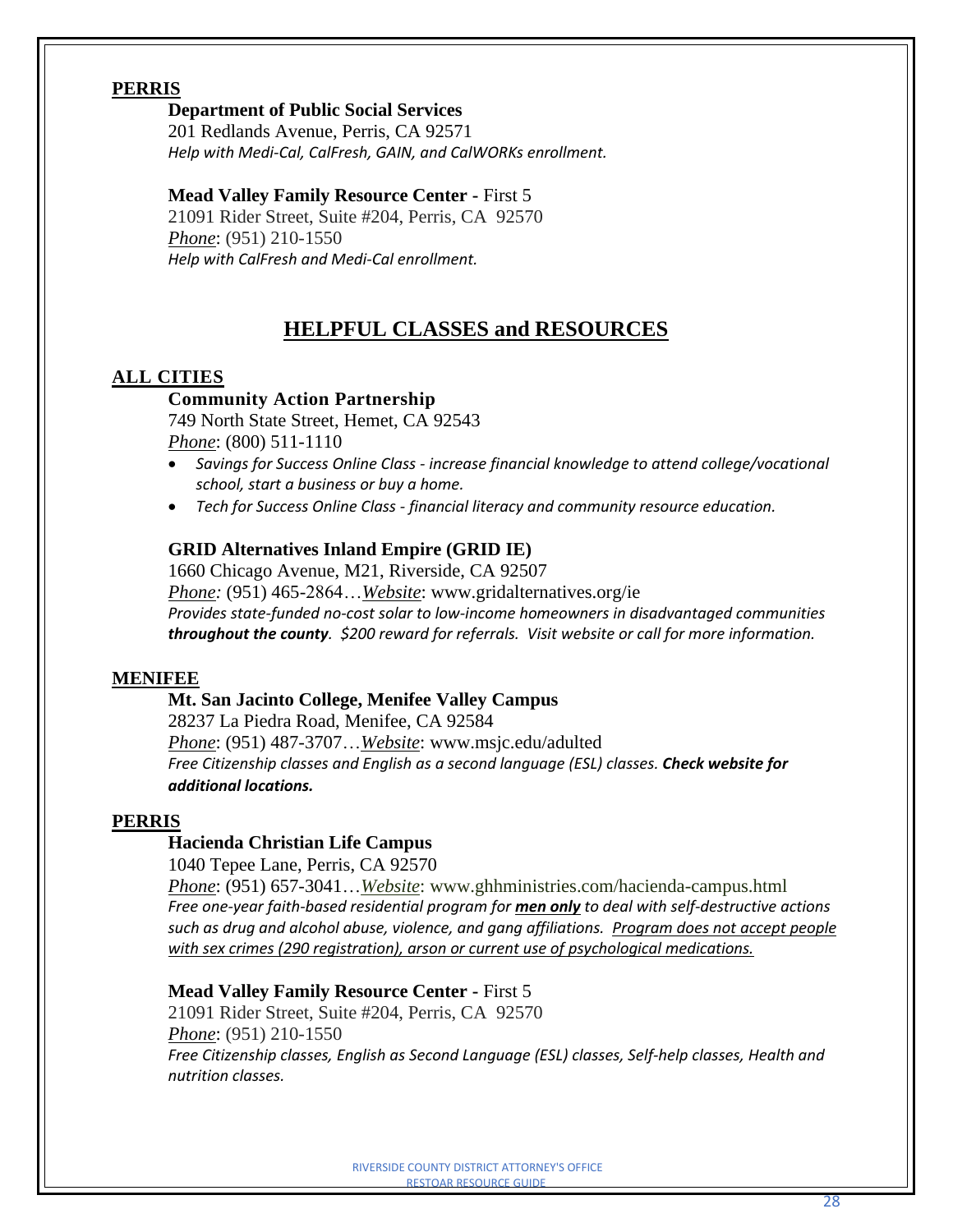**PERRIS**

**Department of Public Social Services**
201 Redlands Avenue, Perris, CA 92571
*Help with Medi-Cal, CalFresh, GAIN, and CalWORKs enrollment.*

**Mead Valley Family Resource Center -** First 5
21091 Rider Street, Suite #204, Perris, CA 92570
*Phone*: (951) 210-1550
*Help with CalFresh and Medi-Cal enrollment.*

## HELPFUL CLASSES and RESOURCES

**ALL CITIES**

**Community Action Partnership**
749 North State Street, Hemet, CA 92543
*Phone*: (800) 511-1110

- *Savings for Success Online Class - increase financial knowledge to attend college/vocational school, start a business or buy a home.*
- *Tech for Success Online Class - financial literacy and community resource education.*

**GRID Alternatives Inland Empire (GRID IE)**
1660 Chicago Avenue, M21, Riverside, CA 92507
*Phone:* (951) 465-2864…*Website*: www.gridalternatives.org/ie
*Provides state-funded no-cost solar to low-income homeowners in disadvantaged communities* ***throughout the county****. $200 reward for referrals. Visit website or call for more information.*

**MENIFEE**

**Mt. San Jacinto College, Menifee Valley Campus**
28237 La Piedra Road, Menifee, CA 92584
*Phone*: (951) 487-3707…*Website*: www.msjc.edu/adulted
*Free Citizenship classes and English as a second language (ESL) classes.* ***Check website for additional locations.***

**PERRIS**

**Hacienda Christian Life Campus**
1040 Tepee Lane, Perris, CA 92570
*Phone*: (951) 657-3041…*Website*: www.ghhministries.com/hacienda-campus.html
*Free one-year faith-based residential program for* ***men only*** *to deal with self-destructive actions such as drug and alcohol abuse, violence, and gang affiliations. Program does not accept people with sex crimes (290 registration), arson or current use of psychological medications.*

**Mead Valley Family Resource Center -** First 5
21091 Rider Street, Suite #204, Perris, CA 92570
*Phone*: (951) 210-1550
*Free Citizenship classes, English as Second Language (ESL) classes, Self-help classes, Health and nutrition classes.*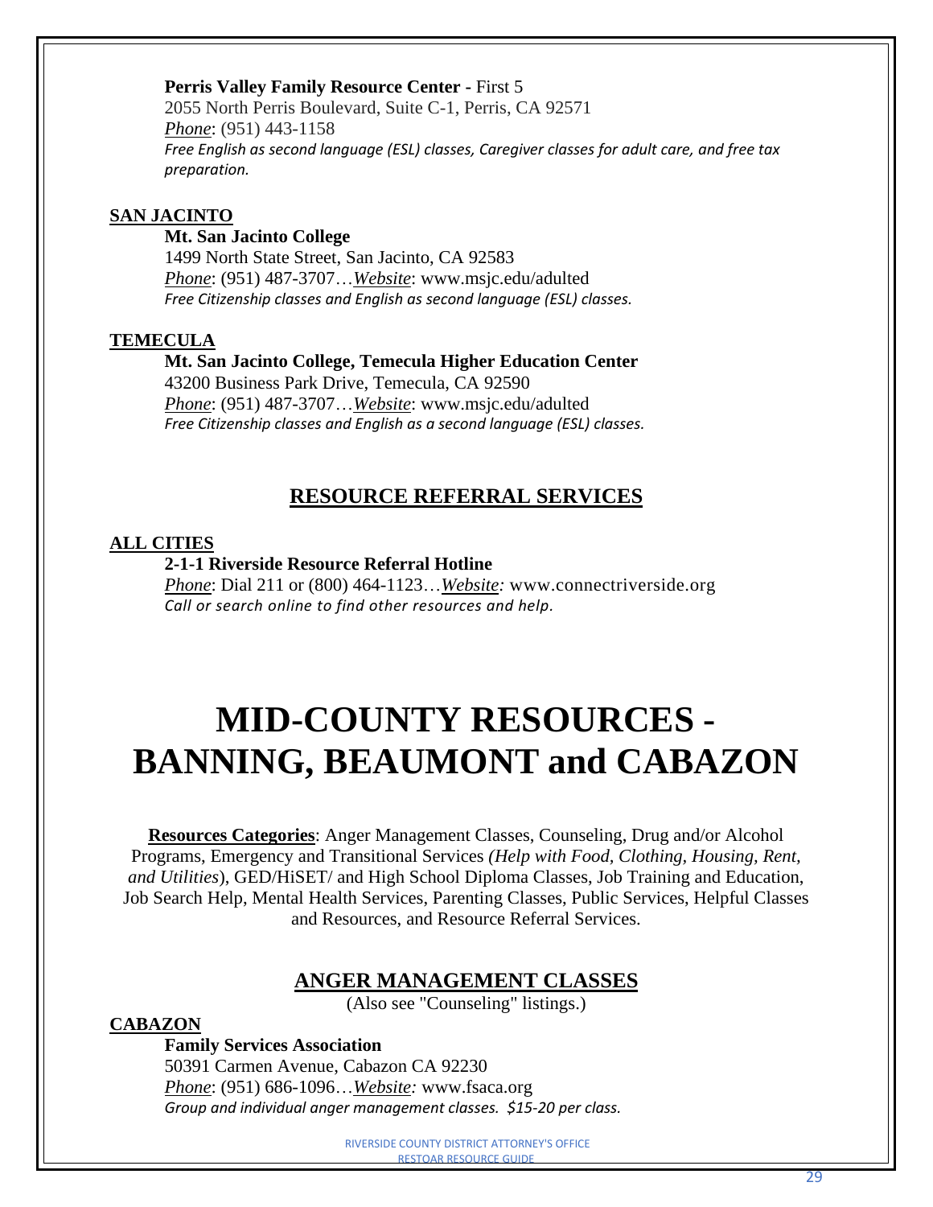**Perris Valley Family Resource Center -** First 5
2055 North Perris Boulevard, Suite C-1, Perris, CA 92571
*Phone*: (951) 443-1158
*Free English as second language (ESL) classes, Caregiver classes for adult care, and free tax preparation.*

**SAN JACINTO**

**Mt. San Jacinto College**
1499 North State Street, San Jacinto, CA 92583
*Phone*: (951) 487-3707…*Website*: www.msjc.edu/adulted
*Free Citizenship classes and English as second language (ESL) classes.*

**TEMECULA**

**Mt. San Jacinto College, Temecula Higher Education Center**
43200 Business Park Drive, Temecula, CA 92590
*Phone*: (951) 487-3707…*Website*: www.msjc.edu/adulted
*Free Citizenship classes and English as a second language (ESL) classes.*

## RESOURCE REFERRAL SERVICES

**ALL CITIES**

**2-1-1 Riverside Resource Referral Hotline**
*Phone*: Dial 211 or (800) 464-1123…*Website:* www.connectriverside.org
*Call or search online to find other resources and help.*

# MID-COUNTY RESOURCES - BANNING, BEAUMONT and CABAZON

**Resources Categories**: Anger Management Classes, Counseling, Drug and/or Alcohol Programs, Emergency and Transitional Services *(Help with Food, Clothing, Housing, Rent, and Utilities*), GED/HiSET/ and High School Diploma Classes, Job Training and Education, Job Search Help, Mental Health Services, Parenting Classes, Public Services, Helpful Classes and Resources, and Resource Referral Services.

## ANGER MANAGEMENT CLASSES

(Also see "Counseling" listings.)

**CABAZON**

**Family Services Association**
50391 Carmen Avenue, Cabazon CA 92230
*Phone*: (951) 686-1096…*Website:* www.fsaca.org
*Group and individual anger management classes. $15-20 per class.*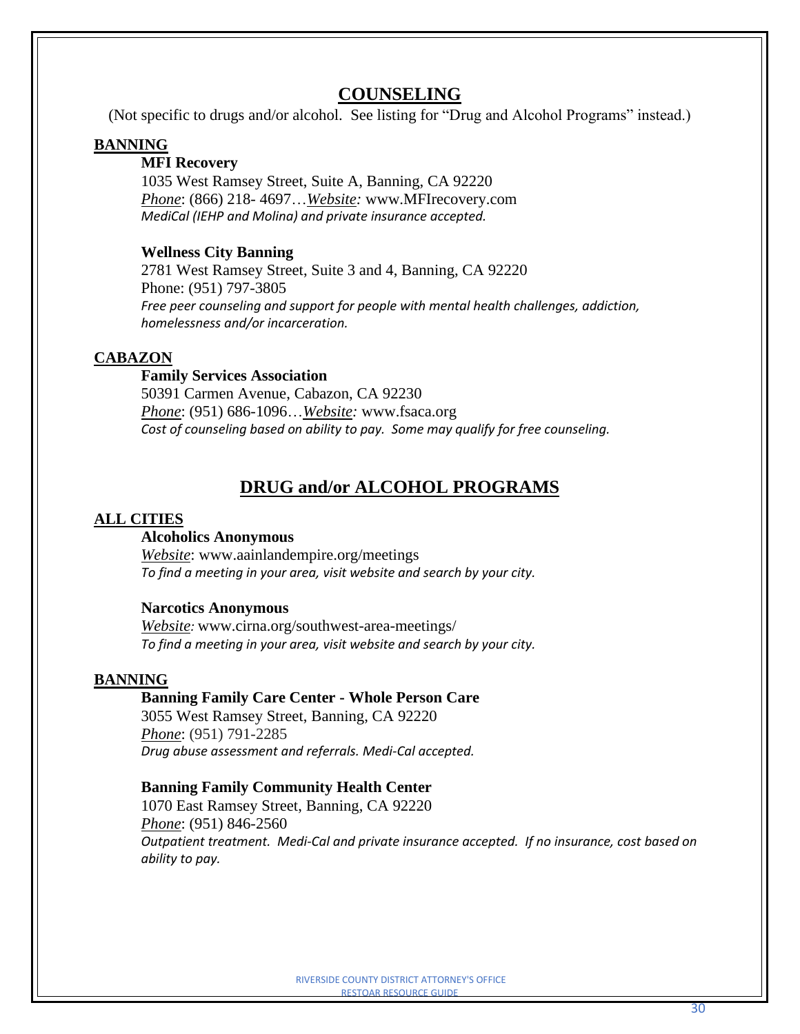## COUNSELING

(Not specific to drugs and/or alcohol. See listing for "Drug and Alcohol Programs" instead.)

### BANNING

**MFI Recovery**
1035 West Ramsey Street, Suite A, Banning, CA 92220
*Phone*: (866) 218- 4697…*Website:* www.MFIrecovery.com
*MediCal (IEHP and Molina) and private insurance accepted.*

**Wellness City Banning**
2781 West Ramsey Street, Suite 3 and 4, Banning, CA 92220
Phone: (951) 797-3805
*Free peer counseling and support for people with mental health challenges, addiction, homelessness and/or incarceration.*

### CABAZON

**Family Services Association**
50391 Carmen Avenue, Cabazon, CA 92230
*Phone*: (951) 686-1096…*Website:* www.fsaca.org
*Cost of counseling based on ability to pay. Some may qualify for free counseling.*

## DRUG and/or ALCOHOL PROGRAMS

### ALL CITIES

**Alcoholics Anonymous**
*Website*: www.aainlandempire.org/meetings
*To find a meeting in your area, visit website and search by your city.*

**Narcotics Anonymous**
*Website:* www.cirna.org/southwest-area-meetings/
*To find a meeting in your area, visit website and search by your city.*

### BANNING

**Banning Family Care Center - Whole Person Care**
3055 West Ramsey Street, Banning, CA 92220
*Phone*: (951) 791-2285
*Drug abuse assessment and referrals. Medi-Cal accepted.*

**Banning Family Community Health Center**
1070 East Ramsey Street, Banning, CA 92220
*Phone*: (951) 846-2560
*Outpatient treatment. Medi-Cal and private insurance accepted. If no insurance, cost based on ability to pay.*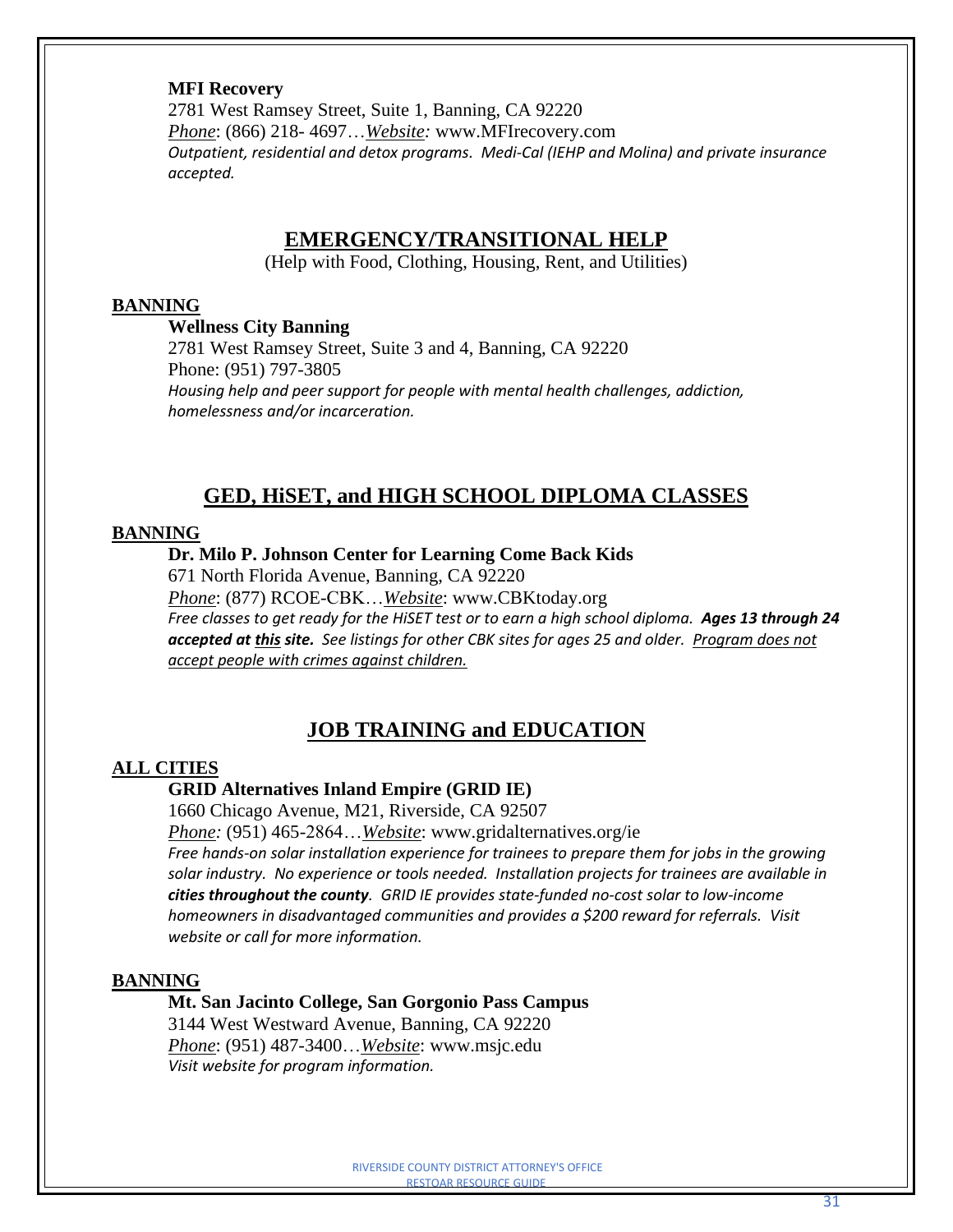**MFI Recovery**
2781 West Ramsey Street, Suite 1, Banning, CA 92220
*Phone*: (866) 218- 4697…*Website:* www.MFIrecovery.com
*Outpatient, residential and detox programs. Medi-Cal (IEHP and Molina) and private insurance accepted.*

## EMERGENCY/TRANSITIONAL HELP

(Help with Food, Clothing, Housing, Rent, and Utilities)

### BANNING

**Wellness City Banning**
2781 West Ramsey Street, Suite 3 and 4, Banning, CA 92220
Phone: (951) 797-3805
*Housing help and peer support for people with mental health challenges, addiction, homelessness and/or incarceration.*

## GED, HiSET, and HIGH SCHOOL DIPLOMA CLASSES

### BANNING

**Dr. Milo P. Johnson Center for Learning Come Back Kids**
671 North Florida Avenue, Banning, CA 92220
*Phone*: (877) RCOE-CBK…*Website*: www.CBKtoday.org
*Free classes to get ready for the HiSET test or to earn a high school diploma.* ***Ages 13 through 24 accepted at this site.*** *See listings for other CBK sites for ages 25 and older. Program does not accept people with crimes against children.*

## JOB TRAINING and EDUCATION

### ALL CITIES

**GRID Alternatives Inland Empire (GRID IE)**
1660 Chicago Avenue, M21, Riverside, CA 92507
*Phone:* (951) 465-2864…*Website*: www.gridalternatives.org/ie
*Free hands-on solar installation experience for trainees to prepare them for jobs in the growing solar industry. No experience or tools needed. Installation projects for trainees are available in* ***cities throughout the county****. GRID IE provides state-funded no-cost solar to low-income homeowners in disadvantaged communities and provides a $200 reward for referrals. Visit website or call for more information.*

### BANNING

**Mt. San Jacinto College, San Gorgonio Pass Campus**
3144 West Westward Avenue, Banning, CA 92220
*Phone*: (951) 487-3400…*Website*: www.msjc.edu
*Visit website for program information.*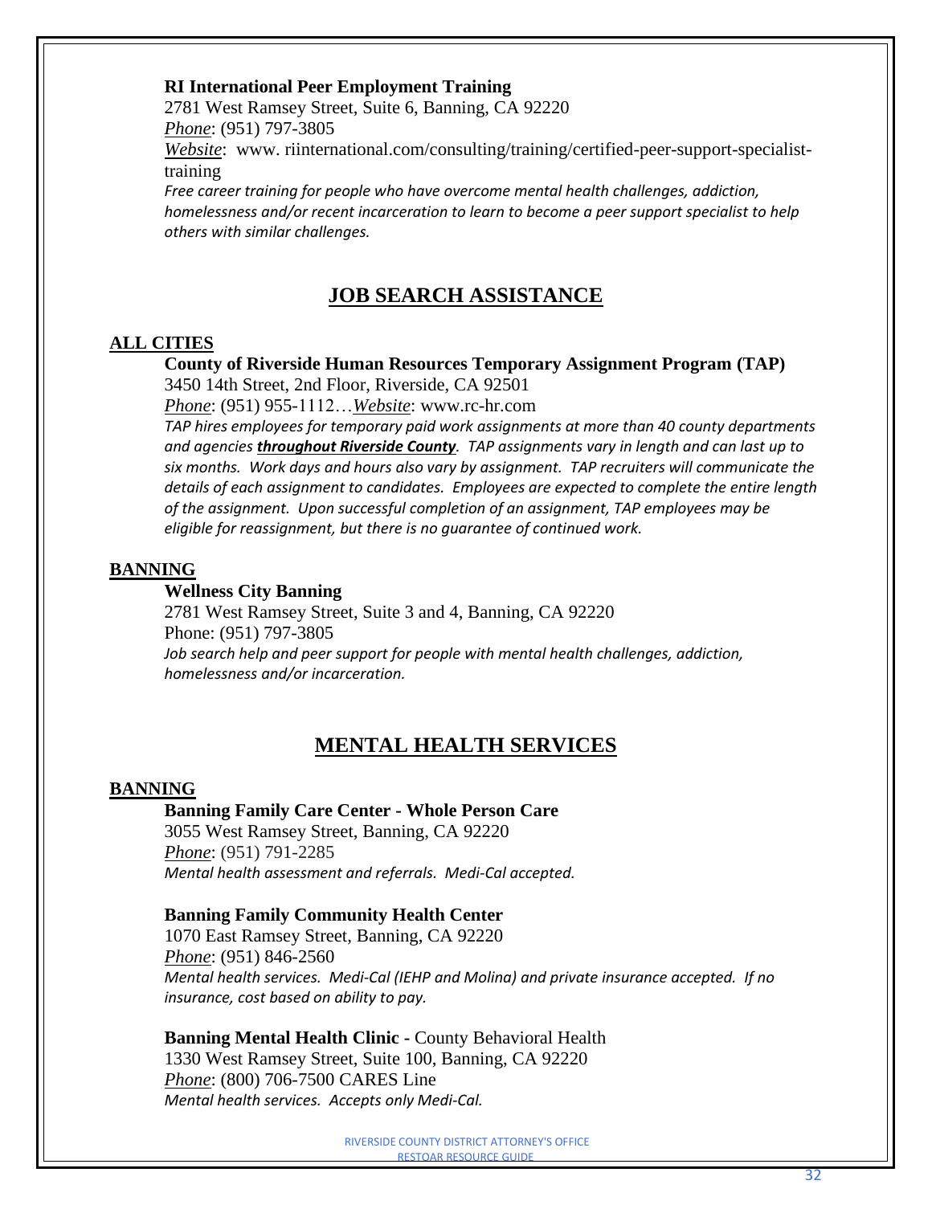**RI International Peer Employment Training**
2781 West Ramsey Street, Suite 6, Banning, CA 92220
*Phone*: (951) 797-3805
*Website*: www. riinternational.com/consulting/training/certified-peer-support-specialist-training
*Free career training for people who have overcome mental health challenges, addiction, homelessness and/or recent incarceration to learn to become a peer support specialist to help others with similar challenges.*

## JOB SEARCH ASSISTANCE

### ALL CITIES

**County of Riverside Human Resources Temporary Assignment Program (TAP)**
3450 14th Street, 2nd Floor, Riverside, CA 92501
*Phone*: (951) 955-1112…*Website*: www.rc-hr.com
*TAP hires employees for temporary paid work assignments at more than 40 county departments and agencies* ***throughout Riverside County****. TAP assignments vary in length and can last up to six months. Work days and hours also vary by assignment. TAP recruiters will communicate the details of each assignment to candidates. Employees are expected to complete the entire length of the assignment. Upon successful completion of an assignment, TAP employees may be eligible for reassignment, but there is no guarantee of continued work.*

### BANNING

**Wellness City Banning**
2781 West Ramsey Street, Suite 3 and 4, Banning, CA 92220
Phone: (951) 797-3805
*Job search help and peer support for people with mental health challenges, addiction, homelessness and/or incarceration.*

## MENTAL HEALTH SERVICES

### BANNING

**Banning Family Care Center - Whole Person Care**
3055 West Ramsey Street, Banning, CA 92220
*Phone*: (951) 791-2285
*Mental health assessment and referrals. Medi-Cal accepted.*

**Banning Family Community Health Center**
1070 East Ramsey Street, Banning, CA 92220
*Phone*: (951) 846-2560
*Mental health services. Medi-Cal (IEHP and Molina) and private insurance accepted. If no insurance, cost based on ability to pay.*

**Banning Mental Health Clinic** - County Behavioral Health
1330 West Ramsey Street, Suite 100, Banning, CA 92220
*Phone*: (800) 706-7500 CARES Line
*Mental health services. Accepts only Medi-Cal.*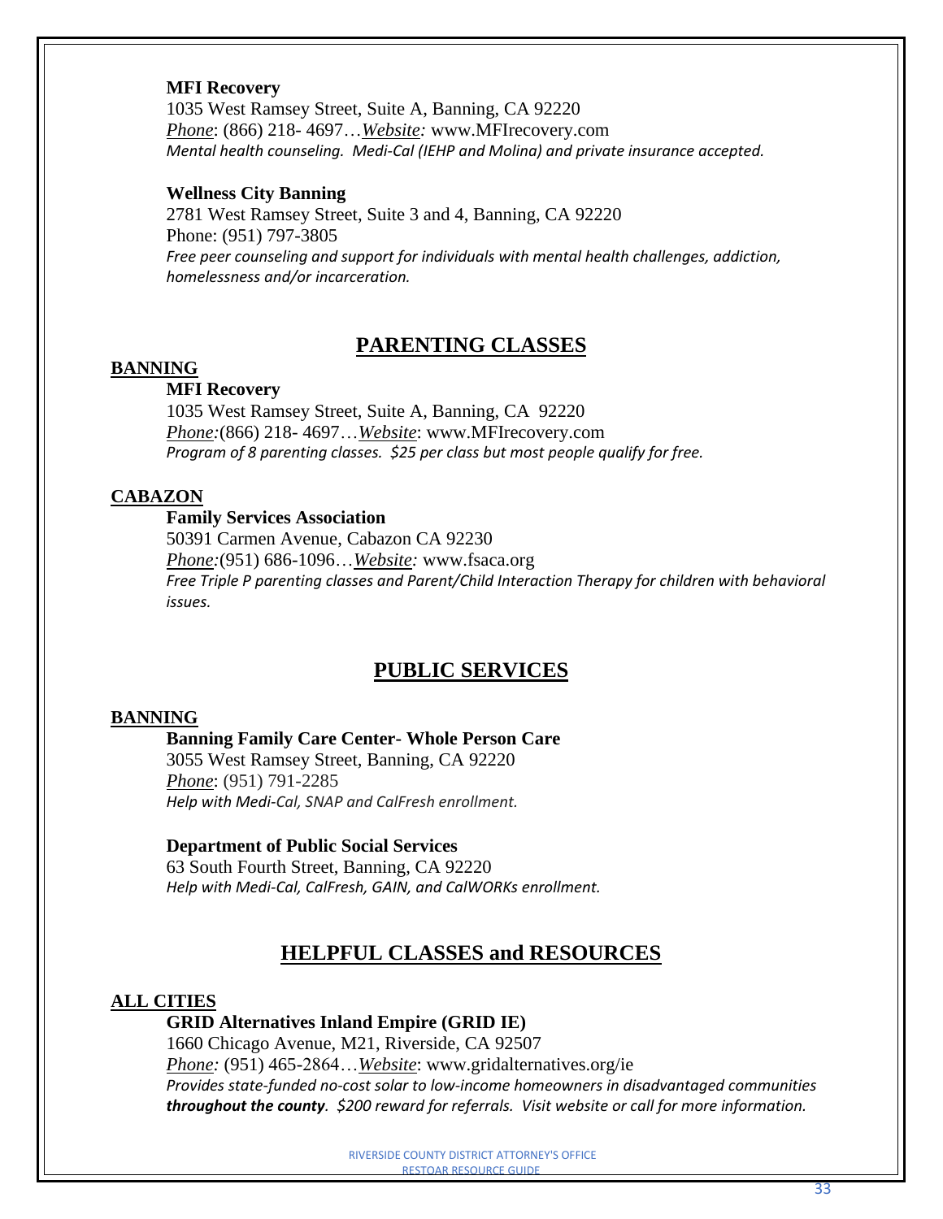**MFI Recovery**
1035 West Ramsey Street, Suite A, Banning, CA 92220
*Phone*: (866) 218- 4697…*Website:* www.MFIrecovery.com
*Mental health counseling. Medi-Cal (IEHP and Molina) and private insurance accepted.*

**Wellness City Banning**
2781 West Ramsey Street, Suite 3 and 4, Banning, CA 92220
Phone: (951) 797-3805
*Free peer counseling and support for individuals with mental health challenges, addiction, homelessness and/or incarceration.*

## PARENTING CLASSES

### BANNING

**MFI Recovery**
1035 West Ramsey Street, Suite A, Banning, CA 92220
*Phone:*(866) 218- 4697…*Website*: www.MFIrecovery.com
*Program of 8 parenting classes. $25 per class but most people qualify for free.*

### CABAZON

**Family Services Association**
50391 Carmen Avenue, Cabazon CA 92230
*Phone:*(951) 686-1096…*Website:* www.fsaca.org
*Free Triple P parenting classes and Parent/Child Interaction Therapy for children with behavioral issues.*

## PUBLIC SERVICES

### BANNING

**Banning Family Care Center- Whole Person Care**
3055 West Ramsey Street, Banning, CA 92220
*Phone*: (951) 791-2285
*Help with Medi-Cal, SNAP and CalFresh enrollment.*

**Department of Public Social Services**
63 South Fourth Street, Banning, CA 92220
*Help with Medi-Cal, CalFresh, GAIN, and CalWORKs enrollment.*

## HELPFUL CLASSES and RESOURCES

### ALL CITIES

**GRID Alternatives Inland Empire (GRID IE)**
1660 Chicago Avenue, M21, Riverside, CA 92507
*Phone:* (951) 465-2864…*Website*: www.gridalternatives.org/ie
*Provides state-funded no-cost solar to low-income homeowners in disadvantaged communities* ***throughout the county****. $200 reward for referrals. Visit website or call for more information.*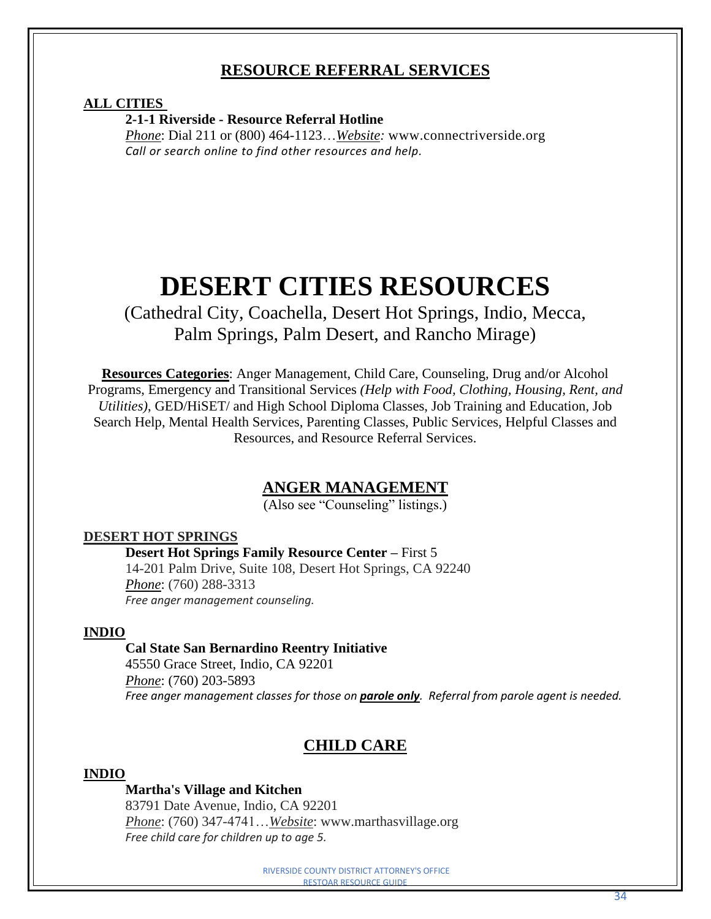## RESOURCE REFERRAL SERVICES

**ALL CITIES**

**2-1-1 Riverside - Resource Referral Hotline**
*Phone*: Dial 211 or (800) 464-1123…*Website:* www.connectriverside.org
*Call or search online to find other resources and help.*

# DESERT CITIES RESOURCES

(Cathedral City, Coachella, Desert Hot Springs, Indio, Mecca, Palm Springs, Palm Desert, and Rancho Mirage)

**Resources Categories**: Anger Management, Child Care, Counseling, Drug and/or Alcohol Programs, Emergency and Transitional Services *(Help with Food, Clothing, Housing, Rent, and Utilities)*, GED/HiSET/ and High School Diploma Classes, Job Training and Education, Job Search Help, Mental Health Services, Parenting Classes, Public Services, Helpful Classes and Resources, and Resource Referral Services.

## ANGER MANAGEMENT

(Also see "Counseling" listings.)

**DESERT HOT SPRINGS**

**Desert Hot Springs Family Resource Center –** First 5
14-201 Palm Drive, Suite 108, Desert Hot Springs, CA 92240
*Phone*: (760) 288-3313
*Free anger management counseling.*

**INDIO**

**Cal State San Bernardino Reentry Initiative**
45550 Grace Street, Indio, CA 92201
*Phone*: (760) 203-5893
*Free anger management classes for those on* ***parole only****. Referral from parole agent is needed.*

## CHILD CARE

**INDIO**

**Martha's Village and Kitchen**
83791 Date Avenue, Indio, CA 92201
*Phone*: (760) 347-4741…*Website*: www.marthasvillage.org
*Free child care for children up to age 5.*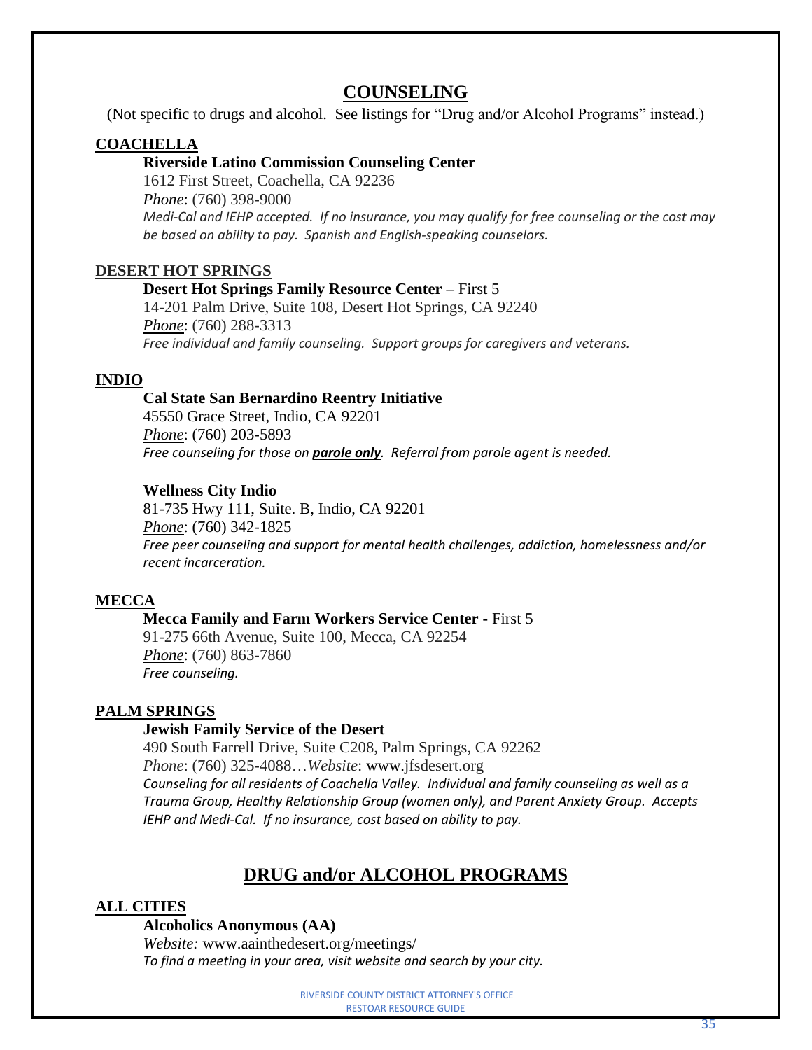# COUNSELING

(Not specific to drugs and alcohol. See listings for "Drug and/or Alcohol Programs" instead.)

## COACHELLA

**Riverside Latino Commission Counseling Center**
1612 First Street, Coachella, CA 92236
*Phone*: (760) 398-9000
*Medi-Cal and IEHP accepted. If no insurance, you may qualify for free counseling or the cost may be based on ability to pay. Spanish and English-speaking counselors.*

## DESERT HOT SPRINGS

**Desert Hot Springs Family Resource Center –** First 5
14-201 Palm Drive, Suite 108, Desert Hot Springs, CA 92240
*Phone*: (760) 288-3313
*Free individual and family counseling. Support groups for caregivers and veterans.*

## INDIO

**Cal State San Bernardino Reentry Initiative**
45550 Grace Street, Indio, CA 92201
*Phone*: (760) 203-5893
*Free counseling for those on* ***parole only****. Referral from parole agent is needed.*

**Wellness City Indio**
81-735 Hwy 111, Suite. B, Indio, CA 92201
*Phone*: (760) 342-1825
*Free peer counseling and support for mental health challenges, addiction, homelessness and/or recent incarceration.*

## MECCA

**Mecca Family and Farm Workers Service Center -** First 5
91-275 66th Avenue, Suite 100, Mecca, CA 92254
*Phone*: (760) 863-7860
*Free counseling.*

## PALM SPRINGS

**Jewish Family Service of the Desert**
490 South Farrell Drive, Suite C208, Palm Springs, CA 92262
*Phone*: (760) 325-4088…*Website*: www.jfsdesert.org
*Counseling for all residents of Coachella Valley. Individual and family counseling as well as a Trauma Group, Healthy Relationship Group (women only), and Parent Anxiety Group. Accepts IEHP and Medi-Cal. If no insurance, cost based on ability to pay.*

# DRUG and/or ALCOHOL PROGRAMS

## ALL CITIES

**Alcoholics Anonymous (AA)**
*Website:* www.aainthedesert.org/meetings/
*To find a meeting in your area, visit website and search by your city.*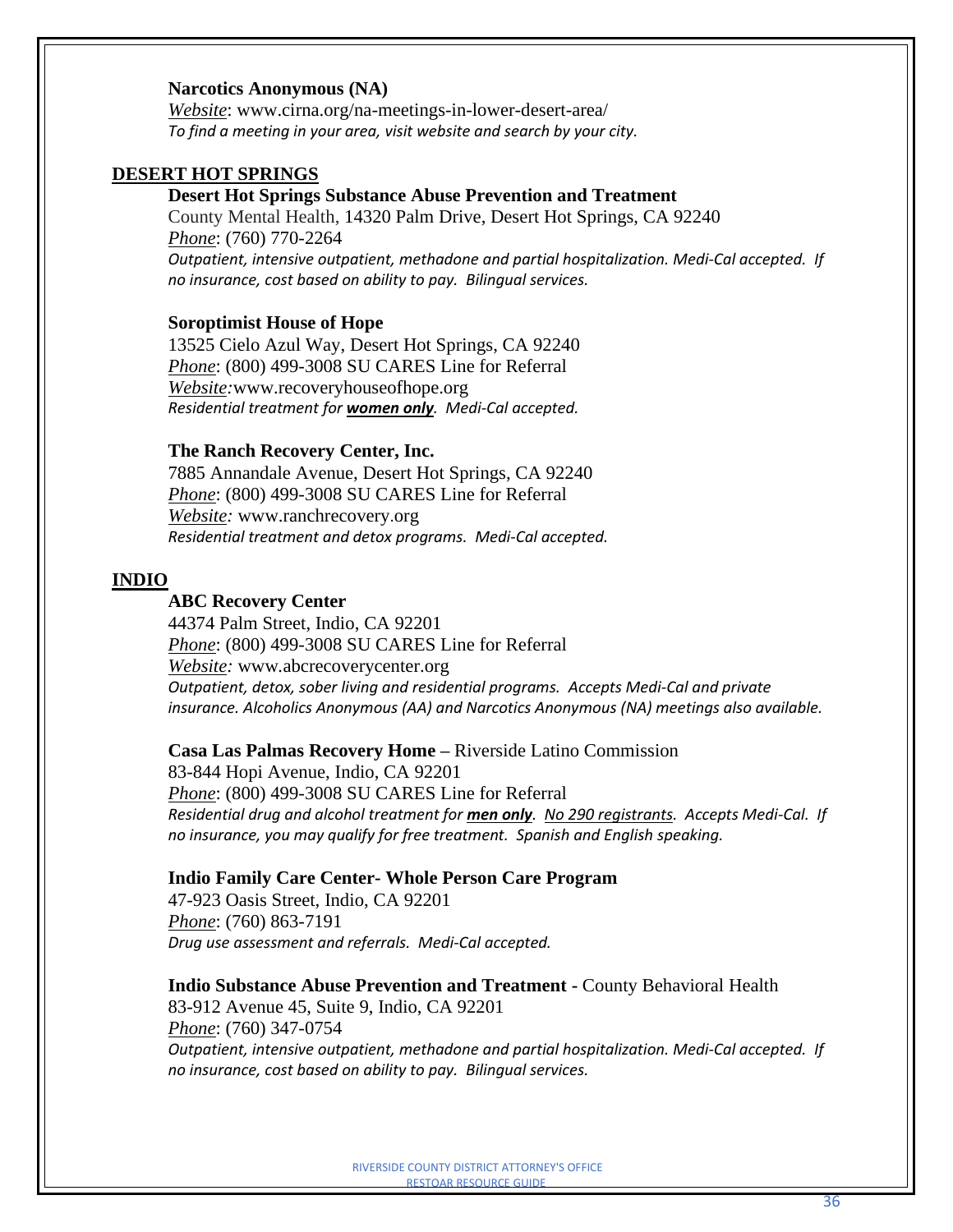**Narcotics Anonymous (NA)**
*Website*: www.cirna.org/na-meetings-in-lower-desert-area/
*To find a meeting in your area, visit website and search by your city.*

## DESERT HOT SPRINGS

**Desert Hot Springs Substance Abuse Prevention and Treatment**
County Mental Health, 14320 Palm Drive, Desert Hot Springs, CA 92240
*Phone*: (760) 770-2264
*Outpatient, intensive outpatient, methadone and partial hospitalization. Medi-Cal accepted. If no insurance, cost based on ability to pay. Bilingual services.*

**Soroptimist House of Hope**
13525 Cielo Azul Way, Desert Hot Springs, CA 92240
*Phone*: (800) 499-3008 SU CARES Line for Referral
*Website*: www.recoveryhouseofhope.org
*Residential treatment for* ***women only****. Medi-Cal accepted.*

**The Ranch Recovery Center, Inc.**
7885 Annandale Avenue, Desert Hot Springs, CA 92240
*Phone*: (800) 499-3008 SU CARES Line for Referral
*Website:* www.ranchrecovery.org
*Residential treatment and detox programs. Medi-Cal accepted.*

## INDIO

**ABC Recovery Center**
44374 Palm Street, Indio, CA 92201
*Phone*: (800) 499-3008 SU CARES Line for Referral
*Website:* www.abcrecoverycenter.org
*Outpatient, detox, sober living and residential programs. Accepts Medi-Cal and private insurance. Alcoholics Anonymous (AA) and Narcotics Anonymous (NA) meetings also available.*

**Casa Las Palmas Recovery Home** – Riverside Latino Commission
83-844 Hopi Avenue, Indio, CA 92201
*Phone*: (800) 499-3008 SU CARES Line for Referral
*Residential drug and alcohol treatment for* ***men only****. No 290 registrants. Accepts Medi-Cal. If no insurance, you may qualify for free treatment. Spanish and English speaking.*

**Indio Family Care Center- Whole Person Care Program**
47-923 Oasis Street, Indio, CA 92201
*Phone*: (760) 863-7191
*Drug use assessment and referrals. Medi-Cal accepted.*

**Indio Substance Abuse Prevention and Treatment** - County Behavioral Health
83-912 Avenue 45, Suite 9, Indio, CA 92201
*Phone*: (760) 347-0754
*Outpatient, intensive outpatient, methadone and partial hospitalization. Medi-Cal accepted. If no insurance, cost based on ability to pay. Bilingual services.*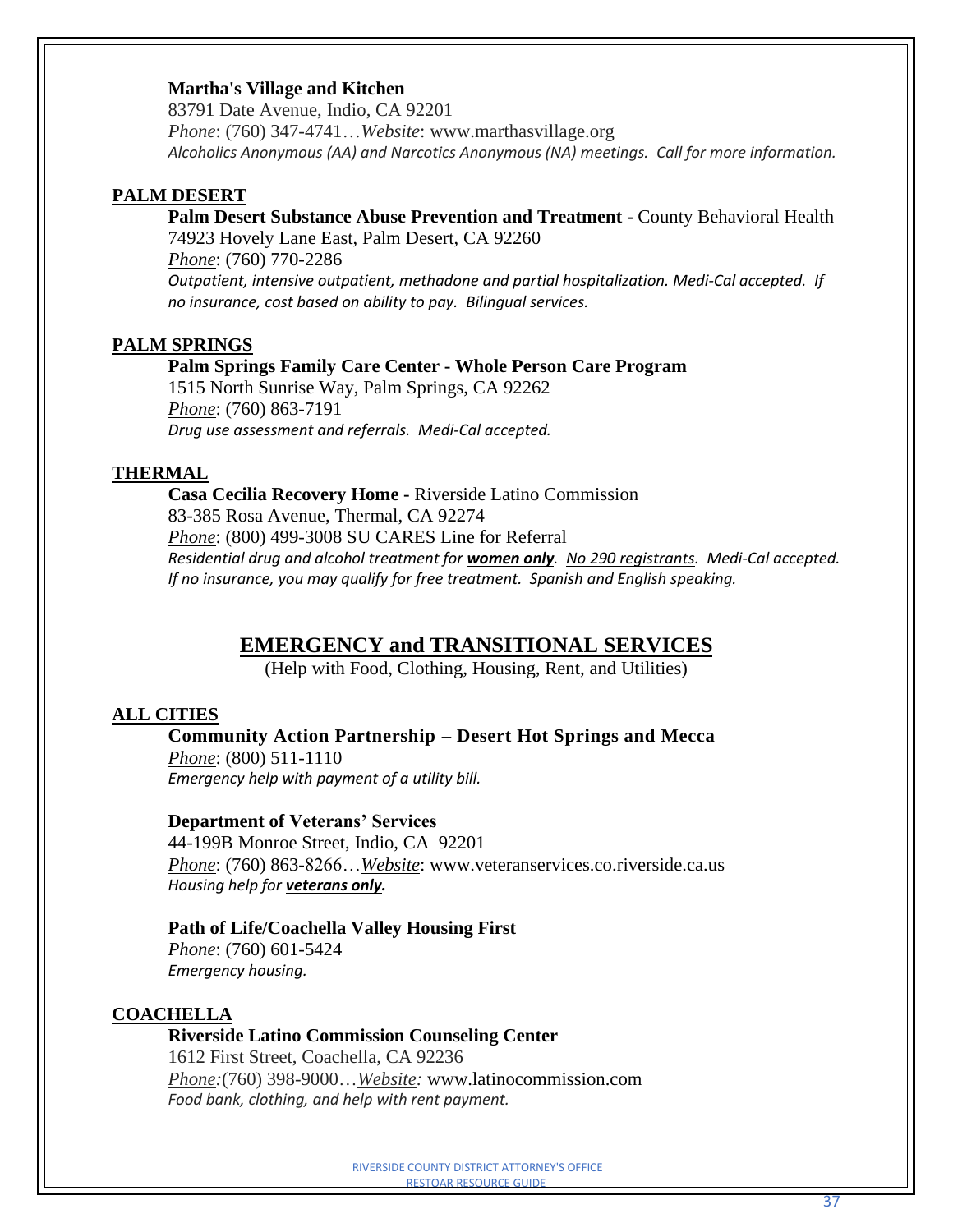**Martha's Village and Kitchen**
83791 Date Avenue, Indio, CA 92201
*Phone*: (760) 347-4741…*Website*: www.marthasvillage.org
*Alcoholics Anonymous (AA) and Narcotics Anonymous (NA) meetings. Call for more information.*

### PALM DESERT

**Palm Desert Substance Abuse Prevention and Treatment -** County Behavioral Health
74923 Hovely Lane East, Palm Desert, CA 92260
*Phone*: (760) 770-2286
*Outpatient, intensive outpatient, methadone and partial hospitalization. Medi-Cal accepted. If no insurance, cost based on ability to pay. Bilingual services.*

### PALM SPRINGS

**Palm Springs Family Care Center - Whole Person Care Program**
1515 North Sunrise Way, Palm Springs, CA 92262
*Phone*: (760) 863-7191
*Drug use assessment and referrals. Medi-Cal accepted.*

### THERMAL

**Casa Cecilia Recovery Home -** Riverside Latino Commission
83-385 Rosa Avenue, Thermal, CA 92274
*Phone*: (800) 499-3008 SU CARES Line for Referral
*Residential drug and alcohol treatment for **women only**. No 290 registrants. Medi-Cal accepted. If no insurance, you may qualify for free treatment. Spanish and English speaking.*

## EMERGENCY and TRANSITIONAL SERVICES

(Help with Food, Clothing, Housing, Rent, and Utilities)

### ALL CITIES

**Community Action Partnership – Desert Hot Springs and Mecca**
*Phone*: (800) 511-1110
*Emergency help with payment of a utility bill.*

**Department of Veterans' Services**
44-199B Monroe Street, Indio, CA 92201
*Phone*: (760) 863-8266…*Website*: www.veteranservices.co.riverside.ca.us
*Housing help for **veterans only**.*

**Path of Life/Coachella Valley Housing First**
*Phone*: (760) 601-5424
*Emergency housing.*

### COACHELLA

**Riverside Latino Commission Counseling Center**
1612 First Street, Coachella, CA 92236
*Phone:*(760) 398-9000…*Website:* www.latinocommission.com
*Food bank, clothing, and help with rent payment.*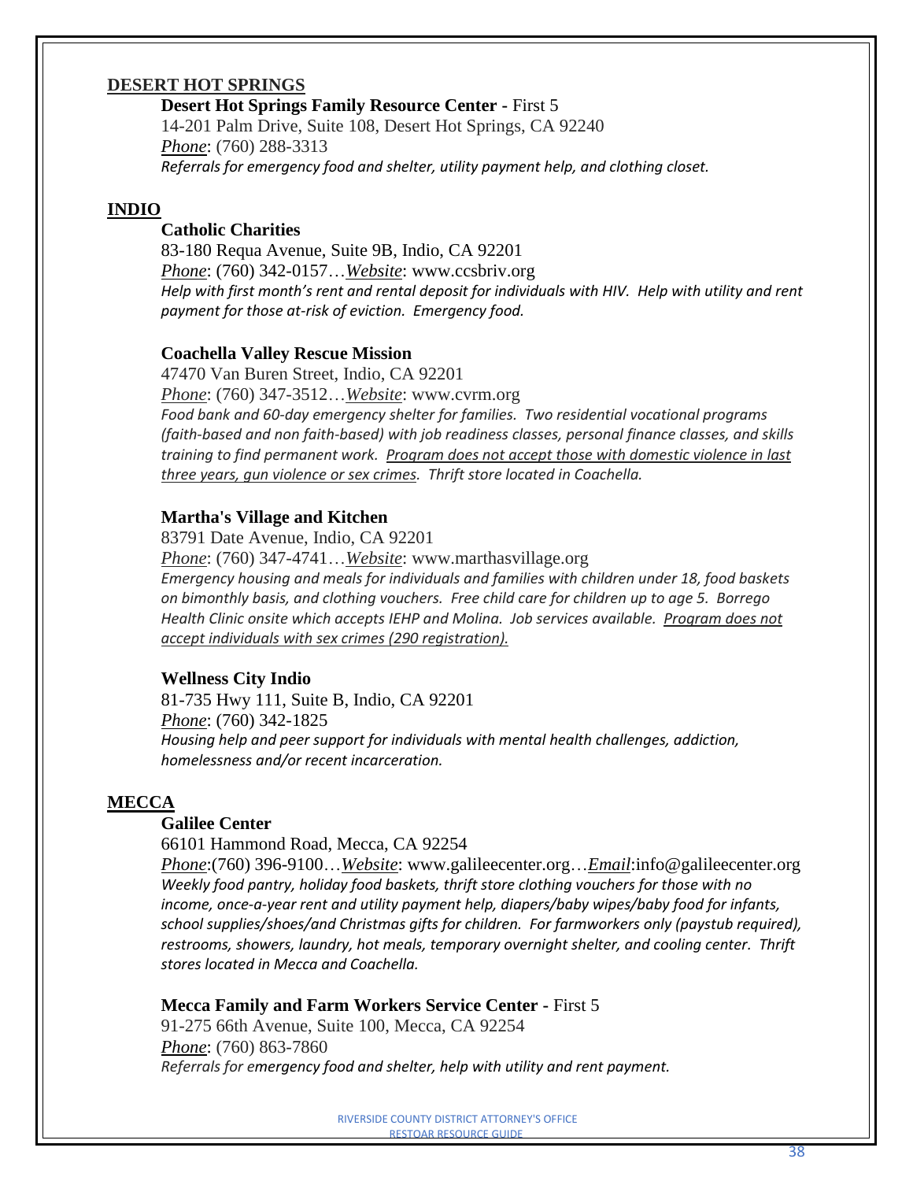## DESERT HOT SPRINGS

**Desert Hot Springs Family Resource Center -** First 5
14-201 Palm Drive, Suite 108, Desert Hot Springs, CA 92240
*Phone*: (760) 288-3313
*Referrals for emergency food and shelter, utility payment help, and clothing closet.*

## INDIO

**Catholic Charities**
83-180 Requa Avenue, Suite 9B, Indio, CA 92201
*Phone*: (760) 342-0157…*Website*: www.ccsbriv.org
*Help with first month's rent and rental deposit for individuals with HIV. Help with utility and rent payment for those at-risk of eviction. Emergency food.*

**Coachella Valley Rescue Mission**
47470 Van Buren Street, Indio, CA 92201
*Phone*: (760) 347-3512…*Website*: www.cvrm.org
*Food bank and 60-day emergency shelter for families. Two residential vocational programs (faith-based and non faith-based) with job readiness classes, personal finance classes, and skills training to find permanent work. Program does not accept those with domestic violence in last three years, gun violence or sex crimes. Thrift store located in Coachella.*

**Martha's Village and Kitchen**
83791 Date Avenue, Indio, CA 92201
*Phone*: (760) 347-4741…*Website*: www.marthasvillage.org
*Emergency housing and meals for individuals and families with children under 18, food baskets on bimonthly basis, and clothing vouchers. Free child care for children up to age 5. Borrego Health Clinic onsite which accepts IEHP and Molina. Job services available. Program does not accept individuals with sex crimes (290 registration).*

**Wellness City Indio**
81-735 Hwy 111, Suite B, Indio, CA 92201
*Phone*: (760) 342-1825
*Housing help and peer support for individuals with mental health challenges, addiction, homelessness and/or recent incarceration.*

## MECCA

**Galilee Center**
66101 Hammond Road, Mecca, CA 92254
*Phone*:(760) 396-9100…*Website*: www.galileecenter.org…*Email*:info@galileecenter.org
*Weekly food pantry, holiday food baskets, thrift store clothing vouchers for those with no income, once-a-year rent and utility payment help, diapers/baby wipes/baby food for infants, school supplies/shoes/and Christmas gifts for children. For farmworkers only (paystub required), restrooms, showers, laundry, hot meals, temporary overnight shelter, and cooling center. Thrift stores located in Mecca and Coachella.*

**Mecca Family and Farm Workers Service Center -** First 5
91-275 66th Avenue, Suite 100, Mecca, CA 92254
*Phone*: (760) 863-7860
*Referrals for emergency food and shelter, help with utility and rent payment.*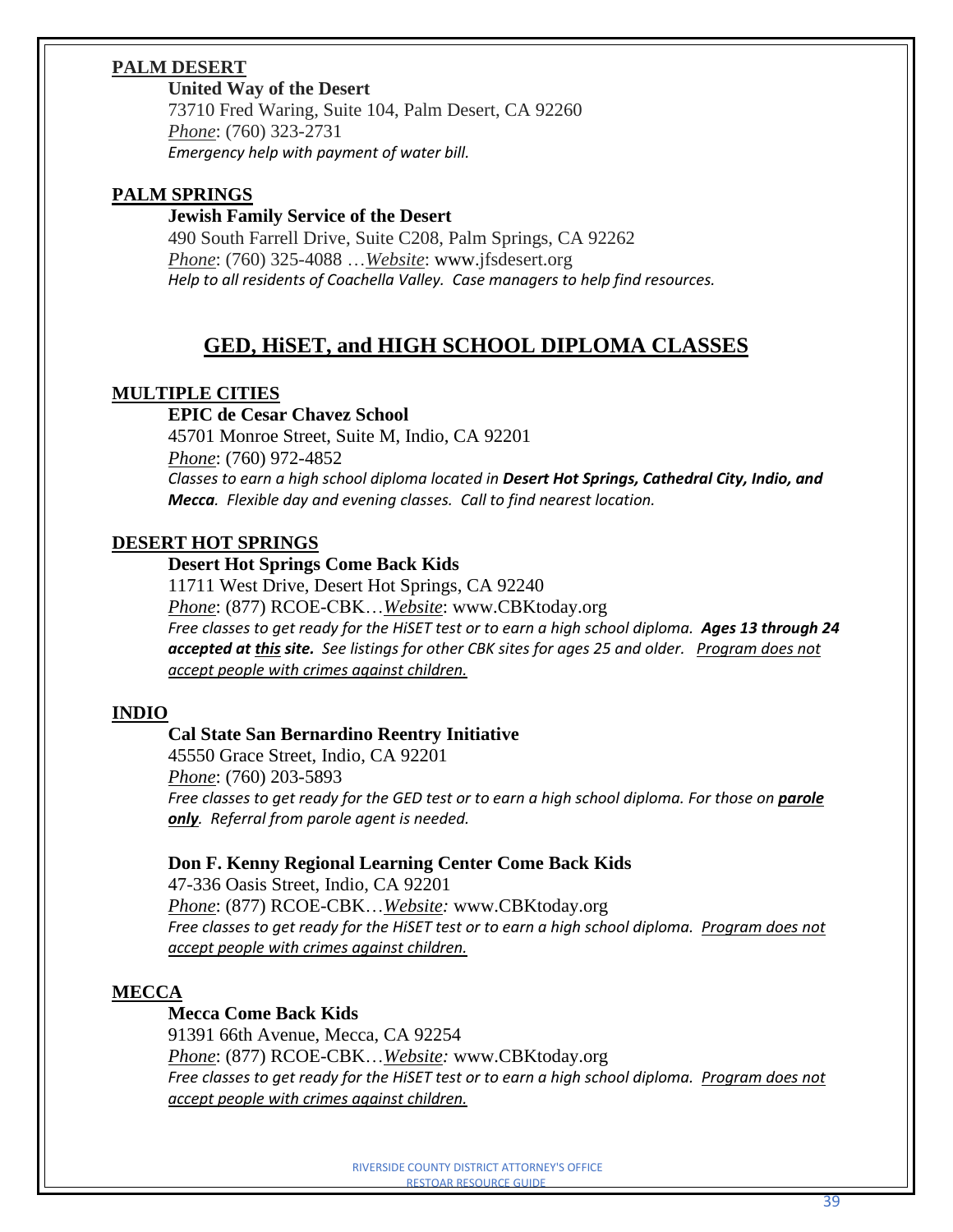**PALM DESERT**

**United Way of the Desert**
73710 Fred Waring, Suite 104, Palm Desert, CA 92260
*Phone*: (760) 323-2731
*Emergency help with payment of water bill.*

**PALM SPRINGS**

**Jewish Family Service of the Desert**
490 South Farrell Drive, Suite C208, Palm Springs, CA 92262
*Phone*: (760) 325-4088 …*Website*: www.jfsdesert.org
*Help to all residents of Coachella Valley. Case managers to help find resources.*

## GED, HiSET, and HIGH SCHOOL DIPLOMA CLASSES

**MULTIPLE CITIES**

**EPIC de Cesar Chavez School**
45701 Monroe Street, Suite M, Indio, CA 92201
*Phone*: (760) 972-4852
*Classes to earn a high school diploma located in* ***Desert Hot Springs, Cathedral City, Indio, and Mecca****. Flexible day and evening classes. Call to find nearest location.*

**DESERT HOT SPRINGS**

**Desert Hot Springs Come Back Kids**
11711 West Drive, Desert Hot Springs, CA 92240
*Phone*: (877) RCOE-CBK…*Website*: www.CBKtoday.org
*Free classes to get ready for the HiSET test or to earn a high school diploma.* ***Ages 13 through 24 accepted at this site.*** *See listings for other CBK sites for ages 25 and older. Program does not accept people with crimes against children.*

**INDIO**

**Cal State San Bernardino Reentry Initiative**
45550 Grace Street, Indio, CA 92201
*Phone*: (760) 203-5893
*Free classes to get ready for the GED test or to earn a high school diploma. For those on* ***parole only****. Referral from parole agent is needed.*

**Don F. Kenny Regional Learning Center Come Back Kids**
47-336 Oasis Street, Indio, CA 92201
*Phone*: (877) RCOE-CBK…*Website:* www.CBKtoday.org
*Free classes to get ready for the HiSET test or to earn a high school diploma. Program does not accept people with crimes against children.*

**MECCA**

**Mecca Come Back Kids**
91391 66th Avenue, Mecca, CA 92254
*Phone*: (877) RCOE-CBK…*Website:* www.CBKtoday.org
*Free classes to get ready for the HiSET test or to earn a high school diploma. Program does not accept people with crimes against children.*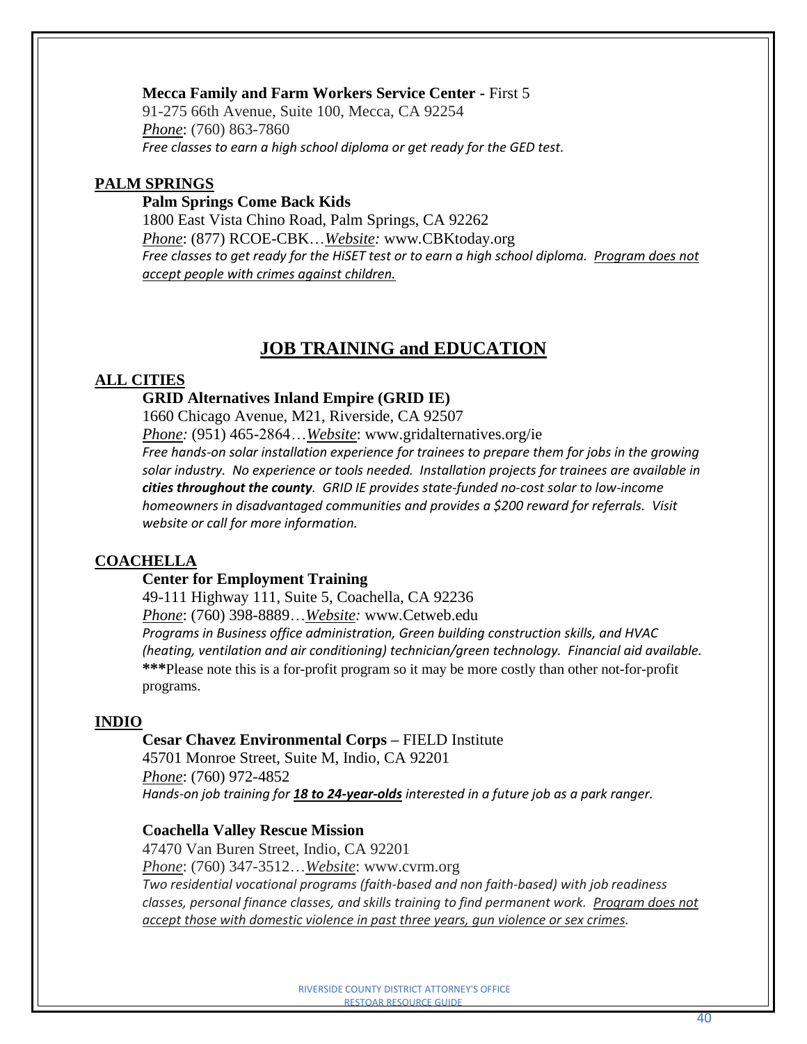**Mecca Family and Farm Workers Service Center -** First 5
91-275 66th Avenue, Suite 100, Mecca, CA 92254
*Phone*: (760) 863-7860
*Free classes to earn a high school diploma or get ready for the GED test.*

### PALM SPRINGS

**Palm Springs Come Back Kids**
1800 East Vista Chino Road, Palm Springs, CA 92262
*Phone*: (877) RCOE-CBK…*Website:* www.CBKtoday.org
*Free classes to get ready for the HiSET test or to earn a high school diploma. Program does not accept people with crimes against children.*

## JOB TRAINING and EDUCATION

### ALL CITIES

**GRID Alternatives Inland Empire (GRID IE)**
1660 Chicago Avenue, M21, Riverside, CA 92507
*Phone:* (951) 465-2864…*Website*: www.gridalternatives.org/ie
*Free hands-on solar installation experience for trainees to prepare them for jobs in the growing solar industry. No experience or tools needed. Installation projects for trainees are available in* ***cities throughout the county****. GRID IE provides state-funded no-cost solar to low-income homeowners in disadvantaged communities and provides a $200 reward for referrals. Visit website or call for more information.*

### COACHELLA

**Center for Employment Training**
49-111 Highway 111, Suite 5, Coachella, CA 92236
*Phone*: (760) 398-8889…*Website:* www.Cetweb.edu
*Programs in Business office administration, Green building construction skills, and HVAC (heating, ventilation and air conditioning) technician/green technology. Financial aid available.*
**\*\*\***Please note this is a for-profit program so it may be more costly than other not-for-profit programs.

### INDIO

**Cesar Chavez Environmental Corps –** FIELD Institute
45701 Monroe Street, Suite M, Indio, CA 92201
*Phone*: (760) 972-4852
*Hands-on job training for* ***18 to 24-year-olds*** *interested in a future job as a park ranger.*

**Coachella Valley Rescue Mission**
47470 Van Buren Street, Indio, CA 92201
*Phone*: (760) 347-3512…*Website*: www.cvrm.org
*Two residential vocational programs (faith-based and non faith-based) with job readiness classes, personal finance classes, and skills training to find permanent work. Program does not accept those with domestic violence in past three years, gun violence or sex crimes.*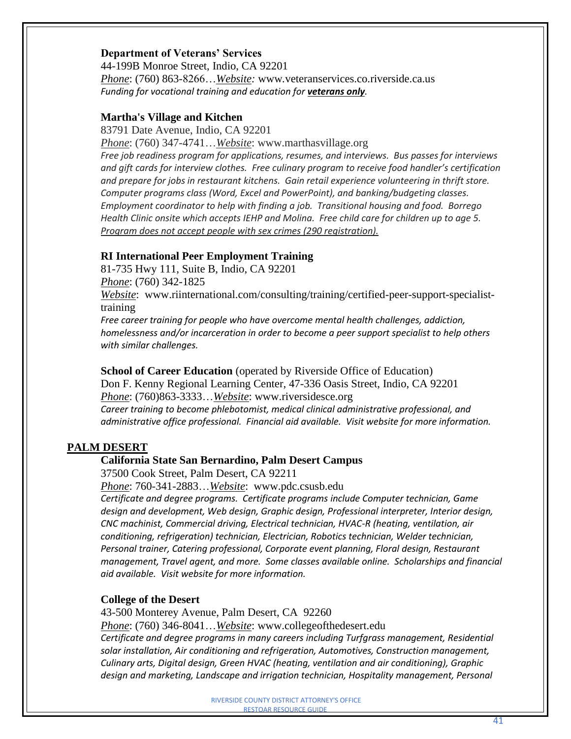**Department of Veterans' Services**
44-199B Monroe Street, Indio, CA 92201
*Phone*: (760) 863-8266…*Website:* www.veteranservices.co.riverside.ca.us
*Funding for vocational training and education for **veterans only**.*

**Martha's Village and Kitchen**
83791 Date Avenue, Indio, CA 92201
*Phone*: (760) 347-4741…*Website*: www.marthasvillage.org
*Free job readiness program for applications, resumes, and interviews. Bus passes for interviews and gift cards for interview clothes. Free culinary program to receive food handler's certification and prepare for jobs in restaurant kitchens. Gain retail experience volunteering in thrift store. Computer programs class (Word, Excel and PowerPoint), and banking/budgeting classes. Employment coordinator to help with finding a job. Transitional housing and food. Borrego Health Clinic onsite which accepts IEHP and Molina. Free child care for children up to age 5. Program does not accept people with sex crimes (290 registration).*

**RI International Peer Employment Training**
81-735 Hwy 111, Suite B, Indio, CA 92201
*Phone*: (760) 342-1825
*Website*: www.riinternational.com/consulting/training/certified-peer-support-specialist-training
*Free career training for people who have overcome mental health challenges, addiction, homelessness and/or incarceration in order to become a peer support specialist to help others with similar challenges.*

**School of Career Education** (operated by Riverside Office of Education)
Don F. Kenny Regional Learning Center, 47-336 Oasis Street, Indio, CA 92201
*Phone*: (760)863-3333…*Website*: www.riversidesce.org
*Career training to become phlebotomist, medical clinical administrative professional, and administrative office professional. Financial aid available. Visit website for more information.*

## PALM DESERT

**California State San Bernardino, Palm Desert Campus**
37500 Cook Street, Palm Desert, CA 92211
*Phone*: 760-341-2883…*Website*: www.pdc.csusb.edu
*Certificate and degree programs. Certificate programs include Computer technician, Game design and development, Web design, Graphic design, Professional interpreter, Interior design, CNC machinist, Commercial driving, Electrical technician, HVAC-R (heating, ventilation, air conditioning, refrigeration) technician, Electrician, Robotics technician, Welder technician, Personal trainer, Catering professional, Corporate event planning, Floral design, Restaurant management, Travel agent, and more. Some classes available online. Scholarships and financial aid available. Visit website for more information.*

**College of the Desert**
43-500 Monterey Avenue, Palm Desert, CA 92260
*Phone*: (760) 346-8041…*Website*: www.collegeofthedesert.edu
*Certificate and degree programs in many careers including Turfgrass management, Residential solar installation, Air conditioning and refrigeration, Automotives, Construction management, Culinary arts, Digital design, Green HVAC (heating, ventilation and air conditioning), Graphic design and marketing, Landscape and irrigation technician, Hospitality management, Personal*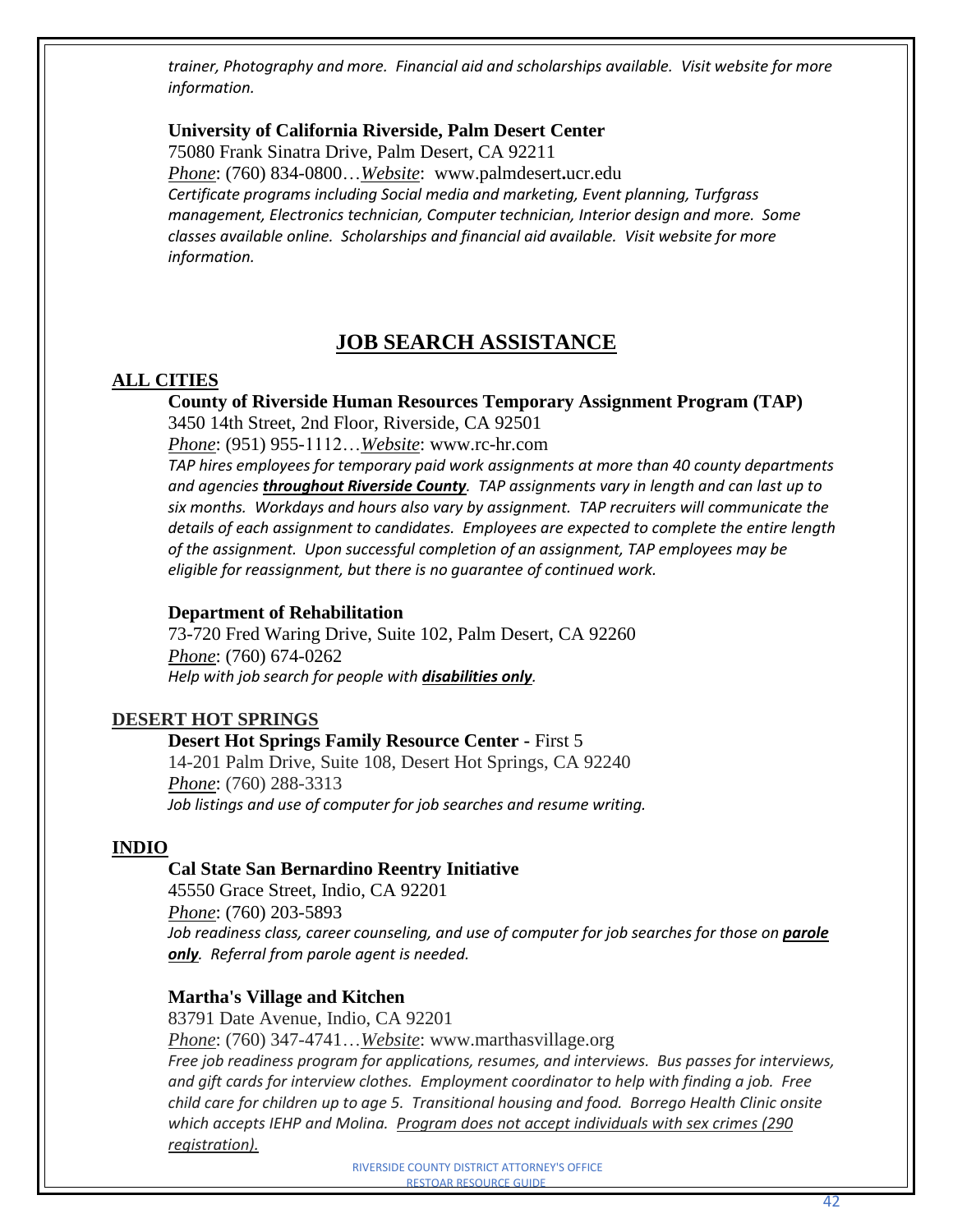*trainer, Photography and more. Financial aid and scholarships available. Visit website for more information.*

**University of California Riverside, Palm Desert Center**
75080 Frank Sinatra Drive, Palm Desert, CA 92211
*Phone*: (760) 834-0800…*Website*: www.palmdesert.ucr.edu
*Certificate programs including Social media and marketing, Event planning, Turfgrass management, Electronics technician, Computer technician, Interior design and more. Some classes available online. Scholarships and financial aid available. Visit website for more information.*

# JOB SEARCH ASSISTANCE

## ALL CITIES

**County of Riverside Human Resources Temporary Assignment Program (TAP)**
3450 14th Street, 2nd Floor, Riverside, CA 92501
*Phone*: (951) 955-1112…*Website*: www.rc-hr.com
*TAP hires employees for temporary paid work assignments at more than 40 county departments and agencies* ***throughout Riverside County****. TAP assignments vary in length and can last up to six months. Workdays and hours also vary by assignment. TAP recruiters will communicate the details of each assignment to candidates. Employees are expected to complete the entire length of the assignment. Upon successful completion of an assignment, TAP employees may be eligible for reassignment, but there is no guarantee of continued work.*

**Department of Rehabilitation**
73-720 Fred Waring Drive, Suite 102, Palm Desert, CA 92260
*Phone*: (760) 674-0262
*Help with job search for people with* ***disabilities only****.*

## DESERT HOT SPRINGS

**Desert Hot Springs Family Resource Center -** First 5
14-201 Palm Drive, Suite 108, Desert Hot Springs, CA 92240
*Phone*: (760) 288-3313
*Job listings and use of computer for job searches and resume writing.*

## INDIO

**Cal State San Bernardino Reentry Initiative**
45550 Grace Street, Indio, CA 92201
*Phone*: (760) 203-5893
*Job readiness class, career counseling, and use of computer for job searches for those on* ***parole only****. Referral from parole agent is needed.*

**Martha's Village and Kitchen**
83791 Date Avenue, Indio, CA 92201
*Phone*: (760) 347-4741…*Website*: www.marthasvillage.org
*Free job readiness program for applications, resumes, and interviews. Bus passes for interviews, and gift cards for interview clothes. Employment coordinator to help with finding a job. Free child care for children up to age 5. Transitional housing and food. Borrego Health Clinic onsite which accepts IEHP and Molina. Program does not accept individuals with sex crimes (290 registration).*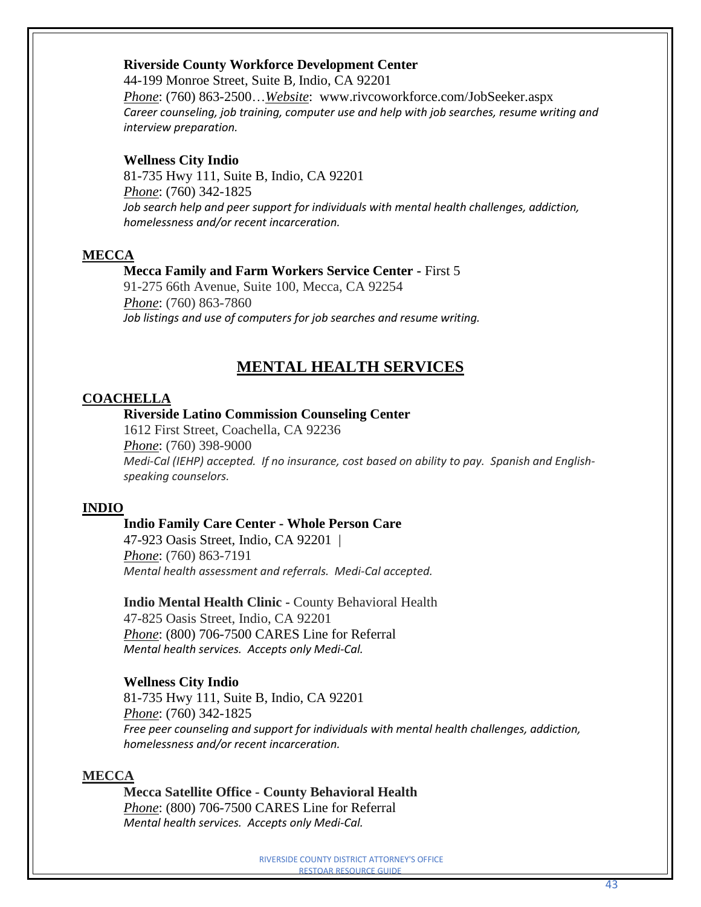**Riverside County Workforce Development Center**
44-199 Monroe Street, Suite B, Indio, CA 92201
*Phone*: (760) 863-2500…*Website*: www.rivcoworkforce.com/JobSeeker.aspx
*Career counseling, job training, computer use and help with job searches, resume writing and interview preparation.*

**Wellness City Indio**
81-735 Hwy 111, Suite B, Indio, CA 92201
*Phone*: (760) 342-1825
*Job search help and peer support for individuals with mental health challenges, addiction, homelessness and/or recent incarceration.*

**MECCA**

**Mecca Family and Farm Workers Service Center -** First 5
91-275 66th Avenue, Suite 100, Mecca, CA 92254
*Phone*: (760) 863-7860
*Job listings and use of computers for job searches and resume writing.*

## MENTAL HEALTH SERVICES

**COACHELLA**

**Riverside Latino Commission Counseling Center**
1612 First Street, Coachella, CA 92236
*Phone*: (760) 398-9000
*Medi-Cal (IEHP) accepted. If no insurance, cost based on ability to pay. Spanish and English-speaking counselors.*

**INDIO**

**Indio Family Care Center - Whole Person Care**
47-923 Oasis Street, Indio, CA 92201 |
*Phone*: (760) 863-7191
*Mental health assessment and referrals. Medi-Cal accepted.*

**Indio Mental Health Clinic -** County Behavioral Health
47-825 Oasis Street, Indio, CA 92201
*Phone*: (800) 706-7500 CARES Line for Referral
*Mental health services. Accepts only Medi-Cal.*

**Wellness City Indio**
81-735 Hwy 111, Suite B, Indio, CA 92201
*Phone*: (760) 342-1825
*Free peer counseling and support for individuals with mental health challenges, addiction, homelessness and/or recent incarceration.*

**MECCA**

**Mecca Satellite Office - County Behavioral Health**
*Phone*: (800) 706-7500 CARES Line for Referral
*Mental health services. Accepts only Medi-Cal.*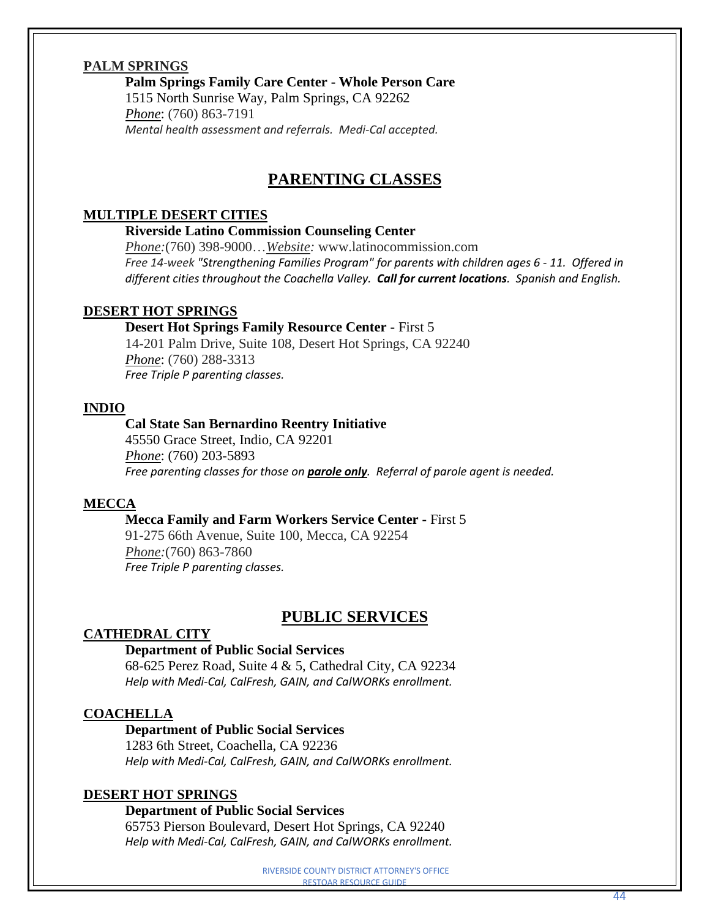### PALM SPRINGS

**Palm Springs Family Care Center - Whole Person Care**
1515 North Sunrise Way, Palm Springs, CA 92262
*Phone*: (760) 863-7191
*Mental health assessment and referrals. Medi-Cal accepted.*

## PARENTING CLASSES

### MULTIPLE DESERT CITIES

**Riverside Latino Commission Counseling Center**
*Phone:*(760) 398-9000…*Website:* www.latinocommission.com
*Free 14-week "Strengthening Families Program" for parents with children ages 6 - 11. Offered in different cities throughout the Coachella Valley.* ***Call for current locations****. Spanish and English.*

### DESERT HOT SPRINGS

**Desert Hot Springs Family Resource Center -** First 5
14-201 Palm Drive, Suite 108, Desert Hot Springs, CA 92240
*Phone*: (760) 288-3313
*Free Triple P parenting classes.*

### INDIO

**Cal State San Bernardino Reentry Initiative**
45550 Grace Street, Indio, CA 92201
*Phone*: (760) 203-5893
*Free parenting classes for those on* ***parole only****. Referral of parole agent is needed.*

### MECCA

**Mecca Family and Farm Workers Service Center -** First 5
91-275 66th Avenue, Suite 100, Mecca, CA 92254
*Phone:*(760) 863-7860
*Free Triple P parenting classes.*

## PUBLIC SERVICES

### CATHEDRAL CITY

**Department of Public Social Services**
68-625 Perez Road, Suite 4 & 5, Cathedral City, CA 92234
*Help with Medi-Cal, CalFresh, GAIN, and CalWORKs enrollment.*

### COACHELLA

**Department of Public Social Services**
1283 6th Street, Coachella, CA 92236
*Help with Medi-Cal, CalFresh, GAIN, and CalWORKs enrollment.*

### DESERT HOT SPRINGS

**Department of Public Social Services**
65753 Pierson Boulevard, Desert Hot Springs, CA 92240
*Help with Medi-Cal, CalFresh, GAIN, and CalWORKs enrollment.*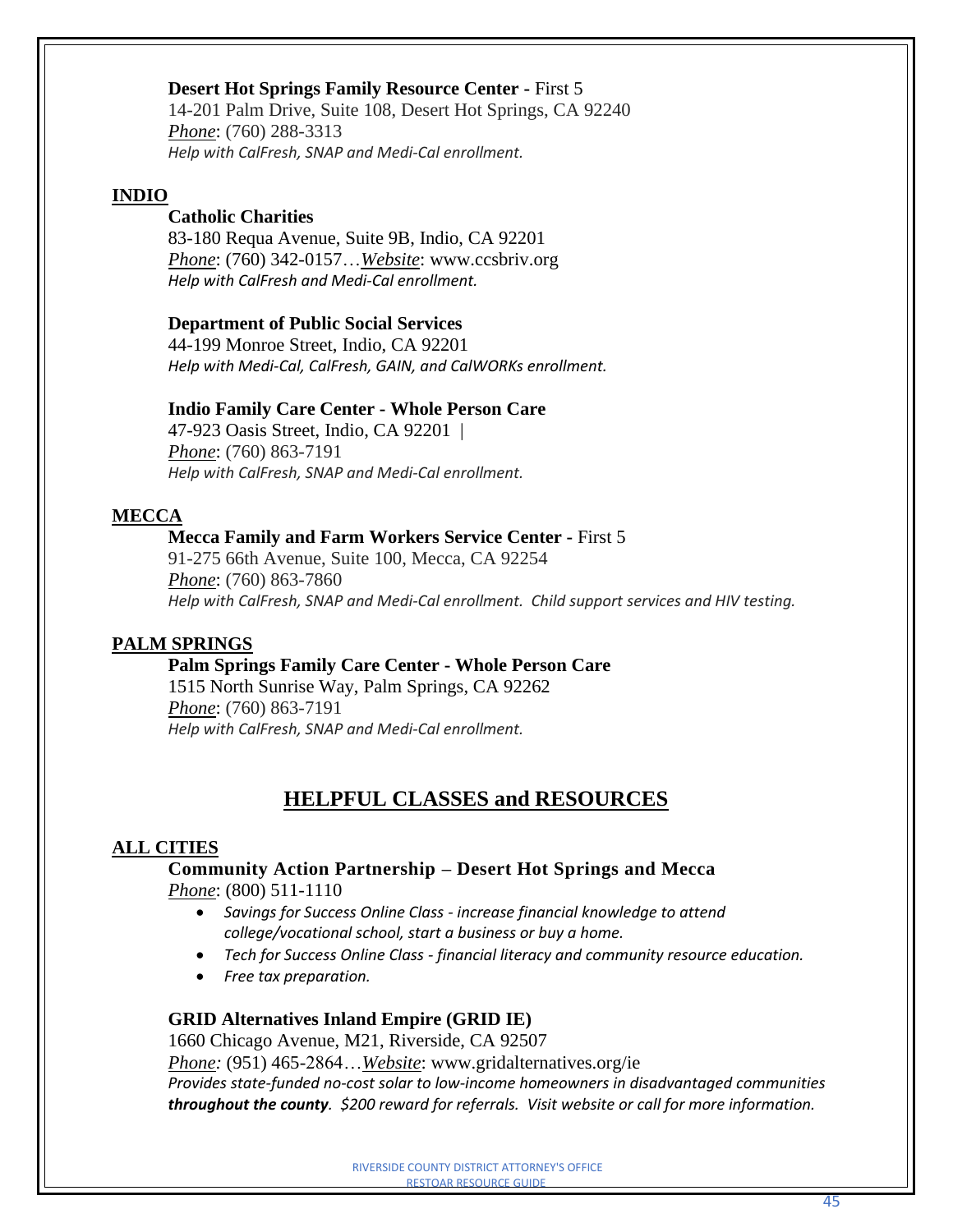**Desert Hot Springs Family Resource Center -** First 5
14-201 Palm Drive, Suite 108, Desert Hot Springs, CA 92240
*Phone*: (760) 288-3313
*Help with CalFresh, SNAP and Medi-Cal enrollment.*

## INDIO

**Catholic Charities**
83-180 Requa Avenue, Suite 9B, Indio, CA 92201
*Phone*: (760) 342-0157…*Website*: www.ccsbriv.org
*Help with CalFresh and Medi-Cal enrollment.*

**Department of Public Social Services**
44-199 Monroe Street, Indio, CA 92201
*Help with Medi-Cal, CalFresh, GAIN, and CalWORKs enrollment.*

**Indio Family Care Center - Whole Person Care**
47-923 Oasis Street, Indio, CA 92201 |
*Phone*: (760) 863-7191
*Help with CalFresh, SNAP and Medi-Cal enrollment.*

## MECCA

**Mecca Family and Farm Workers Service Center -** First 5
91-275 66th Avenue, Suite 100, Mecca, CA 92254
*Phone*: (760) 863-7860
*Help with CalFresh, SNAP and Medi-Cal enrollment. Child support services and HIV testing.*

## PALM SPRINGS

**Palm Springs Family Care Center - Whole Person Care**
1515 North Sunrise Way, Palm Springs, CA 92262
*Phone*: (760) 863-7191
*Help with CalFresh, SNAP and Medi-Cal enrollment.*

# HELPFUL CLASSES and RESOURCES

## ALL CITIES

**Community Action Partnership – Desert Hot Springs and Mecca**
*Phone*: (800) 511-1110

- *Savings for Success Online Class - increase financial knowledge to attend college/vocational school, start a business or buy a home.*
- *Tech for Success Online Class - financial literacy and community resource education.*
- *Free tax preparation.*

**GRID Alternatives Inland Empire (GRID IE)**
1660 Chicago Avenue, M21, Riverside, CA 92507
*Phone:* (951) 465-2864…*Website*: www.gridalternatives.org/ie
*Provides state-funded no-cost solar to low-income homeowners in disadvantaged communities **throughout the county**. $200 reward for referrals. Visit website or call for more information.*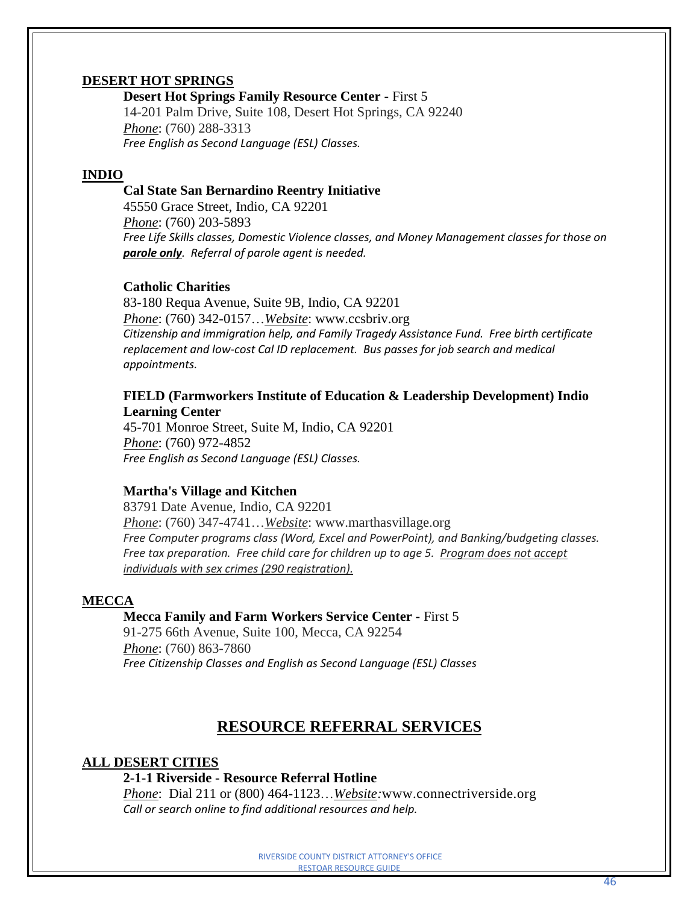**DESERT HOT SPRINGS**

**Desert Hot Springs Family Resource Center -** First 5
14-201 Palm Drive, Suite 108, Desert Hot Springs, CA 92240
*Phone*: (760) 288-3313
*Free English as Second Language (ESL) Classes.*

**INDIO**

**Cal State San Bernardino Reentry Initiative**
45550 Grace Street, Indio, CA 92201
*Phone*: (760) 203-5893
*Free Life Skills classes, Domestic Violence classes, and Money Management classes for those on* ***parole only****. Referral of parole agent is needed.*

**Catholic Charities**
83-180 Requa Avenue, Suite 9B, Indio, CA 92201
*Phone*: (760) 342-0157…*Website*: www.ccsbriv.org
*Citizenship and immigration help, and Family Tragedy Assistance Fund. Free birth certificate replacement and low-cost Cal ID replacement. Bus passes for job search and medical appointments.*

**FIELD (Farmworkers Institute of Education & Leadership Development) Indio Learning Center**
45-701 Monroe Street, Suite M, Indio, CA 92201
*Phone*: (760) 972-4852
*Free English as Second Language (ESL) Classes.*

**Martha's Village and Kitchen**
83791 Date Avenue, Indio, CA 92201
*Phone*: (760) 347-4741…*Website*: www.marthasvillage.org
*Free Computer programs class (Word, Excel and PowerPoint), and Banking/budgeting classes. Free tax preparation. Free child care for children up to age 5. Program does not accept individuals with sex crimes (290 registration).*

**MECCA**

**Mecca Family and Farm Workers Service Center -** First 5
91-275 66th Avenue, Suite 100, Mecca, CA 92254
*Phone*: (760) 863-7860
*Free Citizenship Classes and English as Second Language (ESL) Classes*

## RESOURCE REFERRAL SERVICES

**ALL DESERT CITIES**

**2-1-1 Riverside - Resource Referral Hotline**
*Phone*: Dial 211 or (800) 464-1123…*Website:*www.connectriverside.org
*Call or search online to find additional resources and help.*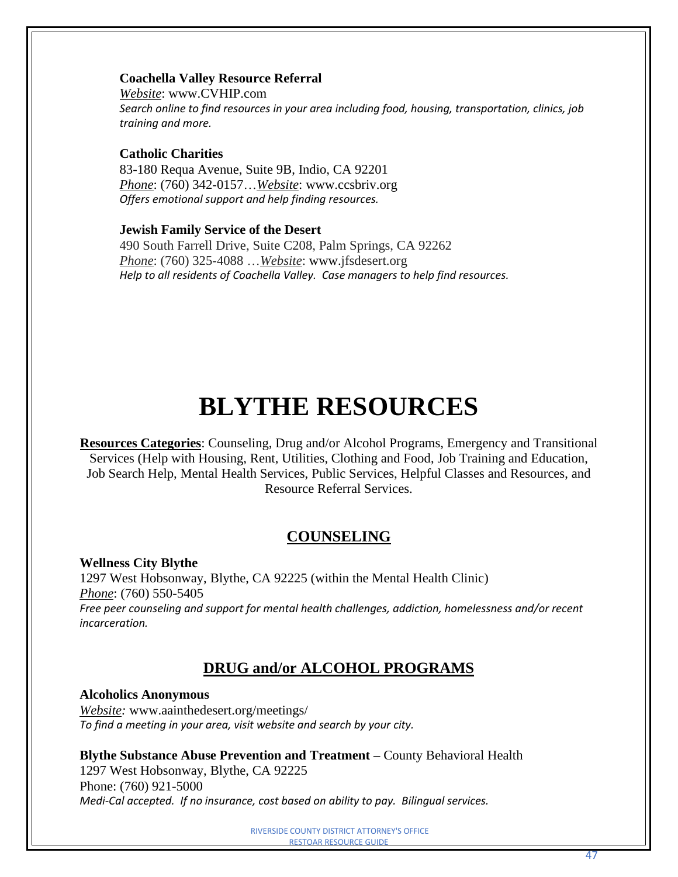**Coachella Valley Resource Referral**
*Website*: www.CVHIP.com
*Search online to find resources in your area including food, housing, transportation, clinics, job training and more.*

**Catholic Charities**
83-180 Requa Avenue, Suite 9B, Indio, CA 92201
*Phone*: (760) 342-0157…*Website*: www.ccsbriv.org
*Offers emotional support and help finding resources.*

**Jewish Family Service of the Desert**
490 South Farrell Drive, Suite C208, Palm Springs, CA 92262
*Phone*: (760) 325-4088 …*Website*: www.jfsdesert.org
*Help to all residents of Coachella Valley. Case managers to help find resources.*

# BLYTHE RESOURCES

**Resources Categories**: Counseling, Drug and/or Alcohol Programs, Emergency and Transitional Services (Help with Housing, Rent, Utilities, Clothing and Food, Job Training and Education, Job Search Help, Mental Health Services, Public Services, Helpful Classes and Resources, and Resource Referral Services.

## COUNSELING

**Wellness City Blythe**
1297 West Hobsonway, Blythe, CA 92225 (within the Mental Health Clinic)
*Phone*: (760) 550-5405
*Free peer counseling and support for mental health challenges, addiction, homelessness and/or recent incarceration.*

## DRUG and/or ALCOHOL PROGRAMS

**Alcoholics Anonymous**
*Website:* www.aainthedesert.org/meetings/
*To find a meeting in your area, visit website and search by your city.*

**Blythe Substance Abuse Prevention and Treatment –** County Behavioral Health
1297 West Hobsonway, Blythe, CA 92225
Phone: (760) 921-5000
*Medi-Cal accepted. If no insurance, cost based on ability to pay. Bilingual services.*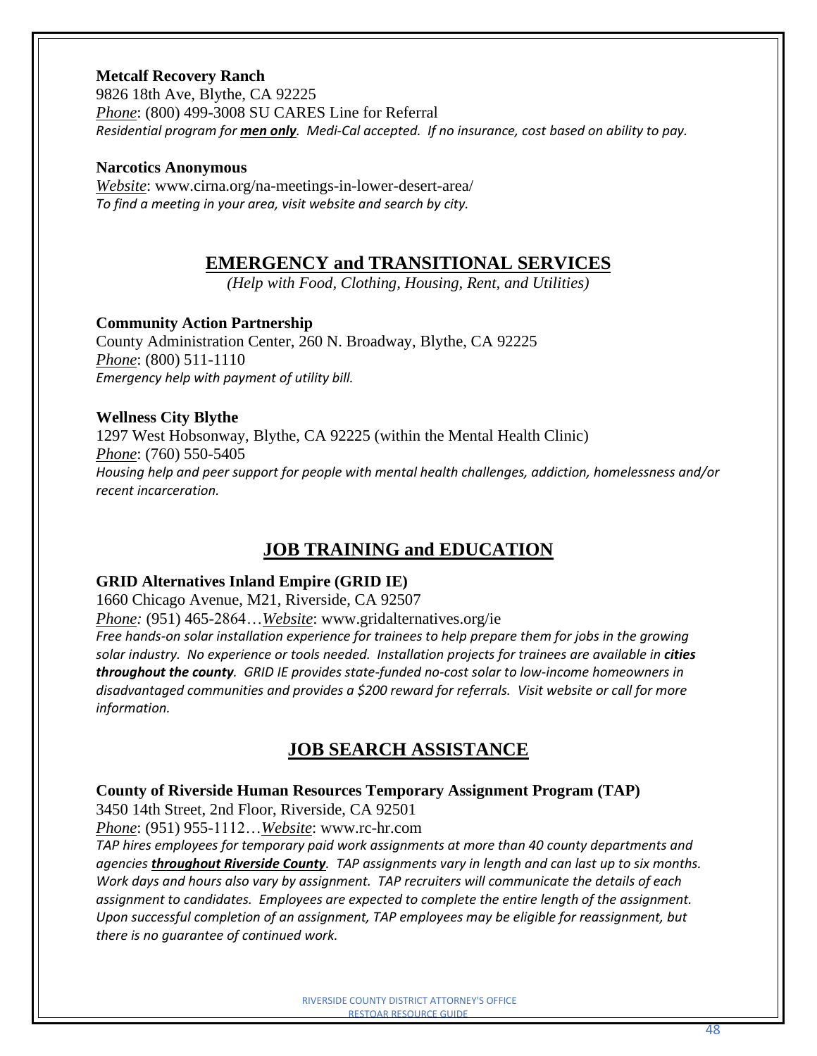**Metcalf Recovery Ranch**
9826 18th Ave, Blythe, CA 92225
*Phone*: (800) 499-3008 SU CARES Line for Referral
*Residential program for **men only**. Medi-Cal accepted. If no insurance, cost based on ability to pay.*

**Narcotics Anonymous**
*Website*: www.cirna.org/na-meetings-in-lower-desert-area/
*To find a meeting in your area, visit website and search by city.*

## EMERGENCY and TRANSITIONAL SERVICES

*(Help with Food, Clothing, Housing, Rent, and Utilities)*

**Community Action Partnership**
County Administration Center, 260 N. Broadway, Blythe, CA 92225
*Phone*: (800) 511-1110
*Emergency help with payment of utility bill.*

**Wellness City Blythe**
1297 West Hobsonway, Blythe, CA 92225 (within the Mental Health Clinic)
*Phone*: (760) 550-5405
*Housing help and peer support for people with mental health challenges, addiction, homelessness and/or recent incarceration.*

## JOB TRAINING and EDUCATION

**GRID Alternatives Inland Empire (GRID IE)**
1660 Chicago Avenue, M21, Riverside, CA 92507
*Phone:* (951) 465-2864…*Website*: www.gridalternatives.org/ie
*Free hands-on solar installation experience for trainees to help prepare them for jobs in the growing solar industry. No experience or tools needed. Installation projects for trainees are available in **cities throughout the county**. GRID IE provides state-funded no-cost solar to low-income homeowners in disadvantaged communities and provides a $200 reward for referrals. Visit website or call for more information.*

## JOB SEARCH ASSISTANCE

**County of Riverside Human Resources Temporary Assignment Program (TAP)**
3450 14th Street, 2nd Floor, Riverside, CA 92501
*Phone*: (951) 955-1112…*Website*: www.rc-hr.com
*TAP hires employees for temporary paid work assignments at more than 40 county departments and agencies **throughout Riverside County**. TAP assignments vary in length and can last up to six months. Work days and hours also vary by assignment. TAP recruiters will communicate the details of each assignment to candidates. Employees are expected to complete the entire length of the assignment. Upon successful completion of an assignment, TAP employees may be eligible for reassignment, but there is no guarantee of continued work.*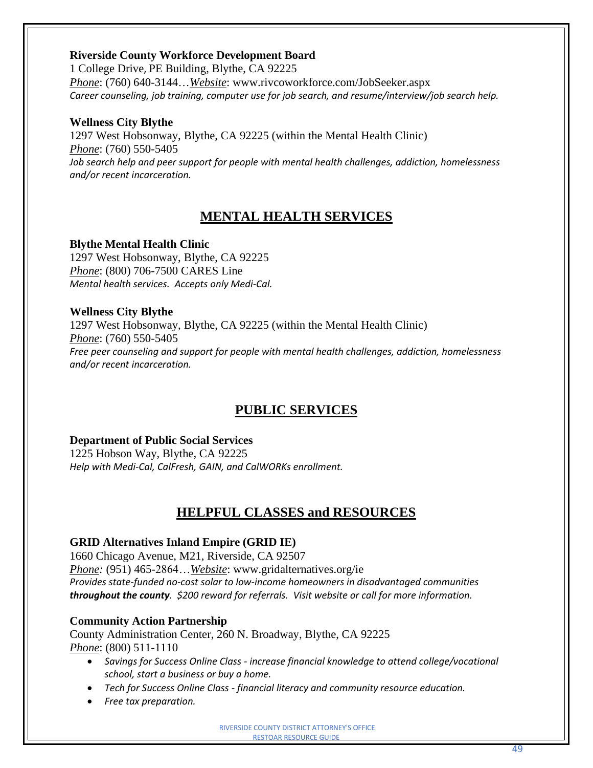**Riverside County Workforce Development Board**
1 College Drive, PE Building, Blythe, CA 92225
*Phone*: (760) 640-3144…*Website*: www.rivcoworkforce.com/JobSeeker.aspx
*Career counseling, job training, computer use for job search, and resume/interview/job search help.*

**Wellness City Blythe**
1297 West Hobsonway, Blythe, CA 92225 (within the Mental Health Clinic)
*Phone*: (760) 550-5405
*Job search help and peer support for people with mental health challenges, addiction, homelessness and/or recent incarceration.*

## MENTAL HEALTH SERVICES

**Blythe Mental Health Clinic**
1297 West Hobsonway, Blythe, CA 92225
*Phone*: (800) 706-7500 CARES Line
*Mental health services. Accepts only Medi-Cal.*

**Wellness City Blythe**
1297 West Hobsonway, Blythe, CA 92225 (within the Mental Health Clinic)
*Phone*: (760) 550-5405
*Free peer counseling and support for people with mental health challenges, addiction, homelessness and/or recent incarceration.*

## PUBLIC SERVICES

**Department of Public Social Services**
1225 Hobson Way, Blythe, CA 92225
*Help with Medi-Cal, CalFresh, GAIN, and CalWORKs enrollment.*

## HELPFUL CLASSES and RESOURCES

**GRID Alternatives Inland Empire (GRID IE)**
1660 Chicago Avenue, M21, Riverside, CA 92507
*Phone:* (951) 465-2864…*Website*: www.gridalternatives.org/ie
*Provides state-funded no-cost solar to low-income homeowners in disadvantaged communities* ***throughout the county****. $200 reward for referrals. Visit website or call for more information.*

**Community Action Partnership**
County Administration Center, 260 N. Broadway, Blythe, CA 92225
*Phone*: (800) 511-1110

- *Savings for Success Online Class - increase financial knowledge to attend college/vocational school, start a business or buy a home.*
- *Tech for Success Online Class - financial literacy and community resource education.*
- *Free tax preparation.*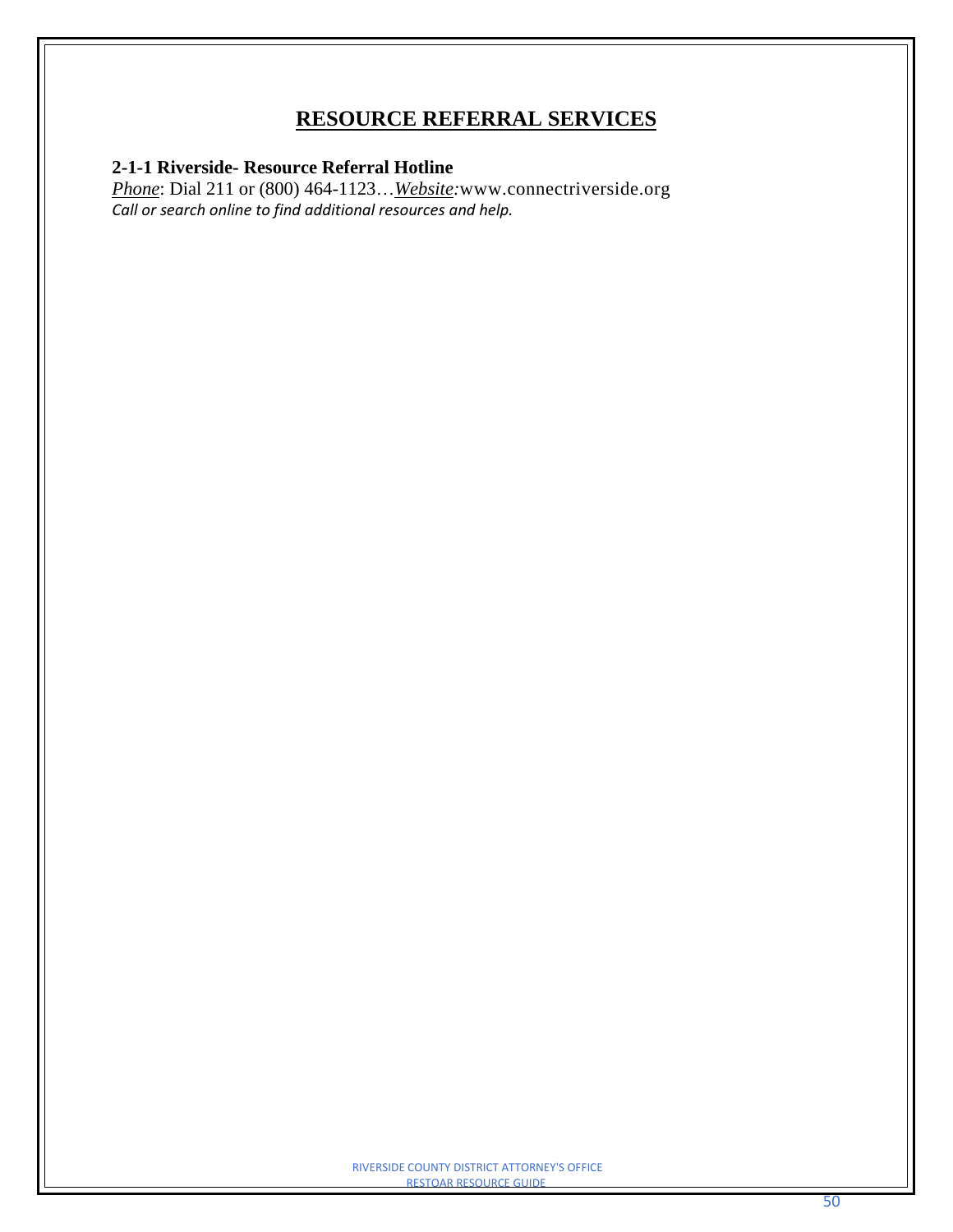## RESOURCE REFERRAL SERVICES

**2-1-1 Riverside- Resource Referral Hotline**

*Phone*: Dial 211 or (800) 464-1123…*Website:*www.connectriverside.org

*Call or search online to find additional resources and help.*